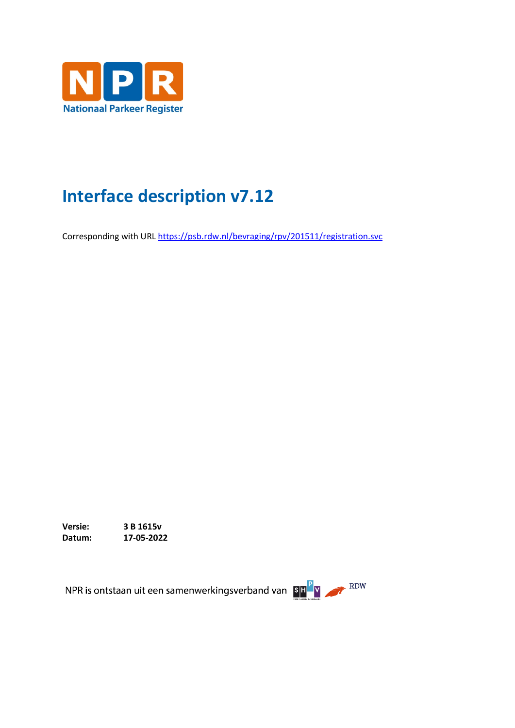NPR

Nationaal Parkeer Register

# Interface description v7.12

Corresponding with URL https://psb.rdw.nl/bevraging/rpv/201511/registration.svc

**Versie:** **3 B 1615v**
**Datum:** **17-05-2022**

NPR is ontstaan uit een samenwerkingsverband van SHPV RDW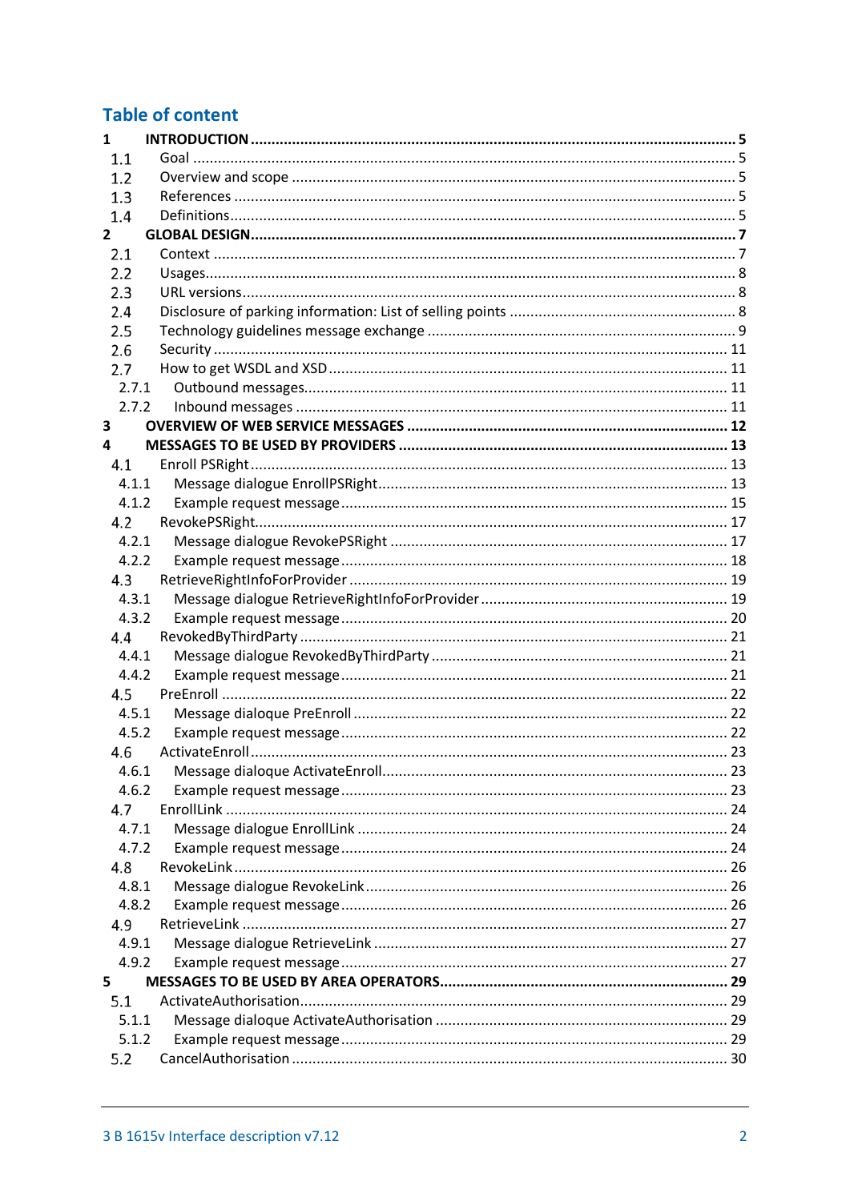# Table of content

1 INTRODUCTION ........ 5
- 1.1 Goal ........ 5
- 1.2 Overview and scope ........ 5
- 1.3 References ........ 5
- 1.4 Definitions ........ 5

2 GLOBAL DESIGN ........ 7
- 2.1 Context ........ 7
- 2.2 Usages ........ 8
- 2.3 URL versions ........ 8
- 2.4 Disclosure of parking information: List of selling points ........ 8
- 2.5 Technology guidelines message exchange ........ 9
- 2.6 Security ........ 11
- 2.7 How to get WSDL and XSD ........ 11
  - 2.7.1 Outbound messages ........ 11
  - 2.7.2 Inbound messages ........ 11

3 OVERVIEW OF WEB SERVICE MESSAGES ........ 12

4 MESSAGES TO BE USED BY PROVIDERS ........ 13
- 4.1 Enroll PSRight ........ 13
  - 4.1.1 Message dialogue EnrollPSRight ........ 13
  - 4.1.2 Example request message ........ 15
- 4.2 RevokePSRight ........ 17
  - 4.2.1 Message dialogue RevokePSRight ........ 17
  - 4.2.2 Example request message ........ 18
- 4.3 RetrieveRightInfoForProvider ........ 19
  - 4.3.1 Message dialogue RetrieveRightInfoForProvider ........ 19
  - 4.3.2 Example request message ........ 20
- 4.4 RevokedByThirdParty ........ 21
  - 4.4.1 Message dialogue RevokedByThirdParty ........ 21
  - 4.4.2 Example request message ........ 21
- 4.5 PreEnroll ........ 22
  - 4.5.1 Message dialoque PreEnroll ........ 22
  - 4.5.2 Example request message ........ 22
- 4.6 ActivateEnroll ........ 23
  - 4.6.1 Message dialoque ActivateEnroll ........ 23
  - 4.6.2 Example request message ........ 23
- 4.7 EnrollLink ........ 24
  - 4.7.1 Message dialogue EnrollLink ........ 24
  - 4.7.2 Example request message ........ 24
- 4.8 RevokeLink ........ 26
  - 4.8.1 Message dialogue RevokeLink ........ 26
  - 4.8.2 Example request message ........ 26
- 4.9 RetrieveLink ........ 27
  - 4.9.1 Message dialogue RetrieveLink ........ 27
  - 4.9.2 Example request message ........ 27

5 MESSAGES TO BE USED BY AREA OPERATORS ........ 29
- 5.1 ActivateAuthorisation ........ 29
  - 5.1.1 Message dialoque ActivateAuthorisation ........ 29
  - 5.1.2 Example request message ........ 29
- 5.2 CancelAuthorisation ........ 30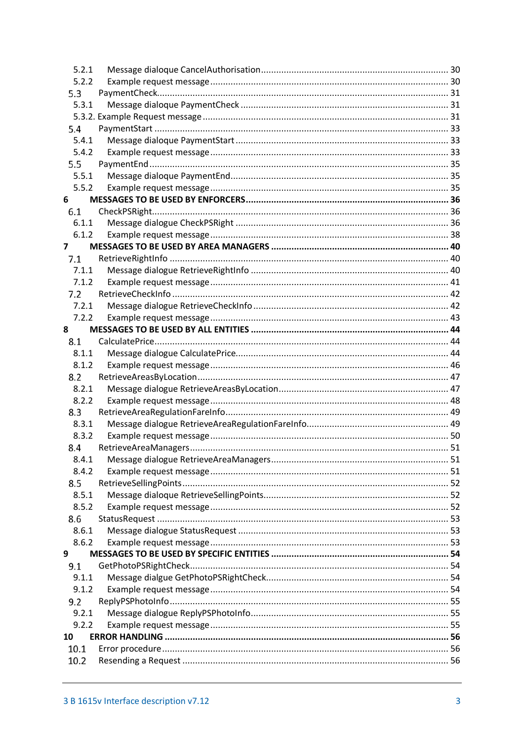5.2.1 Message dialoque CancelAuthorisation ........ 30
5.2.2 Example request message ........ 30
5.3 PaymentCheck ........ 31
5.3.1 Message dialoque PaymentCheck ........ 31
5.3.2. Example Request message ........ 31
5.4 PaymentStart ........ 33
5.4.1 Message dialoque PaymentStart ........ 33
5.4.2 Example request message ........ 33
5.5 PaymentEnd ........ 35
5.5.1 Message dialoque PaymentEnd ........ 35
5.5.2 Example request message ........ 35

**6 MESSAGES TO BE USED BY ENFORCERS ........ 36**

6.1 CheckPSRight ........ 36
6.1.1 Message dialogue CheckPSRight ........ 36
6.1.2 Example request message ........ 38

**7 MESSAGES TO BE USED BY AREA MANAGERS ........ 40**

7.1 RetrieveRightInfo ........ 40
7.1.1 Message dialogue RetrieveRightInfo ........ 40
7.1.2 Example request message ........ 41
7.2 RetrieveCheckInfo ........ 42
7.2.1 Message dialogue RetrieveCheckInfo ........ 42
7.2.2 Example request message ........ 43

**8 MESSAGES TO BE USED BY ALL ENTITIES ........ 44**

8.1 CalculatePrice ........ 44
8.1.1 Message dialogue CalculatePrice ........ 44
8.1.2 Example request message ........ 46
8.2 RetrieveAreasByLocation ........ 47
8.2.1 Message dialogue RetrieveAreasByLocation ........ 47
8.2.2 Example request message ........ 48
8.3 RetrieveAreaRegulationFareInfo ........ 49
8.3.1 Message dialogue RetrieveAreaRegulationFareInfo ........ 49
8.3.2 Example request message ........ 50
8.4 RetrieveAreaManagers ........ 51
8.4.1 Message dialogue RetrieveAreaManagers ........ 51
8.4.2 Example request message ........ 51
8.5 RetrieveSellingPoints ........ 52
8.5.1 Message dialoque RetrieveSellingPoints ........ 52
8.5.2 Example request message ........ 52
8.6 StatusRequest ........ 53
8.6.1 Message dialogue StatusRequest ........ 53
8.6.2 Example request message ........ 53

**9 MESSAGES TO BE USED BY SPECIFIC ENTITIES ........ 54**

9.1 GetPhotoPSRightCheck ........ 54
9.1.1 Message dialgue GetPhotoPSRightCheck ........ 54
9.1.2 Example request message ........ 54
9.2 ReplyPSPhotoInfo ........ 55
9.2.1 Message dialogue ReplyPSPhotoInfo ........ 55
9.2.2 Example request message ........ 55

**10 ERROR HANDLING ........ 56**

10.1 Error procedure ........ 56
10.2 Resending a Request ........ 56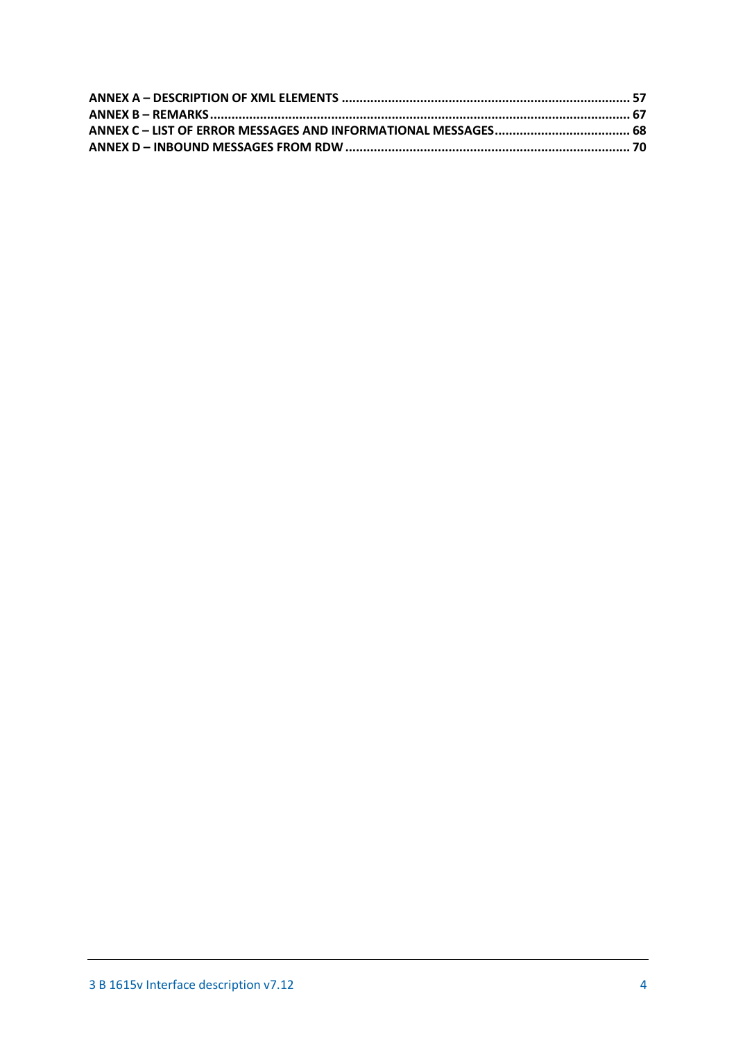**ANNEX A – DESCRIPTION OF XML ELEMENTS** ............................................................................... 57
**ANNEX B – REMARKS**..................................................................................................................... 67
**ANNEX C – LIST OF ERROR MESSAGES AND INFORMATIONAL MESSAGES**...................................... 68
**ANNEX D – INBOUND MESSAGES FROM RDW** ............................................................................... 70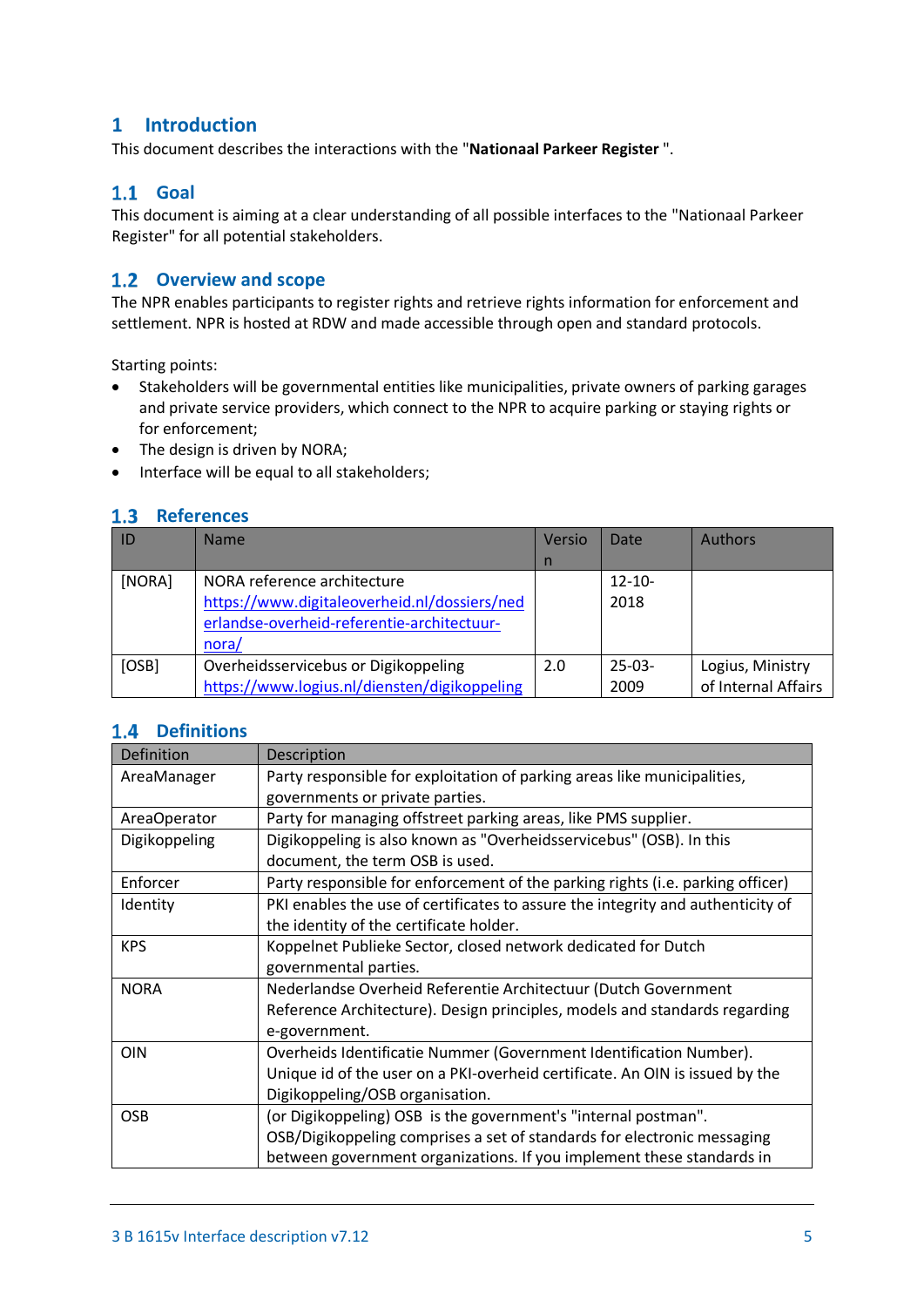# 1 Introduction

This document describes the interactions with the "**Nationaal Parkeer Register** ".

## 1.1 Goal

This document is aiming at a clear understanding of all possible interfaces to the "Nationaal Parkeer Register" for all potential stakeholders.

## 1.2 Overview and scope

The NPR enables participants to register rights and retrieve rights information for enforcement and settlement. NPR is hosted at RDW and made accessible through open and standard protocols.

Starting points:

- Stakeholders will be governmental entities like municipalities, private owners of parking garages and private service providers, which connect to the NPR to acquire parking or staying rights or for enforcement;
- The design is driven by NORA;
- Interface will be equal to all stakeholders;

## 1.3 References

| ID | Name | Version | Date | Authors |
|---|---|---|---|---|
| [NORA] | NORA reference architecture https://www.digitaleoverheid.nl/dossiers/nederlandse-overheid-referentie-architectuur-nora/ | | 12-10-2018 | |
| [OSB] | Overheidsservicebus or Digikoppeling https://www.logius.nl/diensten/digikoppeling | 2.0 | 25-03-2009 | Logius, Ministry of Internal Affairs |

## 1.4 Definitions

| Definition | Description |
|---|---|
| AreaManager | Party responsible for exploitation of parking areas like municipalities, governments or private parties. |
| AreaOperator | Party for managing offstreet parking areas, like PMS supplier. |
| Digikoppeling | Digikoppeling is also known as "Overheidsservicebus" (OSB). In this document, the term OSB is used. |
| Enforcer | Party responsible for enforcement of the parking rights (i.e. parking officer) |
| Identity | PKI enables the use of certificates to assure the integrity and authenticity of the identity of the certificate holder. |
| KPS | Koppelnet Publieke Sector, closed network dedicated for Dutch governmental parties. |
| NORA | Nederlandse Overheid Referentie Architectuur (Dutch Government Reference Architecture). Design principles, models and standards regarding e-government. |
| OIN | Overheids Identificatie Nummer (Government Identification Number). Unique id of the user on a PKI-overheid certificate. An OIN is issued by the Digikoppeling/OSB organisation. |
| OSB | (or Digikoppeling) OSB is the government's "internal postman". OSB/Digikoppeling comprises a set of standards for electronic messaging between government organizations. If you implement these standards in |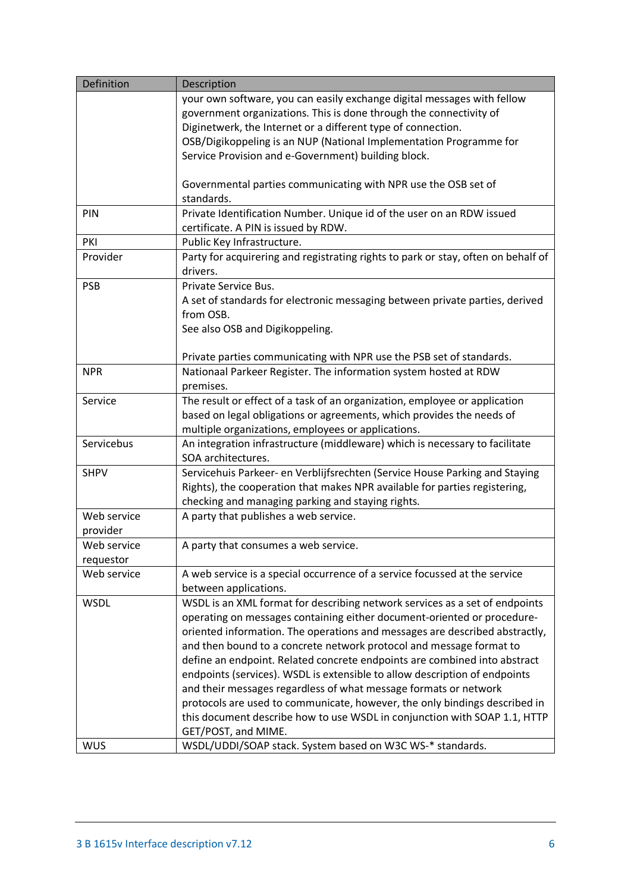| Definition | Description |
|---|---|
| | your own software, you can easily exchange digital messages with fellow government organizations. This is done through the connectivity of Diginetwerk, the Internet or a different type of connection. OSB/Digikoppeling is an NUP (National Implementation Programme for Service Provision and e-Government) building block.<br><br>Governmental parties communicating with NPR use the OSB set of standards. |
| PIN | Private Identification Number. Unique id of the user on an RDW issued certificate. A PIN is issued by RDW. |
| PKI | Public Key Infrastructure. |
| Provider | Party for acquirering and registrating rights to park or stay, often on behalf of drivers. |
| PSB | Private Service Bus.<br>A set of standards for electronic messaging between private parties, derived from OSB.<br>See also OSB and Digikoppeling.<br><br>Private parties communicating with NPR use the PSB set of standards. |
| NPR | Nationaal Parkeer Register. The information system hosted at RDW premises. |
| Service | The result or effect of a task of an organization, employee or application based on legal obligations or agreements, which provides the needs of multiple organizations, employees or applications. |
| Servicebus | An integration infrastructure (middleware) which is necessary to facilitate SOA architectures. |
| SHPV | Servicehuis Parkeer- en Verblijfsrechten (Service House Parking and Staying Rights), the cooperation that makes NPR available for parties registering, checking and managing parking and staying rights. |
| Web service provider | A party that publishes a web service. |
| Web service requestor | A party that consumes a web service. |
| Web service | A web service is a special occurrence of a service focussed at the service between applications. |
| WSDL | WSDL is an XML format for describing network services as a set of endpoints operating on messages containing either document-oriented or procedure-oriented information. The operations and messages are described abstractly, and then bound to a concrete network protocol and message format to define an endpoint. Related concrete endpoints are combined into abstract endpoints (services). WSDL is extensible to allow description of endpoints and their messages regardless of what message formats or network protocols are used to communicate, however, the only bindings described in this document describe how to use WSDL in conjunction with SOAP 1.1, HTTP GET/POST, and MIME. |
| WUS | WSDL/UDDI/SOAP stack. System based on W3C WS-* standards. |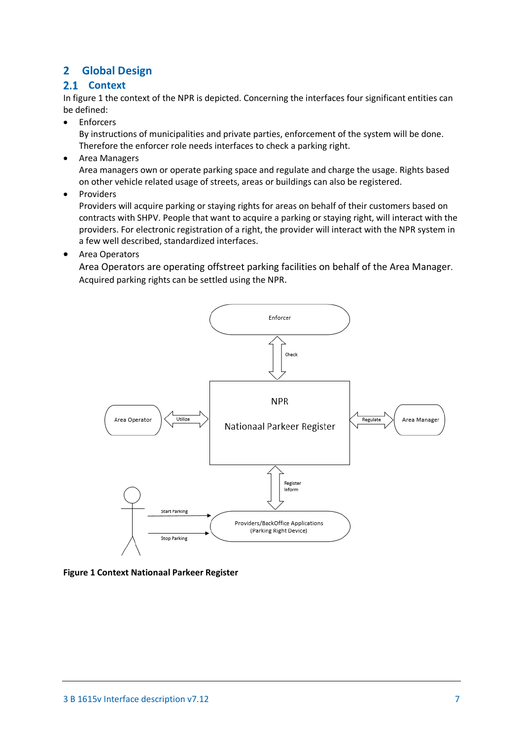# 2 Global Design

## 2.1 Context

In figure 1 the context of the NPR is depicted. Concerning the interfaces four significant entities can be defined:

- Enforcers
  By instructions of municipalities and private parties, enforcement of the system will be done. Therefore the enforcer role needs interfaces to check a parking right.
- Area Managers
  Area managers own or operate parking space and regulate and charge the usage. Rights based on other vehicle related usage of streets, areas or buildings can also be registered.
- Providers
  Providers will acquire parking or staying rights for areas on behalf of their customers based on contracts with SHPV. People that want to acquire a parking or staying right, will interact with the providers. For electronic registration of a right, the provider will interact with the NPR system in a few well described, standardized interfaces.
- Area Operators
  Area Operators are operating offstreet parking facilities on behalf of the Area Manager. Acquired parking rights can be settled using the NPR.

**Figure 1 Context Nationaal Parkeer Register**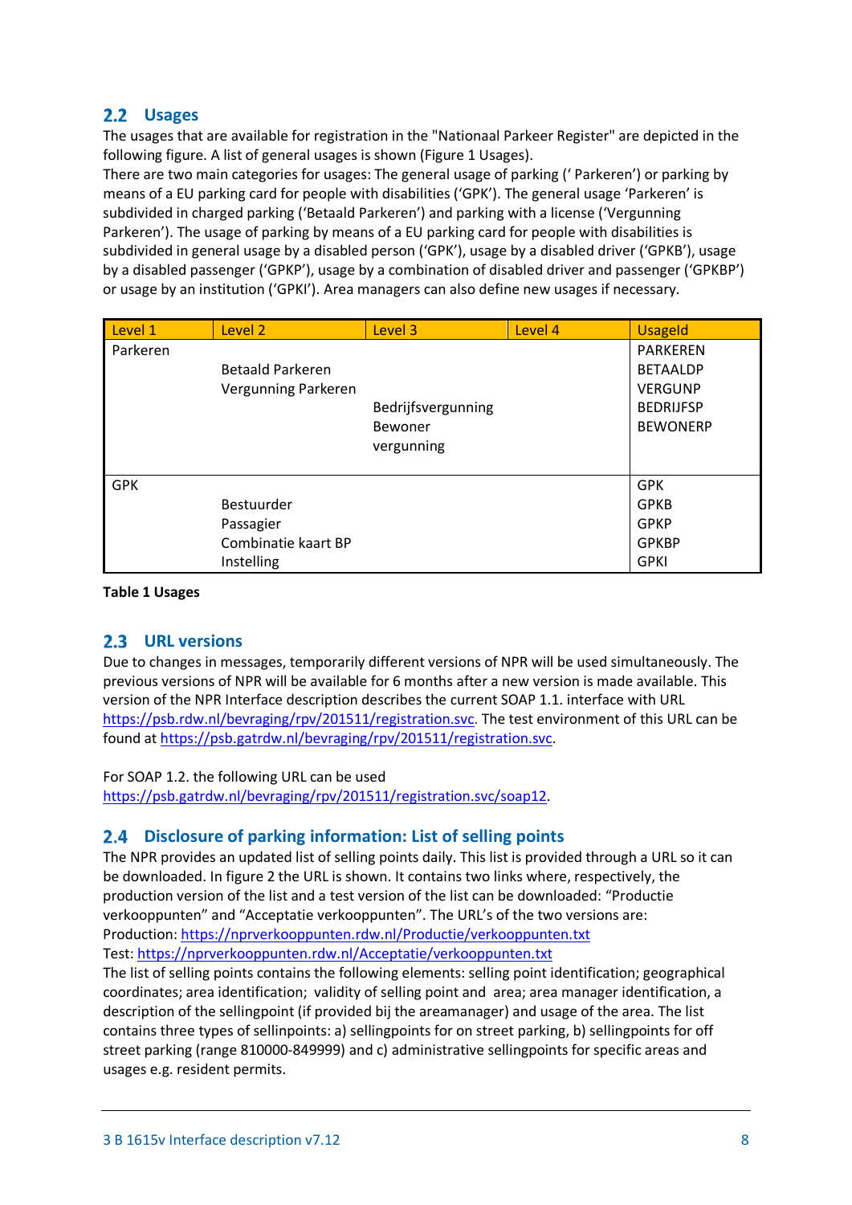## 2.2 Usages

The usages that are available for registration in the "Nationaal Parkeer Register" are depicted in the following figure. A list of general usages is shown (Figure 1 Usages).
There are two main categories for usages: The general usage of parking (' Parkeren') or parking by means of a EU parking card for people with disabilities ('GPK'). The general usage 'Parkeren' is subdivided in charged parking ('Betaald Parkeren') and parking with a license ('Vergunning Parkeren'). The usage of parking by means of a EU parking card for people with disabilities is subdivided in general usage by a disabled person ('GPK'), usage by a disabled driver ('GPKB'), usage by a disabled passenger ('GPKP'), usage by a combination of disabled driver and passenger ('GPKBP') or usage by an institution ('GPKI'). Area managers can also define new usages if necessary.

| Level 1 | Level 2 | Level 3 | Level 4 | UsageId |
|---|---|---|---|---|
| Parkeren | | | | PARKEREN |
| | Betaald Parkeren | | | BETAALDP |
| | Vergunning Parkeren | | | VERGUNP |
| | | Bedrijfsvergunning | | BEDRIJFSP |
| | | Bewoner vergunning | | BEWONERP |
| GPK | | | | GPK |
| | Bestuurder | | | GPKB |
| | Passagier | | | GPKP |
| | Combinatie kaart BP | | | GPKBP |
| | Instelling | | | GPKI |

**Table 1 Usages**

## 2.3 URL versions

Due to changes in messages, temporarily different versions of NPR will be used simultaneously. The previous versions of NPR will be available for 6 months after a new version is made available. This version of the NPR Interface description describes the current SOAP 1.1. interface with URL https://psb.rdw.nl/bevraging/rpv/201511/registration.svc. The test environment of this URL can be found at https://psb.gatrdw.nl/bevraging/rpv/201511/registration.svc.

For SOAP 1.2. the following URL can be used
https://psb.gatrdw.nl/bevraging/rpv/201511/registration.svc/soap12.

## 2.4 Disclosure of parking information: List of selling points

The NPR provides an updated list of selling points daily. This list is provided through a URL so it can be downloaded. In figure 2 the URL is shown. It contains two links where, respectively, the production version of the list and a test version of the list can be downloaded: "Productie verkooppunten" and "Acceptatie verkooppunten". The URL's of the two versions are:
Production: https://nprverkooppunten.rdw.nl/Productie/verkooppunten.txt
Test: https://nprverkooppunten.rdw.nl/Acceptatie/verkooppunten.txt
The list of selling points contains the following elements: selling point identification; geographical coordinates; area identification; validity of selling point and area; area manager identification, a description of the sellingpoint (if provided bij the areamanager) and usage of the area. The list contains three types of sellinpoints: a) sellingpoints for on street parking, b) sellingpoints for off street parking (range 810000-849999) and c) administrative sellingpoints for specific areas and usages e.g. resident permits.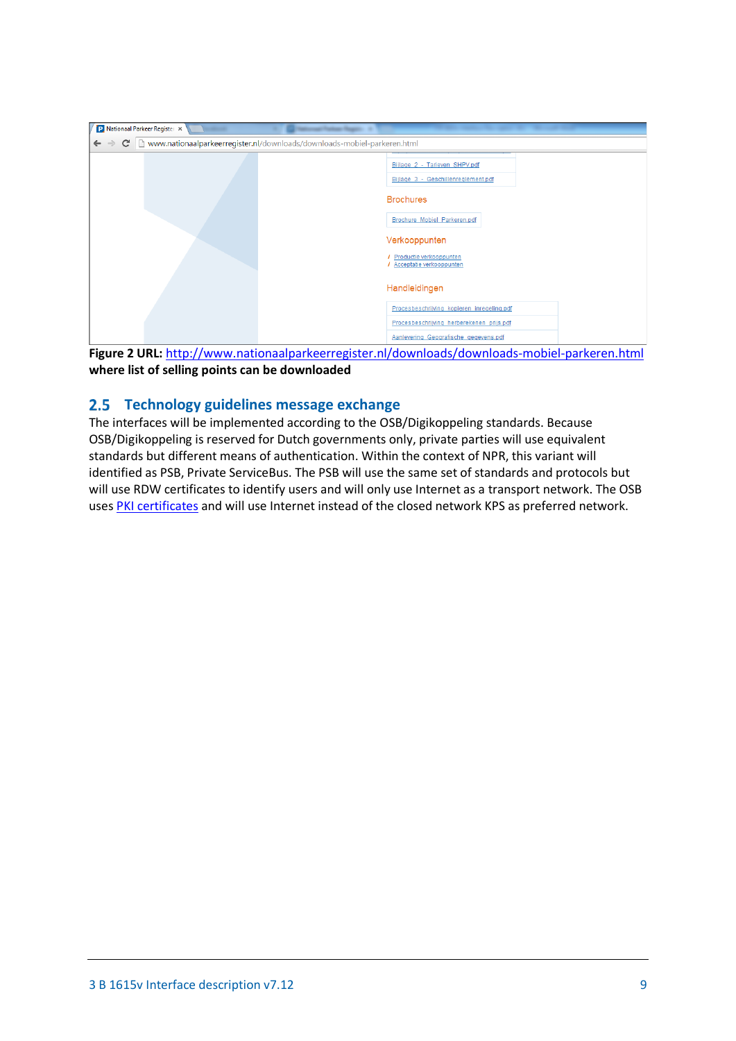**Figure 2 URL:** [http://www.nationaalparkeerregister.nl/downloads/downloads-mobiel-parkeren.html](http://www.nationaalparkeerregister.nl/downloads/downloads-mobiel-parkeren.html) **where list of selling points can be downloaded**

## 2.5 Technology guidelines message exchange

The interfaces will be implemented according to the OSB/Digikoppeling standards. Because OSB/Digikoppeling is reserved for Dutch governments only, private parties will use equivalent standards but different means of authentication. Within the context of NPR, this variant will identified as PSB, Private ServiceBus. The PSB will use the same set of standards and protocols but will use RDW certificates to identify users and will only use Internet as a transport network. The OSB uses PKI certificates and will use Internet instead of the closed network KPS as preferred network.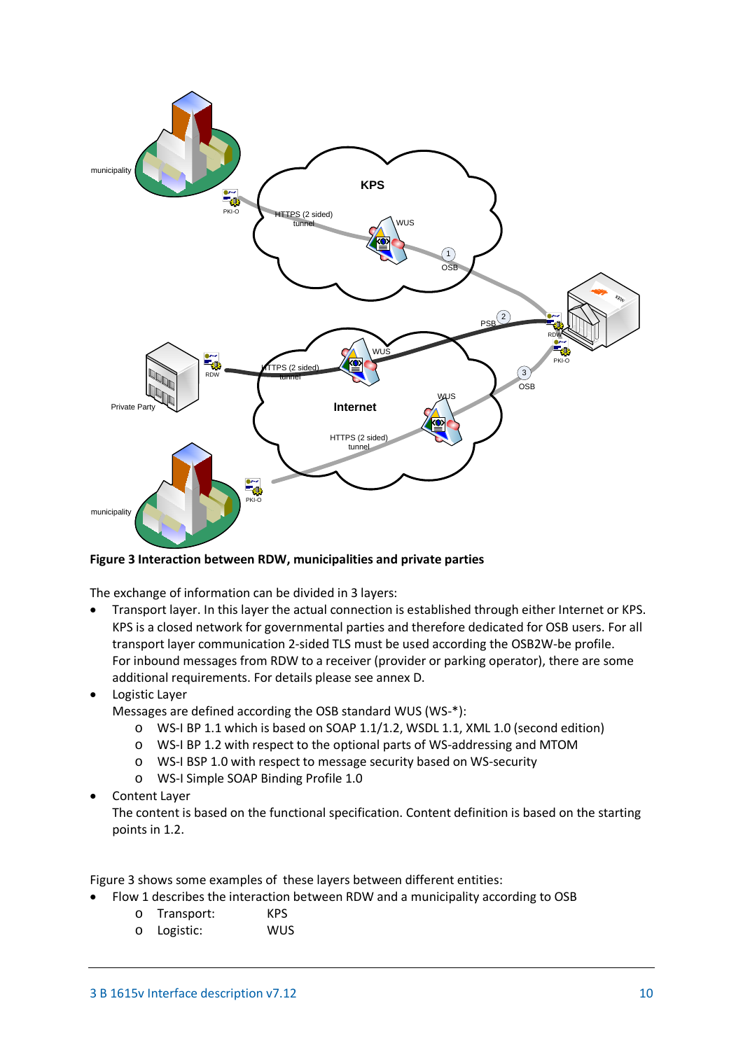**Figure 3 Interaction between RDW, municipalities and private parties**

The exchange of information can be divided in 3 layers:

- Transport layer. In this layer the actual connection is established through either Internet or KPS. KPS is a closed network for governmental parties and therefore dedicated for OSB users. For all transport layer communication 2-sided TLS must be used according the OSB2W-be profile. For inbound messages from RDW to a receiver (provider or parking operator), there are some additional requirements. For details please see annex D.
- Logistic Layer
  Messages are defined according the OSB standard WUS (WS-*):
  - WS-I BP 1.1 which is based on SOAP 1.1/1.2, WSDL 1.1, XML 1.0 (second edition)
  - WS-I BP 1.2 with respect to the optional parts of WS-addressing and MTOM
  - WS-I BSP 1.0 with respect to message security based on WS-security
  - WS-I Simple SOAP Binding Profile 1.0
- Content Layer
  The content is based on the functional specification. Content definition is based on the starting points in 1.2.

Figure 3 shows some examples of these layers between different entities:

- Flow 1 describes the interaction between RDW and a municipality according to OSB
  - Transport: KPS
  - Logistic: WUS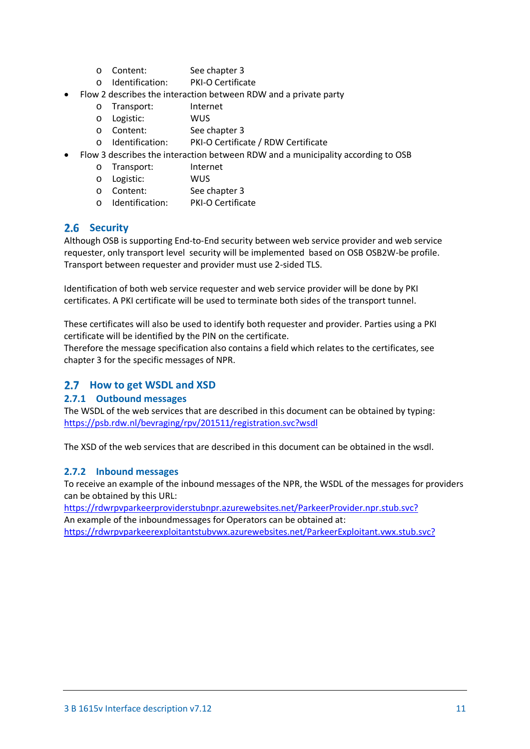- Content: See chapter 3
  - Identification: PKI-O Certificate
- Flow 2 describes the interaction between RDW and a private party
  - Transport: Internet
  - Logistic: WUS
  - Content: See chapter 3
  - Identification: PKI-O Certificate / RDW Certificate
- Flow 3 describes the interaction between RDW and a municipality according to OSB
  - Transport: Internet
  - Logistic: WUS
  - Content: See chapter 3
  - Identification: PKI-O Certificate

## 2.6 Security

Although OSB is supporting End-to-End security between web service provider and web service requester, only transport level security will be implemented based on OSB OSB2W-be profile. Transport between requester and provider must use 2-sided TLS.

Identification of both web service requester and web service provider will be done by PKI certificates. A PKI certificate will be used to terminate both sides of the transport tunnel.

These certificates will also be used to identify both requester and provider. Parties using a PKI certificate will be identified by the PIN on the certificate.
Therefore the message specification also contains a field which relates to the certificates, see chapter 3 for the specific messages of NPR.

## 2.7 How to get WSDL and XSD

### 2.7.1 Outbound messages

The WSDL of the web services that are described in this document can be obtained by typing:
https://psb.rdw.nl/bevraging/rpv/201511/registration.svc?wsdl

The XSD of the web services that are described in this document can be obtained in the wsdl.

### 2.7.2 Inbound messages

To receive an example of the inbound messages of the NPR, the WSDL of the messages for providers can be obtained by this URL:
https://rdwrpvparkeerproviderstubnpr.azurewebsites.net/ParkeerProvider.npr.stub.svc?
An example of the inboundmessages for Operators can be obtained at:
https://rdwrpvparkeerexploitantstubvwx.azurewebsites.net/ParkeerExploitant.vwx.stub.svc?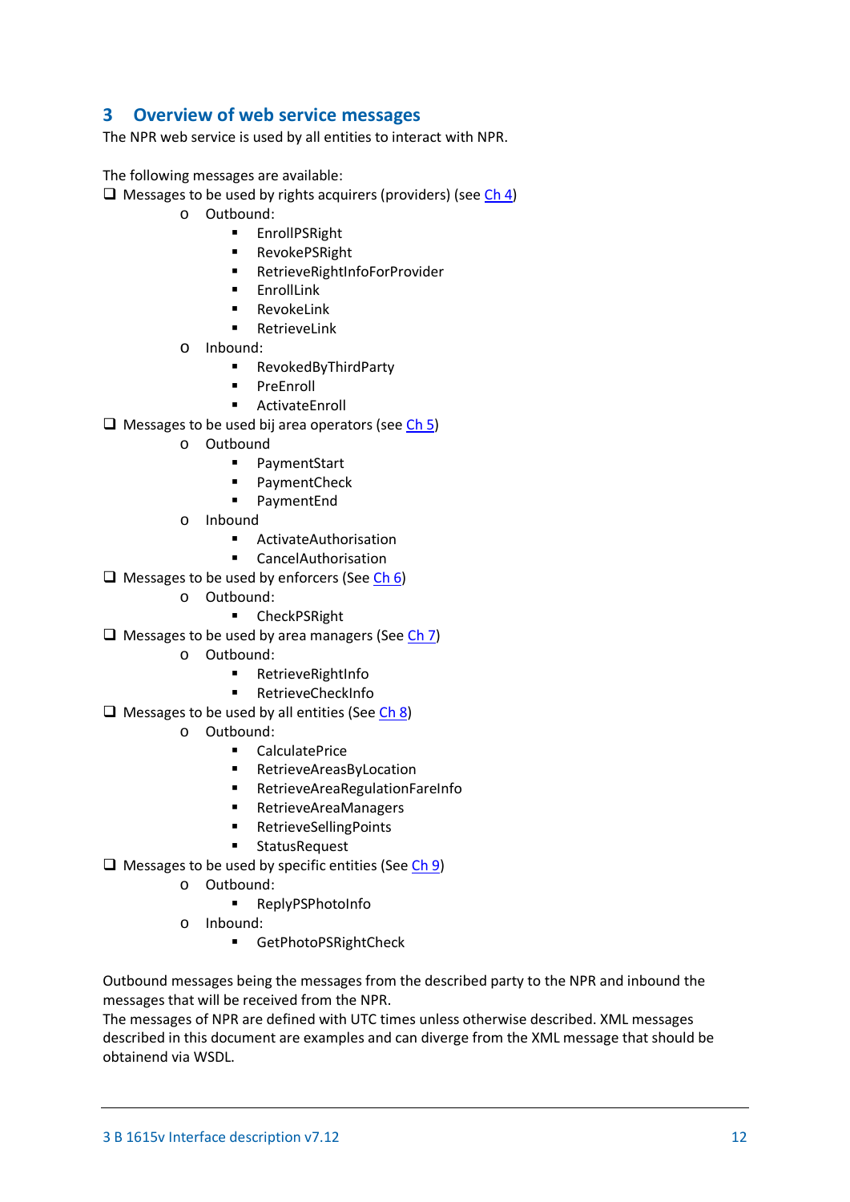# 3 Overview of web service messages

The NPR web service is used by all entities to interact with NPR.

The following messages are available:

- Messages to be used by rights acquirers (providers) (see Ch 4)
  - Outbound:
    - EnrollPSRight
    - RevokePSRight
    - RetrieveRightInfoForProvider
    - EnrollLink
    - RevokeLink
    - RetrieveLink
  - Inbound:
    - RevokedByThirdParty
    - PreEnroll
    - ActivateEnroll
- Messages to be used bij area operators (see Ch 5)
  - Outbound
    - PaymentStart
    - PaymentCheck
    - PaymentEnd
  - Inbound
    - ActivateAuthorisation
    - CancelAuthorisation
- Messages to be used by enforcers (See Ch 6)
  - Outbound:
    - CheckPSRight
- Messages to be used by area managers (See Ch 7)
  - Outbound:
    - RetrieveRightInfo
    - RetrieveCheckInfo
- Messages to be used by all entities (See Ch 8)
  - Outbound:
    - CalculatePrice
    - RetrieveAreasByLocation
    - RetrieveAreaRegulationFareInfo
    - RetrieveAreaManagers
    - RetrieveSellingPoints
    - StatusRequest
- Messages to be used by specific entities (See Ch 9)
  - Outbound:
    - ReplyPSPhotoInfo
  - Inbound:
    - GetPhotoPSRightCheck

Outbound messages being the messages from the described party to the NPR and inbound the messages that will be received from the NPR.
The messages of NPR are defined with UTC times unless otherwise described. XML messages described in this document are examples and can diverge from the XML message that should be obtainend via WSDL.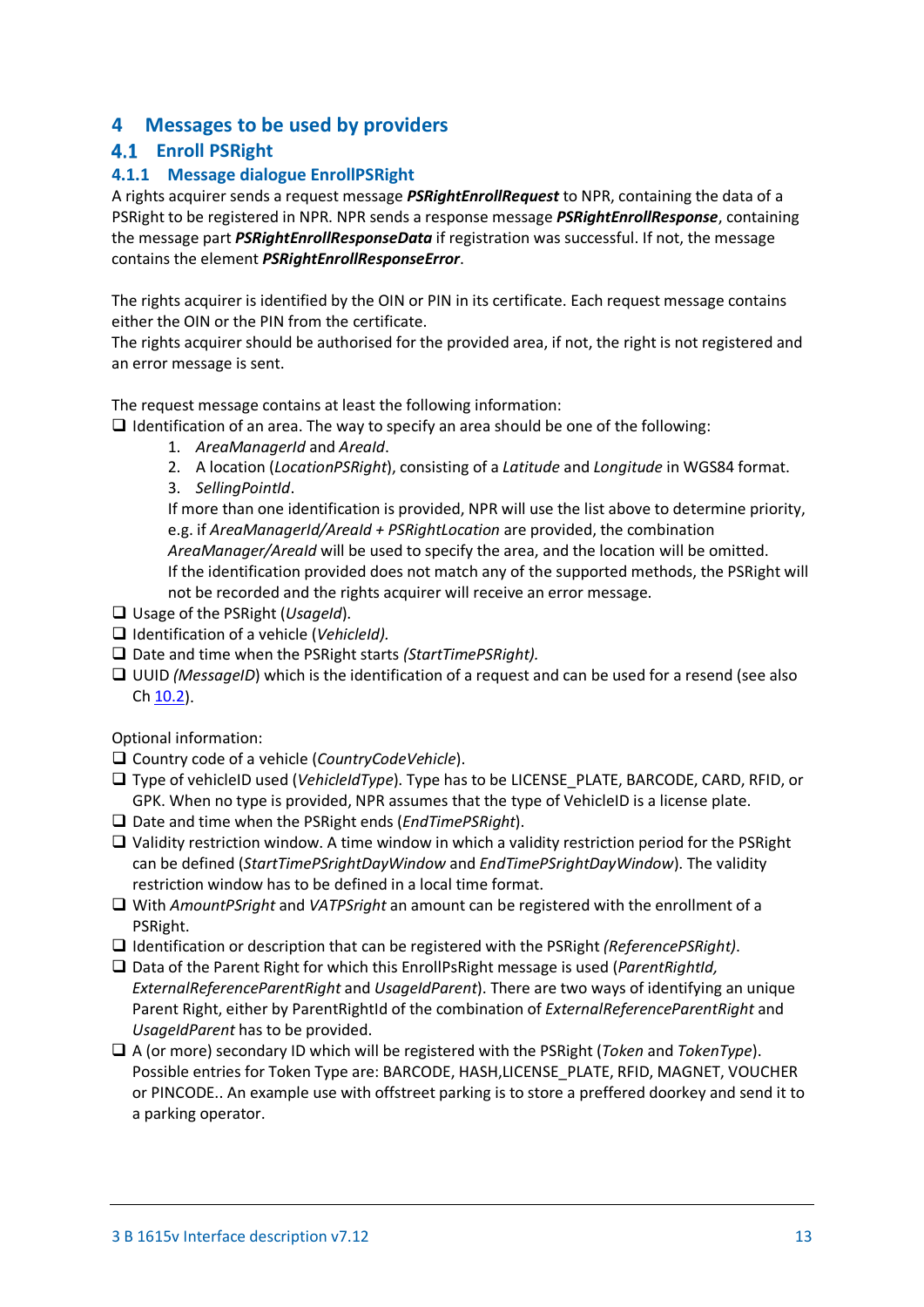# 4 Messages to be used by providers

## 4.1 Enroll PSRight

### 4.1.1 Message dialogue EnrollPSRight

A rights acquirer sends a request message ***PSRightEnrollRequest*** to NPR, containing the data of a PSRight to be registered in NPR. NPR sends a response message ***PSRightEnrollResponse***, containing the message part ***PSRightEnrollResponseData*** if registration was successful. If not, the message contains the element ***PSRightEnrollResponseError***.

The rights acquirer is identified by the OIN or PIN in its certificate. Each request message contains either the OIN or the PIN from the certificate.
The rights acquirer should be authorised for the provided area, if not, the right is not registered and an error message is sent.

The request message contains at least the following information:

- Identification of an area. The way to specify an area should be one of the following:
  1. *AreaManagerId* and *AreaId*.
  2. A location (*LocationPSRight*), consisting of a *Latitude* and *Longitude* in WGS84 format.
  3. *SellingPointId*.

  If more than one identification is provided, NPR will use the list above to determine priority, e.g. if *AreaManagerId/AreaId + PSRightLocation* are provided, the combination *AreaManager/AreaId* will be used to specify the area, and the location will be omitted.
  If the identification provided does not match any of the supported methods, the PSRight will not be recorded and the rights acquirer will receive an error message.
- Usage of the PSRight (*UsageId*).
- Identification of a vehicle (*VehicleId).*
- Date and time when the PSRight starts *(StartTimePSRight).*
- UUID *(MessageID*) which is the identification of a request and can be used for a resend (see also Ch 10.2).

Optional information:

- Country code of a vehicle (*CountryCodeVehicle*).
- Type of vehicleID used (*VehicleIdType*). Type has to be LICENSE_PLATE, BARCODE, CARD, RFID, or GPK. When no type is provided, NPR assumes that the type of VehicleID is a license plate.
- Date and time when the PSRight ends (*EndTimePSRight*).
- Validity restriction window. A time window in which a validity restriction period for the PSRight can be defined (*StartTimePSrightDayWindow* and *EndTimePSrightDayWindow*). The validity restriction window has to be defined in a local time format.
- With *AmountPSright* and *VATPSright* an amount can be registered with the enrollment of a PSRight.
- Identification or description that can be registered with the PSRight *(ReferencePSRight)*.
- Data of the Parent Right for which this EnrollPsRight message is used (*ParentRightId, ExternalReferenceParentRight* and *UsageIdParent*). There are two ways of identifying an unique Parent Right, either by ParentRightId of the combination of *ExternalReferenceParentRight* and *UsageIdParent* has to be provided.
- A (or more) secondary ID which will be registered with the PSRight (*Token* and *TokenType*). Possible entries for Token Type are: BARCODE, HASH,LICENSE_PLATE, RFID, MAGNET, VOUCHER or PINCODE.. An example use with offstreet parking is to store a preffered doorkey and send it to a parking operator.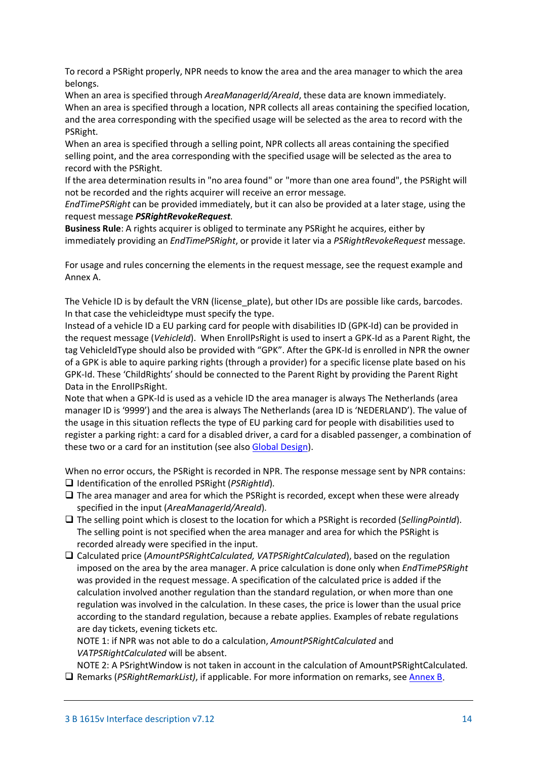To record a PSRight properly, NPR needs to know the area and the area manager to which the area belongs.
When an area is specified through *AreaManagerId/AreaId*, these data are known immediately.
When an area is specified through a location, NPR collects all areas containing the specified location, and the area corresponding with the specified usage will be selected as the area to record with the PSRight.
When an area is specified through a selling point, NPR collects all areas containing the specified selling point, and the area corresponding with the specified usage will be selected as the area to record with the PSRight.
If the area determination results in "no area found" or "more than one area found", the PSRight will not be recorded and the rights acquirer will receive an error message.
*EndTimePSRight* can be provided immediately, but it can also be provided at a later stage, using the request message ***PSRightRevokeRequest***.
**Business Rule**: A rights acquirer is obliged to terminate any PSRight he acquires, either by immediately providing an *EndTimePSRight*, or provide it later via a *PSRightRevokeRequest* message.

For usage and rules concerning the elements in the request message, see the request example and Annex A.

The Vehicle ID is by default the VRN (license_plate), but other IDs are possible like cards, barcodes. In that case the vehicleidtype must specify the type.
Instead of a vehicle ID a EU parking card for people with disabilities ID (GPK-Id) can be provided in the request message (*VehicleId*). When EnrollPsRight is used to insert a GPK-Id as a Parent Right, the tag VehicleIdType should also be provided with "GPK". After the GPK-Id is enrolled in NPR the owner of a GPK is able to aquire parking rights (through a provider) for a specific license plate based on his GPK-Id. These 'ChildRights' should be connected to the Parent Right by providing the Parent Right Data in the EnrollPsRight.
Note that when a GPK-Id is used as a vehicle ID the area manager is always The Netherlands (area manager ID is '9999') and the area is always The Netherlands (area ID is 'NEDERLAND'). The value of the usage in this situation reflects the type of EU parking card for people with disabilities used to register a parking right: a card for a disabled driver, a card for a disabled passenger, a combination of these two or a card for an institution (see also Global Design).

When no error occurs, the PSRight is recorded in NPR. The response message sent by NPR contains:

- ❑ Identification of the enrolled PSRight (*PSRightId*).
- ❑ The area manager and area for which the PSRight is recorded, except when these were already specified in the input (*AreaManagerId/AreaId*).
- ❑ The selling point which is closest to the location for which a PSRight is recorded (*SellingPointId*). The selling point is not specified when the area manager and area for which the PSRight is recorded already were specified in the input.
- ❑ Calculated price (*AmountPSRightCalculated, VATPSRightCalculated*), based on the regulation imposed on the area by the area manager. A price calculation is done only when *EndTimePSRight* was provided in the request message. A specification of the calculated price is added if the calculation involved another regulation than the standard regulation, or when more than one regulation was involved in the calculation. In these cases, the price is lower than the usual price according to the standard regulation, because a rebate applies. Examples of rebate regulations are day tickets, evening tickets etc.
  NOTE 1: if NPR was not able to do a calculation, *AmountPSRightCalculated* and *VATPSRightCalculated* will be absent.
  NOTE 2: A PSrightWindow is not taken in account in the calculation of AmountPSRightCalculated.
- ❑ Remarks (*PSRightRemarkList)*, if applicable. For more information on remarks, see Annex B.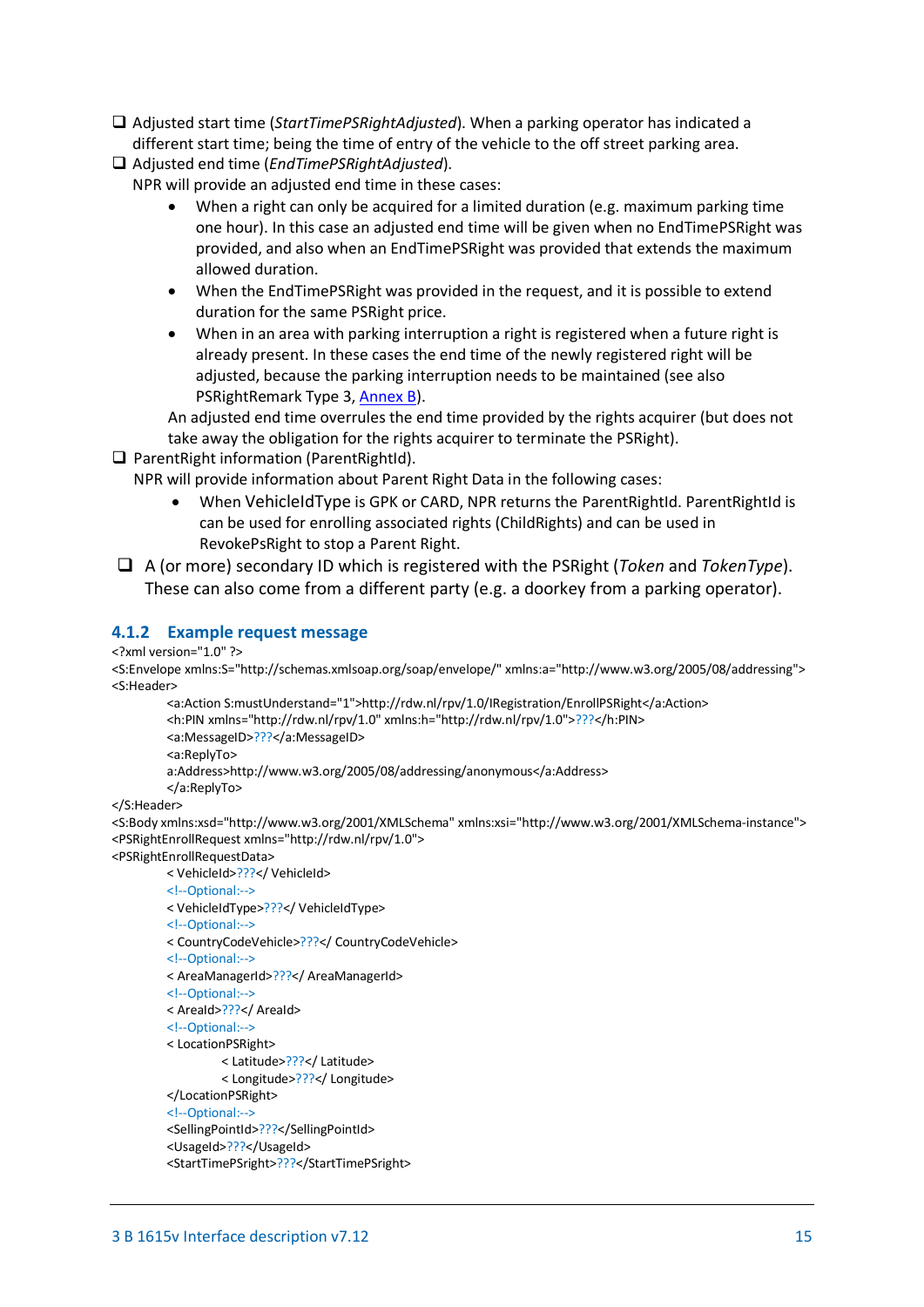- ❑ Adjusted start time (*StartTimePSRightAdjusted*). When a parking operator has indicated a different start time; being the time of entry of the vehicle to the off street parking area.
- ❑ Adjusted end time (*EndTimePSRightAdjusted*).
  NPR will provide an adjusted end time in these cases:
  - When a right can only be acquired for a limited duration (e.g. maximum parking time one hour). In this case an adjusted end time will be given when no EndTimePSRight was provided, and also when an EndTimePSRight was provided that extends the maximum allowed duration.
  - When the EndTimePSRight was provided in the request, and it is possible to extend duration for the same PSRight price.
  - When in an area with parking interruption a right is registered when a future right is already present. In these cases the end time of the newly registered right will be adjusted, because the parking interruption needs to be maintained (see also PSRightRemark Type 3, [Annex B](#)).

  An adjusted end time overrules the end time provided by the rights acquirer (but does not take away the obligation for the rights acquirer to terminate the PSRight).
- ❑ ParentRight information (ParentRightId).
  NPR will provide information about Parent Right Data in the following cases:
  - When VehicleIdType is GPK or CARD, NPR returns the ParentRightId. ParentRightId is can be used for enrolling associated rights (ChildRights) and can be used in RevokePsRight to stop a Parent Right.
- ❑ A (or more) secondary ID which is registered with the PSRight (*Token* and *TokenType*). These can also come from a different party (e.g. a doorkey from a parking operator).

### 4.1.2 Example request message

```
<?xml version="1.0" ?>
<S:Envelope xmlns:S="http://schemas.xmlsoap.org/soap/envelope/" xmlns:a="http://www.w3.org/2005/08/addressing">
<S:Header>
        <a:Action S:mustUnderstand="1">http://rdw.nl/rpv/1.0/IRegistration/EnrollPSRight</a:Action>
        <h:PIN xmlns="http://rdw.nl/rpv/1.0" xmlns:h="http://rdw.nl/rpv/1.0">???</h:PIN>
        <a:MessageID>???</a:MessageID>
        <a:ReplyTo>
        a:Address>http://www.w3.org/2005/08/addressing/anonymous</a:Address>
        </a:ReplyTo>
</S:Header>
<S:Body xmlns:xsd="http://www.w3.org/2001/XMLSchema" xmlns:xsi="http://www.w3.org/2001/XMLSchema-instance">
<PSRightEnrollRequest xmlns="http://rdw.nl/rpv/1.0">
<PSRightEnrollRequestData>
        < VehicleId>???</ VehicleId>
        <!--Optional:-->
        < VehicleIdType>???</ VehicleIdType>
        <!--Optional:-->
        < CountryCodeVehicle>???</ CountryCodeVehicle>
        <!--Optional:-->
        < AreaManagerId>???</ AreaManagerId>
        <!--Optional:-->
        < AreaId>???</ AreaId>
        <!--Optional:-->
        < LocationPSRight>
                < Latitude>???</ Latitude>
                < Longitude>???</ Longitude>
        </LocationPSRight>
        <!--Optional:-->
        <SellingPointId>???</SellingPointId>
        <UsageId>???</UsageId>
        <StartTimePSright>???</StartTimePSright>
```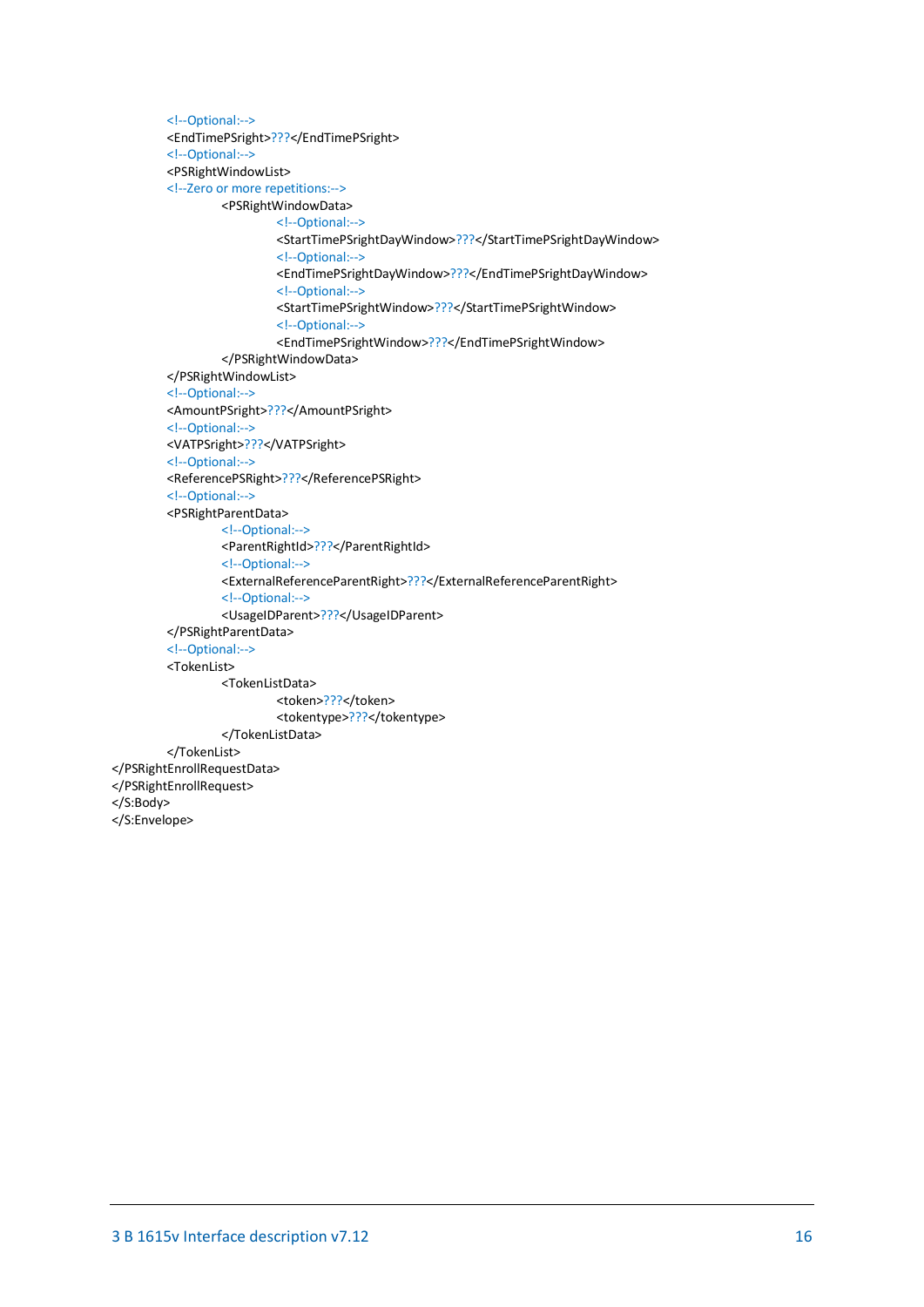```
        <!--Optional:-->
        <EndTimePSright>???</EndTimePSright>
        <!--Optional:-->
        <PSRightWindowList>
        <!--Zero or more repetitions:-->
            <PSRightWindowData>
                <!--Optional:-->
                <StartTimePSrightDayWindow>???</StartTimePSrightDayWindow>
                <!--Optional:-->
                <EndTimePSrightDayWindow>???</EndTimePSrightDayWindow>
                <!--Optional:-->
                <StartTimePSrightWindow>???</StartTimePSrightWindow>
                <!--Optional:-->
                <EndTimePSrightWindow>???</EndTimePSrightWindow>
            </PSRightWindowData>
        </PSRightWindowList>
        <!--Optional:-->
        <AmountPSright>???</AmountPSright>
        <!--Optional:-->
        <VATPSright>???</VATPSright>
        <!--Optional:-->
        <ReferencePSRight>???</ReferencePSRight>
        <!--Optional:-->
        <PSRightParentData>
            <!--Optional:-->
            <ParentRightId>???</ParentRightId>
            <!--Optional:-->
            <ExternalReferenceParentRight>???</ExternalReferenceParentRight>
            <!--Optional:-->
            <UsageIDParent>???</UsageIDParent>
        </PSRightParentData>
        <!--Optional:-->
        <TokenList>
            <TokenListData>
                <token>???</token>
                <tokentype>???</tokentype>
            </TokenListData>
        </TokenList>
</PSRightEnrollRequestData>
</PSRightEnrollRequest>
</S:Body>
</S:Envelope>
```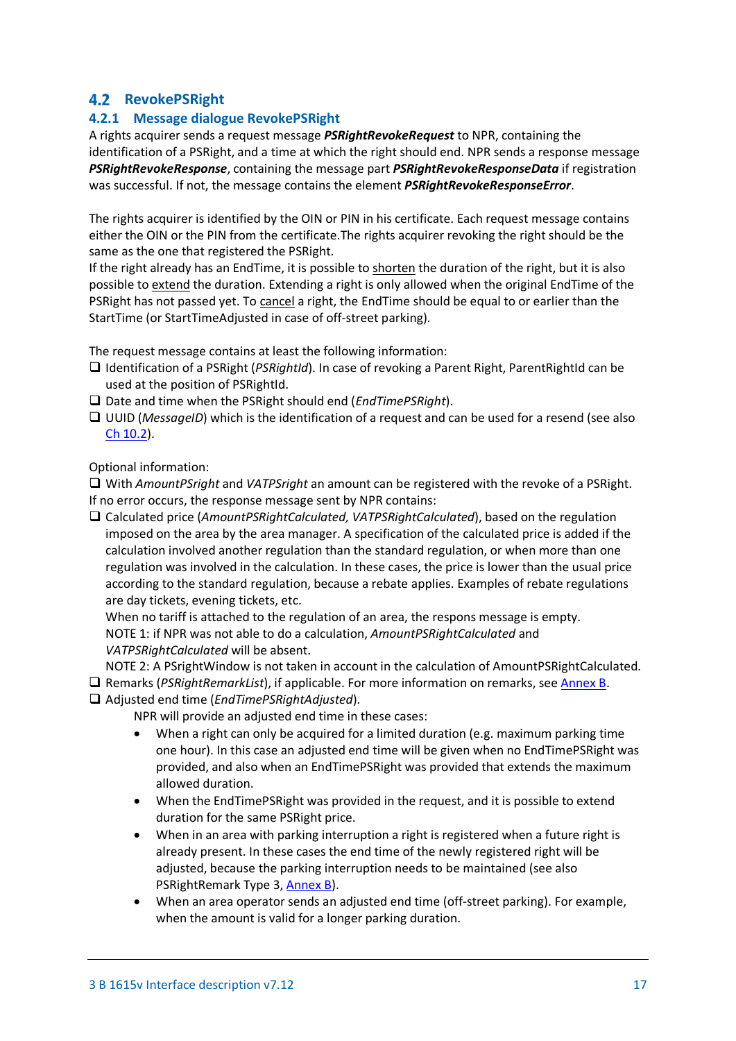## 4.2 RevokePSRight

### 4.2.1 Message dialogue RevokePSRight

A rights acquirer sends a request message ***PSRightRevokeRequest*** to NPR, containing the identification of a PSRight, and a time at which the right should end. NPR sends a response message ***PSRightRevokeResponse***, containing the message part ***PSRightRevokeResponseData*** if registration was successful. If not, the message contains the element ***PSRightRevokeResponseError***.

The rights acquirer is identified by the OIN or PIN in his certificate. Each request message contains either the OIN or the PIN from the certificate.The rights acquirer revoking the right should be the same as the one that registered the PSRight.
If the right already has an EndTime, it is possible to shorten the duration of the right, but it is also possible to extend the duration. Extending a right is only allowed when the original EndTime of the PSRight has not passed yet. To cancel a right, the EndTime should be equal to or earlier than the StartTime (or StartTimeAdjusted in case of off-street parking).

The request message contains at least the following information:

- ❑ Identification of a PSRight (*PSRightId*). In case of revoking a Parent Right, ParentRightId can be used at the position of PSRightId.
- ❑ Date and time when the PSRight should end (*EndTimePSRight*).
- ❑ UUID (*MessageID*) which is the identification of a request and can be used for a resend (see also Ch 10.2).

Optional information:

- ❑ With *AmountPSright* and *VATPSright* an amount can be registered with the revoke of a PSRight.

If no error occurs, the response message sent by NPR contains:

- ❑ Calculated price (*AmountPSRightCalculated, VATPSRightCalculated*), based on the regulation imposed on the area by the area manager. A specification of the calculated price is added if the calculation involved another regulation than the standard regulation, or when more than one regulation was involved in the calculation. In these cases, the price is lower than the usual price according to the standard regulation, because a rebate applies. Examples of rebate regulations are day tickets, evening tickets, etc.
  When no tariff is attached to the regulation of an area, the respons message is empty.
  NOTE 1: if NPR was not able to do a calculation, *AmountPSRightCalculated* and *VATPSRightCalculated* will be absent.
  NOTE 2: A PSrightWindow is not taken in account in the calculation of AmountPSRightCalculated.
- ❑ Remarks (*PSRightRemarkList*), if applicable. For more information on remarks, see Annex B.
- ❑ Adjusted end time (*EndTimePSRightAdjusted*).
  NPR will provide an adjusted end time in these cases:
  - When a right can only be acquired for a limited duration (e.g. maximum parking time one hour). In this case an adjusted end time will be given when no EndTimePSRight was provided, and also when an EndTimePSRight was provided that extends the maximum allowed duration.
  - When the EndTimePSRight was provided in the request, and it is possible to extend duration for the same PSRight price.
  - When in an area with parking interruption a right is registered when a future right is already present. In these cases the end time of the newly registered right will be adjusted, because the parking interruption needs to be maintained (see also PSRightRemark Type 3, Annex B).
  - When an area operator sends an adjusted end time (off-street parking). For example, when the amount is valid for a longer parking duration.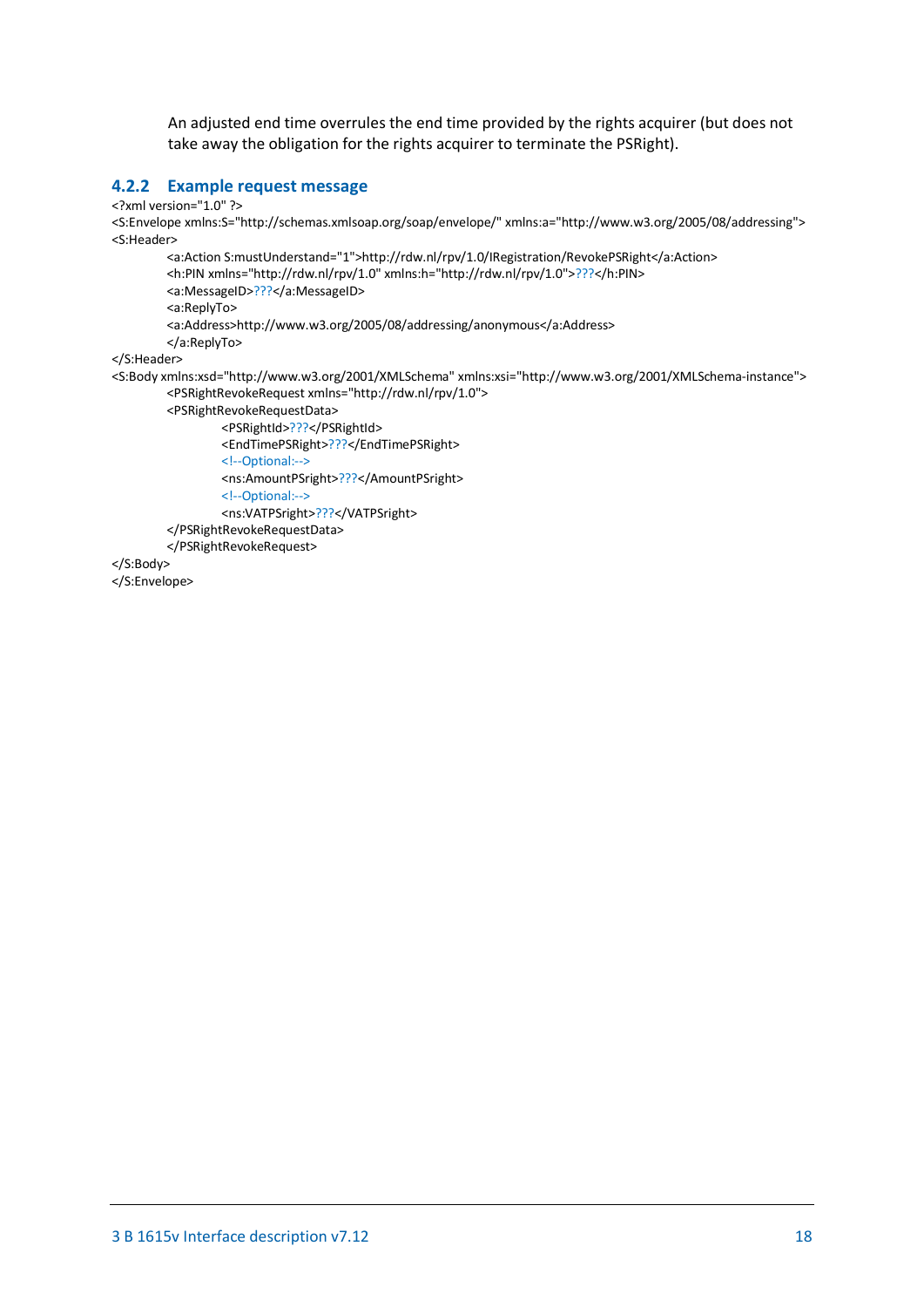An adjusted end time overrules the end time provided by the rights acquirer (but does not take away the obligation for the rights acquirer to terminate the PSRight).

### 4.2.2 Example request message

```
<?xml version="1.0" ?>
<S:Envelope xmlns:S="http://schemas.xmlsoap.org/soap/envelope/" xmlns:a="http://www.w3.org/2005/08/addressing">
<S:Header>
        <a:Action S:mustUnderstand="1">http://rdw.nl/rpv/1.0/IRegistration/RevokePSRight</a:Action>
        <h:PIN xmlns="http://rdw.nl/rpv/1.0" xmlns:h="http://rdw.nl/rpv/1.0">???</h:PIN>
        <a:MessageID>???</a:MessageID>
        <a:ReplyTo>
        <a:Address>http://www.w3.org/2005/08/addressing/anonymous</a:Address>
        </a:ReplyTo>
</S:Header>
<S:Body xmlns:xsd="http://www.w3.org/2001/XMLSchema" xmlns:xsi="http://www.w3.org/2001/XMLSchema-instance">
        <PSRightRevokeRequest xmlns="http://rdw.nl/rpv/1.0">
        <PSRightRevokeRequestData>
                <PSRightId>???</PSRightId>
                <EndTimePSRight>???</EndTimePSRight>
                <!--Optional:-->
                <ns:AmountPSright>???</AmountPSright>
                <!--Optional:-->
                <ns:VATPSright>???</VATPSright>
        </PSRightRevokeRequestData>
        </PSRightRevokeRequest>
</S:Body>
</S:Envelope>
```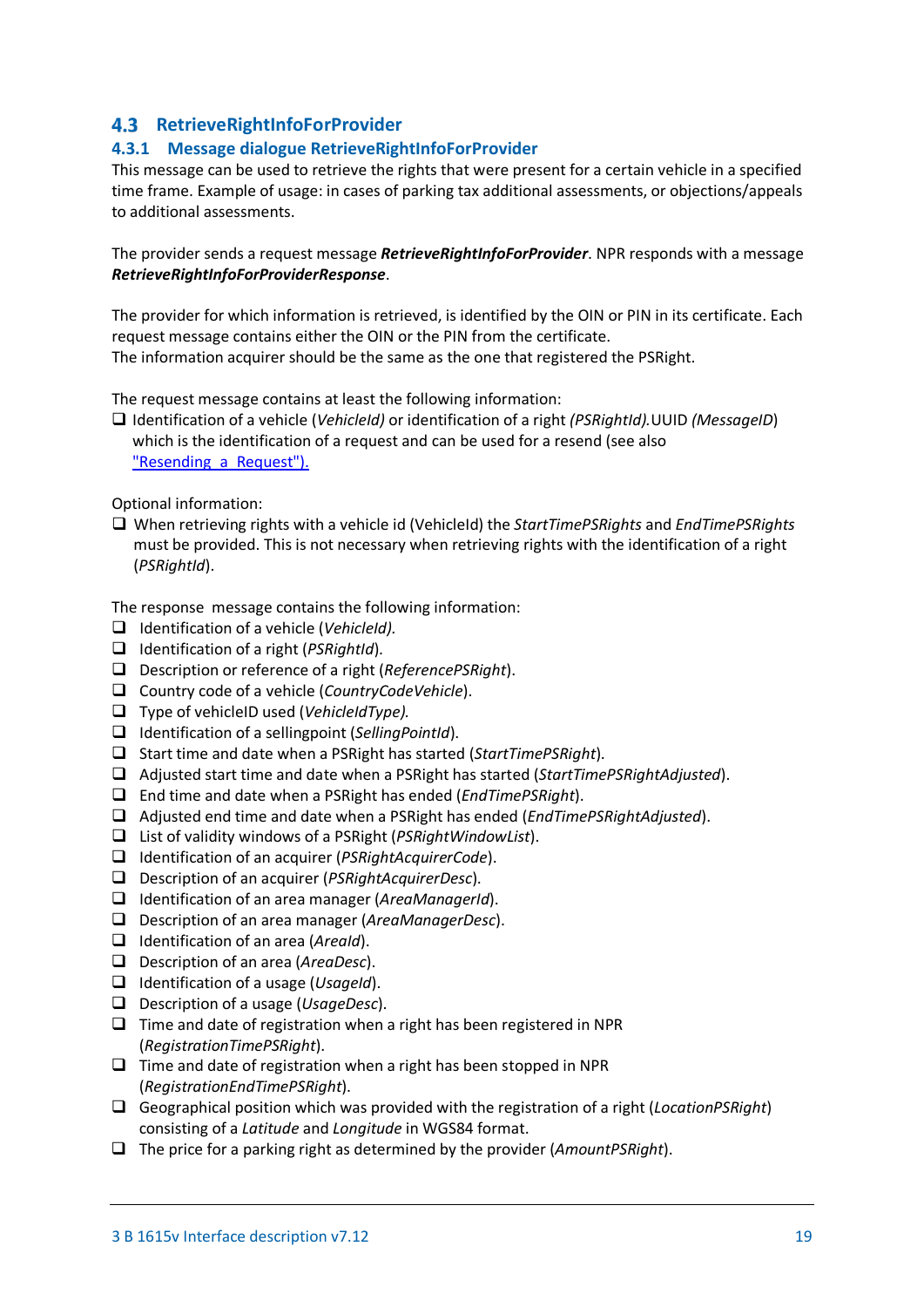## 4.3 RetrieveRightInfoForProvider

### 4.3.1 Message dialogue RetrieveRightInfoForProvider

This message can be used to retrieve the rights that were present for a certain vehicle in a specified time frame. Example of usage: in cases of parking tax additional assessments, or objections/appeals to additional assessments.

The provider sends a request message ***RetrieveRightInfoForProvider***. NPR responds with a message ***RetrieveRightInfoForProviderResponse***.

The provider for which information is retrieved, is identified by the OIN or PIN in its certificate. Each request message contains either the OIN or the PIN from the certificate.
The information acquirer should be the same as the one that registered the PSRight.

The request message contains at least the following information:

- ❑ Identification of a vehicle (*VehicleId)* or identification of a right *(PSRightId).*UUID *(MessageID)* which is the identification of a request and can be used for a resend (see also "Resending a Request").

Optional information:

- ❑ When retrieving rights with a vehicle id (VehicleId) the *StartTimePSRights* and *EndTimePSRights* must be provided. This is not necessary when retrieving rights with the identification of a right (*PSRightId*).

The response message contains the following information:

- ❑ Identification of a vehicle (*VehicleId).*
- ❑ Identification of a right (*PSRightId*).
- ❑ Description or reference of a right (*ReferencePSRight*).
- ❑ Country code of a vehicle (*CountryCodeVehicle*).
- ❑ Type of vehicleID used (*VehicleIdType).*
- ❑ Identification of a sellingpoint (*SellingPointId*).
- ❑ Start time and date when a PSRight has started (*StartTimePSRight*).
- ❑ Adjusted start time and date when a PSRight has started (*StartTimePSRightAdjusted*).
- ❑ End time and date when a PSRight has ended (*EndTimePSRight*).
- ❑ Adjusted end time and date when a PSRight has ended (*EndTimePSRightAdjusted*).
- ❑ List of validity windows of a PSRight (*PSRightWindowList*).
- ❑ Identification of an acquirer (*PSRightAcquirerCode*).
- ❑ Description of an acquirer (*PSRightAcquirerDesc*).
- ❑ Identification of an area manager (*AreaManagerId*).
- ❑ Description of an area manager (*AreaManagerDesc*).
- ❑ Identification of an area (*AreaId*).
- ❑ Description of an area (*AreaDesc*).
- ❑ Identification of a usage (*UsageId*).
- ❑ Description of a usage (*UsageDesc*).
- ❑ Time and date of registration when a right has been registered in NPR (*RegistrationTimePSRight*).
- ❑ Time and date of registration when a right has been stopped in NPR (*RegistrationEndTimePSRight*).
- ❑ Geographical position which was provided with the registration of a right (*LocationPSRight*) consisting of a *Latitude* and *Longitude* in WGS84 format.
- ❑ The price for a parking right as determined by the provider (*AmountPSRight*).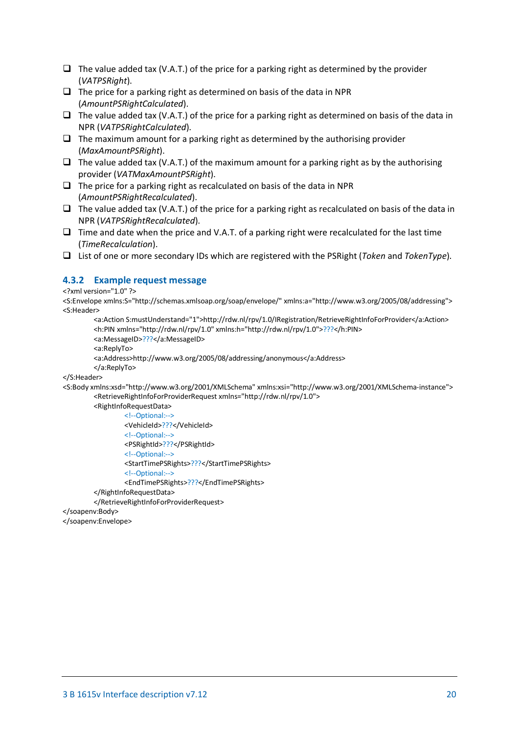- The value added tax (V.A.T.) of the price for a parking right as determined by the provider (*VATPSRight*).
- The price for a parking right as determined on basis of the data in NPR (*AmountPSRightCalculated*).
- The value added tax (V.A.T.) of the price for a parking right as determined on basis of the data in NPR (*VATPSRightCalculated*).
- The maximum amount for a parking right as determined by the authorising provider (*MaxAmountPSRight*).
- The value added tax (V.A.T.) of the maximum amount for a parking right as by the authorising provider (*VATMaxAmountPSRight*).
- The price for a parking right as recalculated on basis of the data in NPR (*AmountPSRightRecalculated*).
- The value added tax (V.A.T.) of the price for a parking right as recalculated on basis of the data in NPR (*VATPSRightRecalculated*).
- Time and date when the price and V.A.T. of a parking right were recalculated for the last time (*TimeRecalculation*).
- List of one or more secondary IDs which are registered with the PSRight (*Token* and *TokenType*).

### 4.3.2 Example request message

```
<?xml version="1.0" ?>
<S:Envelope xmlns:S="http://schemas.xmlsoap.org/soap/envelope/" xmlns:a="http://www.w3.org/2005/08/addressing">
<S:Header>
        <a:Action S:mustUnderstand="1">http://rdw.nl/rpv/1.0/IRegistration/RetrieveRightInfoForProvider</a:Action>
        <h:PIN xmlns="http://rdw.nl/rpv/1.0" xmlns:h="http://rdw.nl/rpv/1.0">???</h:PIN>
        <a:MessageID>???</a:MessageID>
        <a:ReplyTo>
        <a:Address>http://www.w3.org/2005/08/addressing/anonymous</a:Address>
        </a:ReplyTo>
</S:Header>
<S:Body xmlns:xsd="http://www.w3.org/2001/XMLSchema" xmlns:xsi="http://www.w3.org/2001/XMLSchema-instance">
        <RetrieveRightInfoForProviderRequest xmlns="http://rdw.nl/rpv/1.0">
        <RightInfoRequestData>
                <!--Optional:-->
                <VehicleId>???</VehicleId>
                <!--Optional:-->
                <PSRightId>???</PSRightId>
                <!--Optional:-->
                <StartTimePSRights>???</StartTimePSRights>
                <!--Optional:-->
                <EndTimePSRights>???</EndTimePSRights>
        </RightInfoRequestData>
        </RetrieveRightInfoForProviderRequest>
</soapenv:Body>
</soapenv:Envelope>
```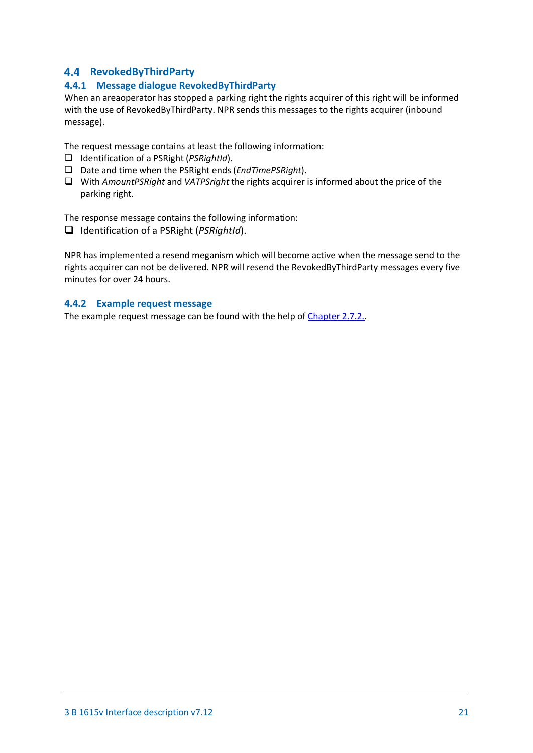## 4.4 RevokedByThirdParty

### 4.4.1 Message dialogue RevokedByThirdParty

When an areaoperator has stopped a parking right the rights acquirer of this right will be informed with the use of RevokedByThirdParty. NPR sends this messages to the rights acquirer (inbound message).

The request message contains at least the following information:

- Identification of a PSRight (*PSRightId*).
- Date and time when the PSRight ends (*EndTimePSRight*).
- With *AmountPSRight* and *VATPSright* the rights acquirer is informed about the price of the parking right.

The response message contains the following information:

- Identification of a PSRight (*PSRightId*).

NPR has implemented a resend meganism which will become active when the message send to the rights acquirer can not be delivered. NPR will resend the RevokedByThirdParty messages every five minutes for over 24 hours.

### 4.4.2 Example request message

The example request message can be found with the help of Chapter 2.7.2..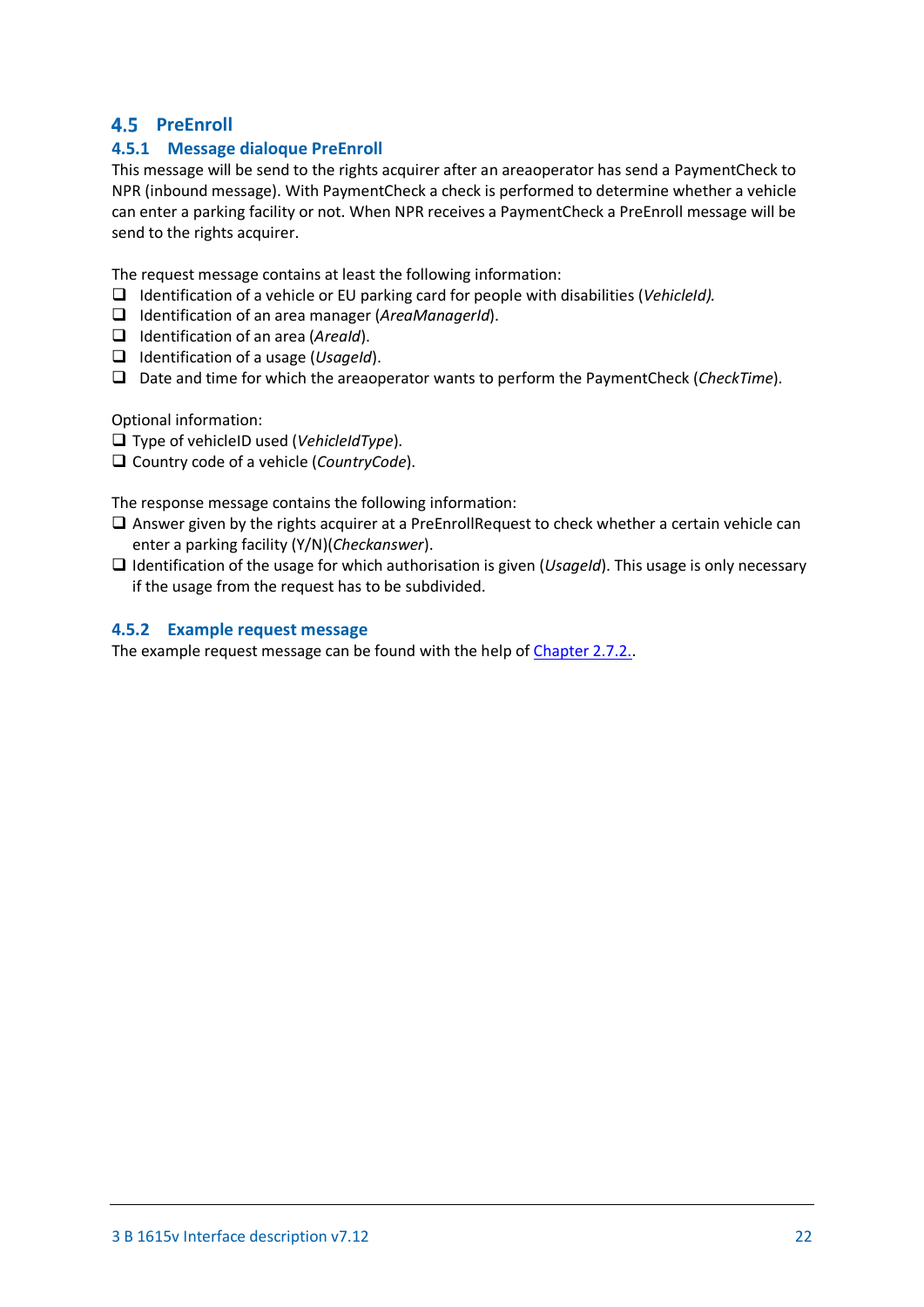## 4.5 PreEnroll

### 4.5.1 Message dialoque PreEnroll

This message will be send to the rights acquirer after an areaoperator has send a PaymentCheck to NPR (inbound message). With PaymentCheck a check is performed to determine whether a vehicle can enter a parking facility or not. When NPR receives a PaymentCheck a PreEnroll message will be send to the rights acquirer.

The request message contains at least the following information:

- ❑ Identification of a vehicle or EU parking card for people with disabilities (*VehicleId).*
- ❑ Identification of an area manager (*AreaManagerId*).
- ❑ Identification of an area (*AreaId*).
- ❑ Identification of a usage (*UsageId*).
- ❑ Date and time for which the areaoperator wants to perform the PaymentCheck (*CheckTime*).

Optional information:

- ❑ Type of vehicleID used (*VehicleIdType*).
- ❑ Country code of a vehicle (*CountryCode*).

The response message contains the following information:

- ❑ Answer given by the rights acquirer at a PreEnrollRequest to check whether a certain vehicle can enter a parking facility (Y/N)(*Checkanswer*).
- ❑ Identification of the usage for which authorisation is given (*UsageId*). This usage is only necessary if the usage from the request has to be subdivided.

### 4.5.2 Example request message

The example request message can be found with the help of Chapter 2.7.2..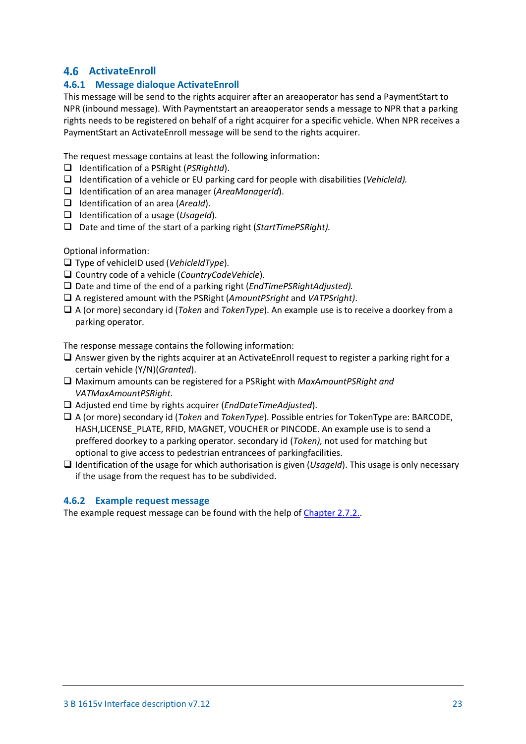## 4.6 ActivateEnroll

### 4.6.1 Message dialoque ActivateEnroll

This message will be send to the rights acquirer after an areaoperator has send a PaymentStart to NPR (inbound message). With Paymentstart an areaoperator sends a message to NPR that a parking rights needs to be registered on behalf of a right acquirer for a specific vehicle. When NPR receives a PaymentStart an ActivateEnroll message will be send to the rights acquirer.

The request message contains at least the following information:

- ❑ Identification of a PSRight (*PSRightId*).
- ❑ Identification of a vehicle or EU parking card for people with disabilities (*VehicleId).*
- ❑ Identification of an area manager (*AreaManagerId*).
- ❑ Identification of an area (*AreaId*).
- ❑ Identification of a usage (*UsageId*).
- ❑ Date and time of the start of a parking right (*StartTimePSRight).*

Optional information:

- ❑ Type of vehicleID used (*VehicleIdType*).
- ❑ Country code of a vehicle (*CountryCodeVehicle*).
- ❑ Date and time of the end of a parking right (*EndTimePSRightAdjusted).*
- ❑ A registered amount with the PSRight (*AmountPSright* and *VATPSright)*.
- ❑ A (or more) secondary id (*Token* and *TokenType*). An example use is to receive a doorkey from a parking operator.

The response message contains the following information:

- ❑ Answer given by the rights acquirer at an ActivateEnroll request to register a parking right for a certain vehicle (Y/N)(*Granted*).
- ❑ Maximum amounts can be registered for a PSRight with *MaxAmountPSRight and VATMaxAmountPSRight.*
- ❑ Adjusted end time by rights acquirer (*EndDateTimeAdjusted*).
- ❑ A (or more) secondary id (*Token* and *TokenType*). Possible entries for TokenType are: BARCODE, HASH,LICENSE_PLATE, RFID, MAGNET, VOUCHER or PINCODE. An example use is to send a preffered doorkey to a parking operator. secondary id (*Token),* not used for matching but optional to give access to pedestrian entrancees of parkingfacilities.
- ❑ Identification of the usage for which authorisation is given (*UsageId*). This usage is only necessary if the usage from the request has to be subdivided.

### 4.6.2 Example request message

The example request message can be found with the help of Chapter 2.7.2..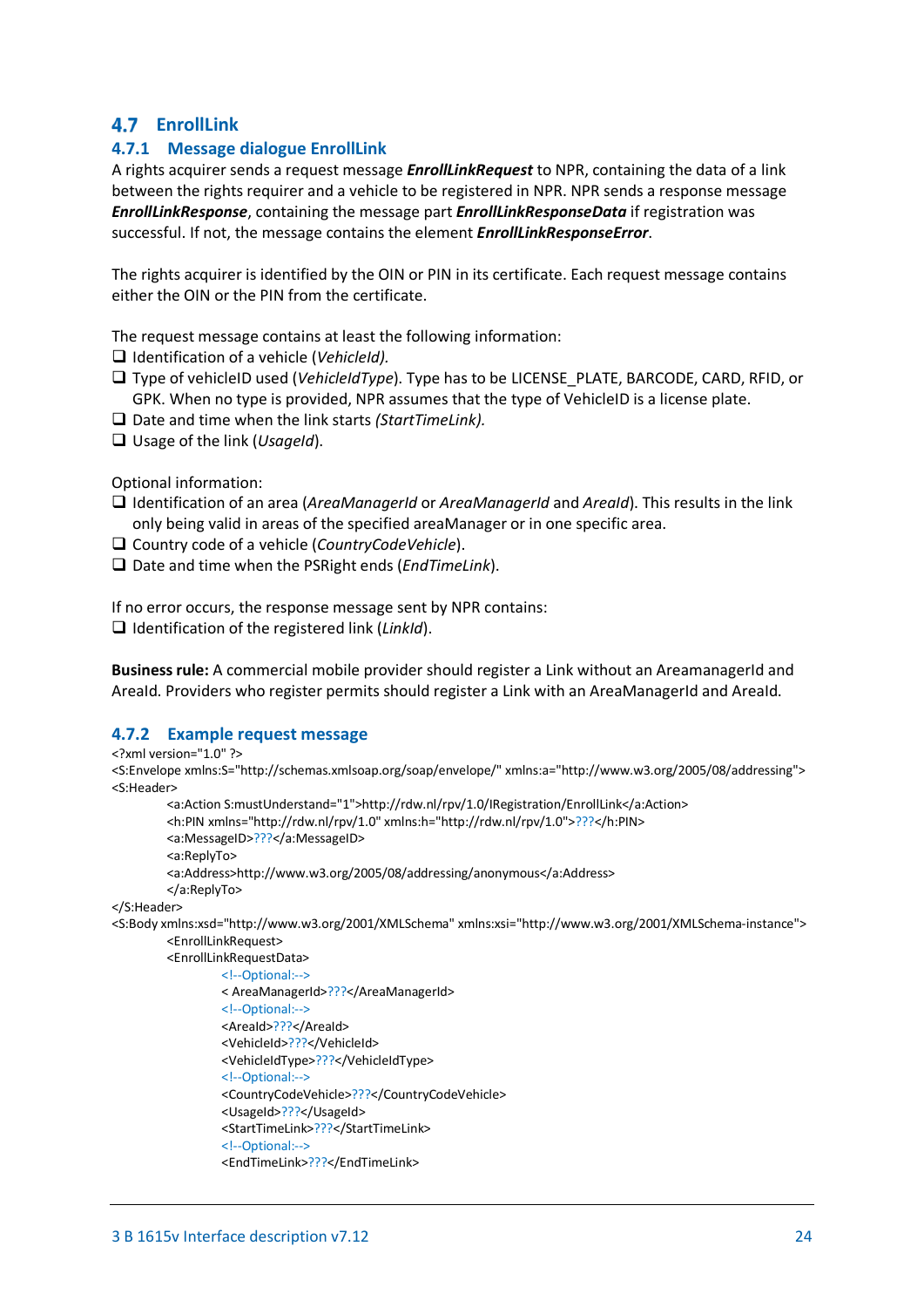## 4.7 EnrollLink

### 4.7.1 Message dialogue EnrollLink

A rights acquirer sends a request message ***EnrollLinkRequest*** to NPR, containing the data of a link between the rights requirer and a vehicle to be registered in NPR. NPR sends a response message ***EnrollLinkResponse***, containing the message part ***EnrollLinkResponseData*** if registration was successful. If not, the message contains the element ***EnrollLinkResponseError***.

The rights acquirer is identified by the OIN or PIN in its certificate. Each request message contains either the OIN or the PIN from the certificate.

The request message contains at least the following information:

- Identification of a vehicle (*VehicleId).*
- Type of vehicleID used (*VehicleIdType*). Type has to be LICENSE_PLATE, BARCODE, CARD, RFID, or GPK. When no type is provided, NPR assumes that the type of VehicleID is a license plate.
- Date and time when the link starts *(StartTimeLink).*
- Usage of the link (*UsageId*).

Optional information:

- Identification of an area (*AreaManagerId* or *AreaManagerId* and *AreaId*). This results in the link only being valid in areas of the specified areaManager or in one specific area.
- Country code of a vehicle (*CountryCodeVehicle*).
- Date and time when the PSRight ends (*EndTimeLink*).

If no error occurs, the response message sent by NPR contains:

- Identification of the registered link (*LinkId*).

**Business rule:** A commercial mobile provider should register a Link without an AreamanagerId and AreaId. Providers who register permits should register a Link with an AreaManagerId and AreaId.

### 4.7.2 Example request message

```
<?xml version="1.0" ?>
<S:Envelope xmlns:S="http://schemas.xmlsoap.org/soap/envelope/" xmlns:a="http://www.w3.org/2005/08/addressing">
<S:Header>
        <a:Action S:mustUnderstand="1">http://rdw.nl/rpv/1.0/IRegistration/EnrollLink</a:Action>
        <h:PIN xmlns="http://rdw.nl/rpv/1.0" xmlns:h="http://rdw.nl/rpv/1.0">???</h:PIN>
        <a:MessageID>???</a:MessageID>
        <a:ReplyTo>
        <a:Address>http://www.w3.org/2005/08/addressing/anonymous</a:Address>
        </a:ReplyTo>
</S:Header>
<S:Body xmlns:xsd="http://www.w3.org/2001/XMLSchema" xmlns:xsi="http://www.w3.org/2001/XMLSchema-instance">
        <EnrollLinkRequest>
        <EnrollLinkRequestData>
                <!--Optional:-->
                < AreaManagerId>???</AreaManagerId>
                <!--Optional:-->
                <AreaId>???</AreaId>
                <VehicleId>???</VehicleId>
                <VehicleIdType>???</VehicleIdType>
                <!--Optional:-->
                <CountryCodeVehicle>???</CountryCodeVehicle>
                <UsageId>???</UsageId>
                <StartTimeLink>???</StartTimeLink>
                <!--Optional:-->
                <EndTimeLink>???</EndTimeLink>
```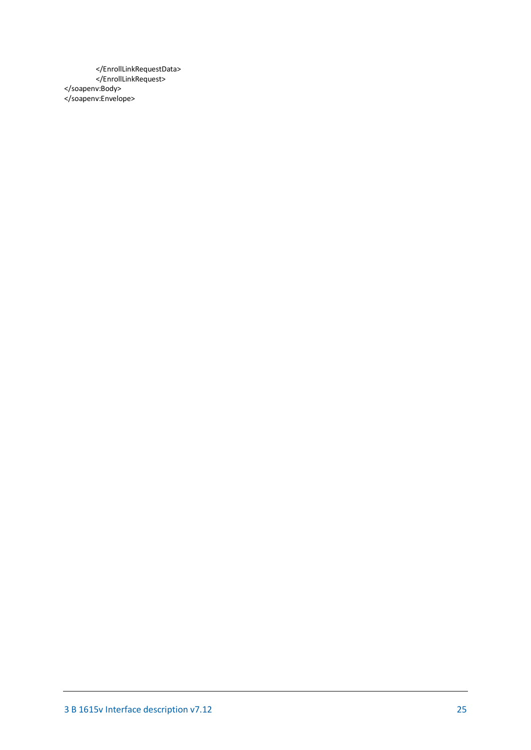```
            </EnrollLinkRequestData>
            </EnrollLinkRequest>
</soapenv:Body>
</soapenv:Envelope>
```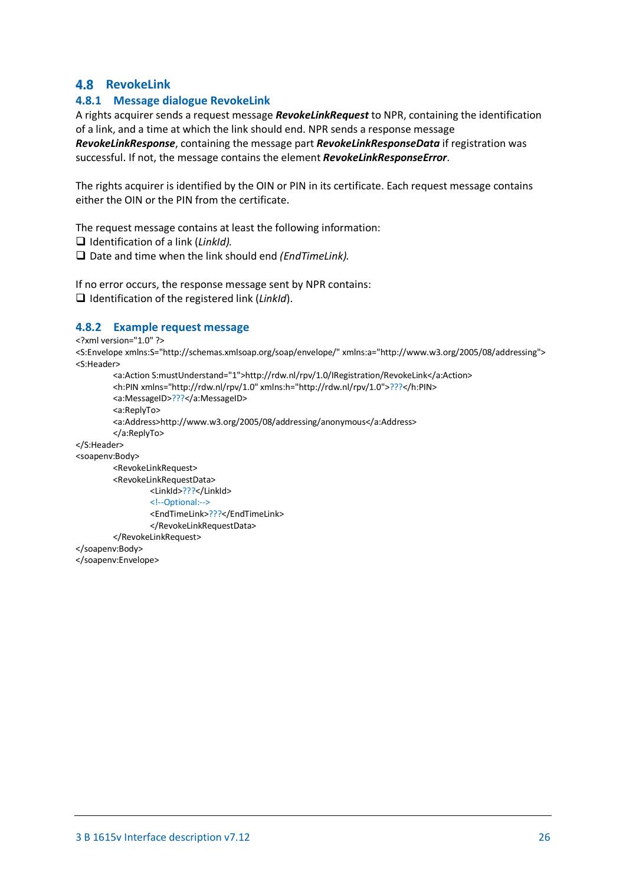## 4.8 RevokeLink

### 4.8.1 Message dialogue RevokeLink

A rights acquirer sends a request message ***RevokeLinkRequest*** to NPR, containing the identification of a link, and a time at which the link should end. NPR sends a response message ***RevokeLinkResponse***, containing the message part ***RevokeLinkResponseData*** if registration was successful. If not, the message contains the element ***RevokeLinkResponseError***.

The rights acquirer is identified by the OIN or PIN in its certificate. Each request message contains either the OIN or the PIN from the certificate.

The request message contains at least the following information:

- ❑ Identification of a link (*LinkId).*
- ❑ Date and time when the link should end *(EndTimeLink).*

If no error occurs, the response message sent by NPR contains:

- ❑ Identification of the registered link (*LinkId*).

### 4.8.2 Example request message

```
<?xml version="1.0" ?>
<S:Envelope xmlns:S="http://schemas.xmlsoap.org/soap/envelope/" xmlns:a="http://www.w3.org/2005/08/addressing">
<S:Header>
        <a:Action S:mustUnderstand="1">http://rdw.nl/rpv/1.0/IRegistration/RevokeLink</a:Action>
        <h:PIN xmlns="http://rdw.nl/rpv/1.0" xmlns:h="http://rdw.nl/rpv/1.0">???</h:PIN>
        <a:MessageID>???</a:MessageID>
        <a:ReplyTo>
        <a:Address>http://www.w3.org/2005/08/addressing/anonymous</a:Address>
        </a:ReplyTo>
</S:Header>
<soapenv:Body>
        <RevokeLinkRequest>
        <RevokeLinkRequestData>
                <LinkId>???</LinkId>
                <!--Optional:-->
                <EndTimeLink>???</EndTimeLink>
                </RevokeLinkRequestData>
        </RevokeLinkRequest>
</soapenv:Body>
</soapenv:Envelope>
```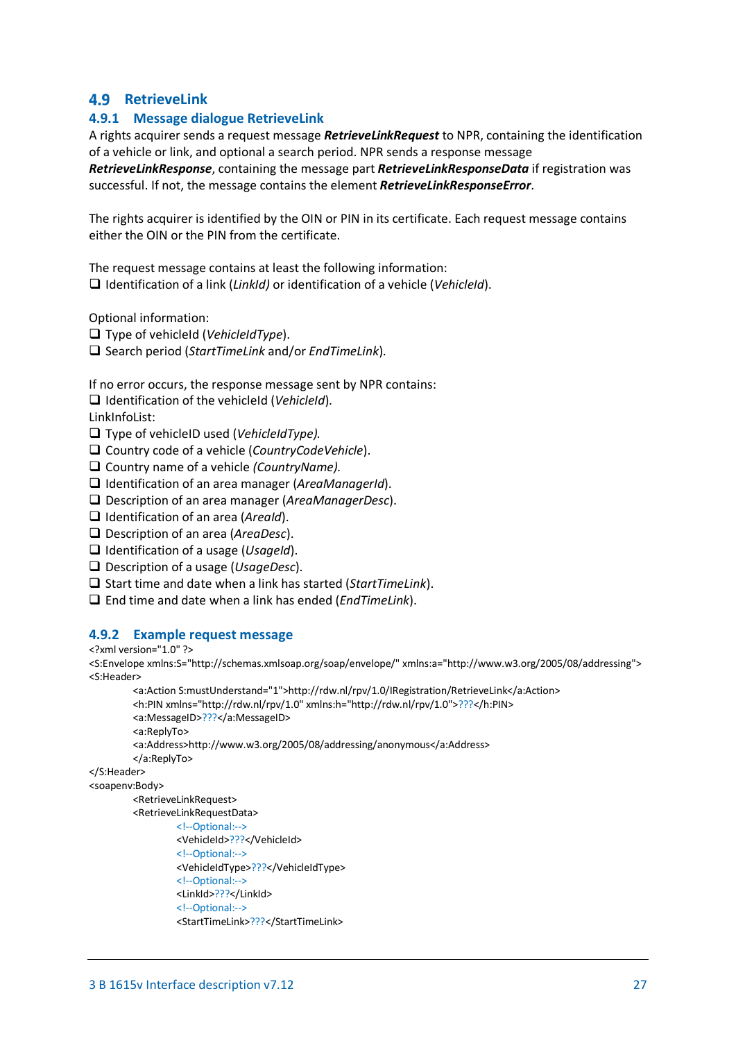## 4.9 RetrieveLink

### 4.9.1 Message dialogue RetrieveLink

A rights acquirer sends a request message ***RetrieveLinkRequest*** to NPR, containing the identification of a vehicle or link, and optional a search period. NPR sends a response message ***RetrieveLinkResponse***, containing the message part ***RetrieveLinkResponseData*** if registration was successful. If not, the message contains the element ***RetrieveLinkResponseError***.

The rights acquirer is identified by the OIN or PIN in its certificate. Each request message contains either the OIN or the PIN from the certificate.

The request message contains at least the following information:

- ❑ Identification of a link (*LinkId)* or identification of a vehicle (*VehicleId*).

Optional information:

- ❑ Type of vehicleId (*VehicleIdType*).
- ❑ Search period (*StartTimeLink* and/or *EndTimeLink*).

If no error occurs, the response message sent by NPR contains:

- ❑ Identification of the vehicleId (*VehicleId*).

LinkInfoList:

- ❑ Type of vehicleID used (*VehicleIdType).*
- ❑ Country code of a vehicle (*CountryCodeVehicle*).
- ❑ Country name of a vehicle *(CountryName).*
- ❑ Identification of an area manager (*AreaManagerId*).
- ❑ Description of an area manager (*AreaManagerDesc*).
- ❑ Identification of an area (*AreaId*).
- ❑ Description of an area (*AreaDesc*).
- ❑ Identification of a usage (*UsageId*).
- ❑ Description of a usage (*UsageDesc*).
- ❑ Start time and date when a link has started (*StartTimeLink*).
- ❑ End time and date when a link has ended (*EndTimeLink*).

### 4.9.2 Example request message

```
<?xml version="1.0" ?>
<S:Envelope xmlns:S="http://schemas.xmlsoap.org/soap/envelope/" xmlns:a="http://www.w3.org/2005/08/addressing">
<S:Header>
        <a:Action S:mustUnderstand="1">http://rdw.nl/rpv/1.0/IRegistration/RetrieveLink</a:Action>
        <h:PIN xmlns="http://rdw.nl/rpv/1.0" xmlns:h="http://rdw.nl/rpv/1.0">???</h:PIN>
        <a:MessageID>???</a:MessageID>
        <a:ReplyTo>
        <a:Address>http://www.w3.org/2005/08/addressing/anonymous</a:Address>
        </a:ReplyTo>
</S:Header>
<soapenv:Body>
        <RetrieveLinkRequest>
        <RetrieveLinkRequestData>
                <!--Optional:-->
                <VehicleId>???</VehicleId>
                <!--Optional:-->
                <VehicleIdType>???</VehicleIdType>
                <!--Optional:-->
                <LinkId>???</LinkId>
                <!--Optional:-->
                <StartTimeLink>???</StartTimeLink>
```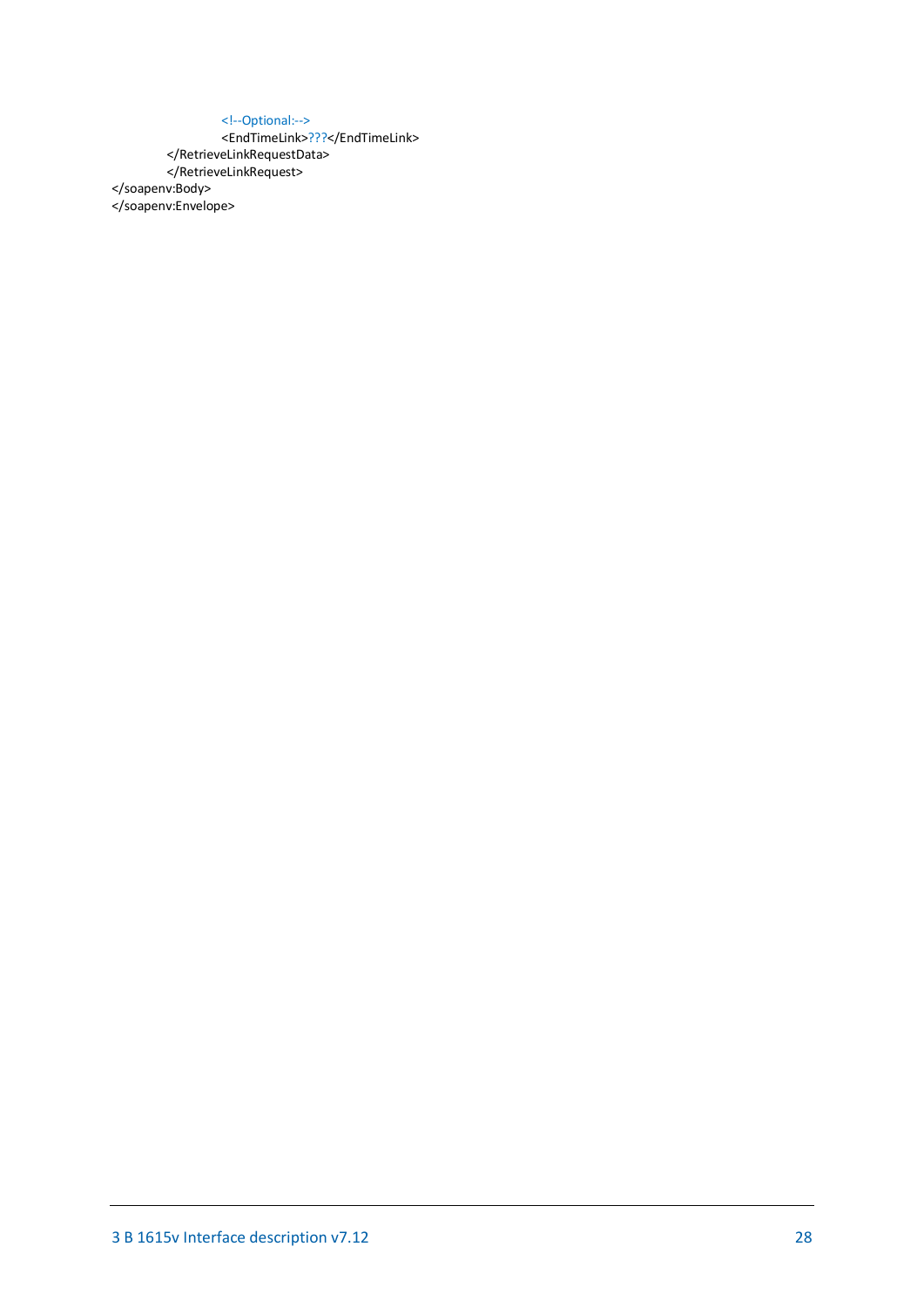```
                    <!--Optional:-->
                    <EndTimeLink>???</EndTimeLink>
            </RetrieveLinkRequestData>
            </RetrieveLinkRequest>
</soapenv:Body>
</soapenv:Envelope>
```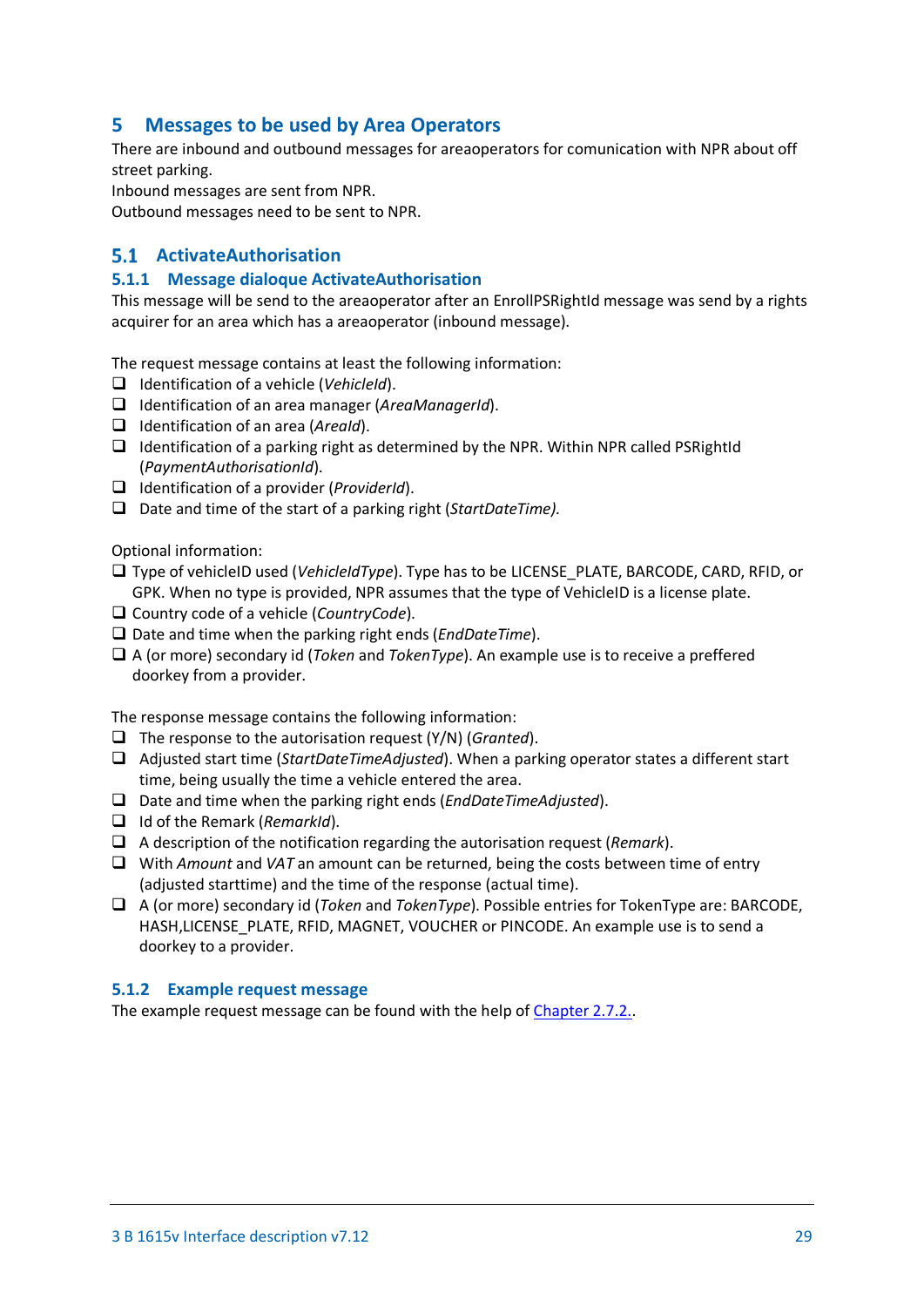# 5 Messages to be used by Area Operators

There are inbound and outbound messages for areaoperators for comunication with NPR about off street parking.
Inbound messages are sent from NPR.
Outbound messages need to be sent to NPR.

## 5.1 ActivateAuthorisation

### 5.1.1 Message dialoque ActivateAuthorisation

This message will be send to the areaoperator after an EnrollPSRightId message was send by a rights acquirer for an area which has a areaoperator (inbound message).

The request message contains at least the following information:

- ❑ Identification of a vehicle (*VehicleId*).
- ❑ Identification of an area manager (*AreaManagerId*).
- ❑ Identification of an area (*AreaId*).
- ❑ Identification of a parking right as determined by the NPR. Within NPR called PSRightId (*PaymentAuthorisationId*).
- ❑ Identification of a provider (*ProviderId*).
- ❑ Date and time of the start of a parking right (*StartDateTime).*

Optional information:

- ❑ Type of vehicleID used (*VehicleIdType*). Type has to be LICENSE_PLATE, BARCODE, CARD, RFID, or GPK. When no type is provided, NPR assumes that the type of VehicleID is a license plate.
- ❑ Country code of a vehicle (*CountryCode*).
- ❑ Date and time when the parking right ends (*EndDateTime*).
- ❑ A (or more) secondary id (*Token* and *TokenType*). An example use is to receive a preffered doorkey from a provider.

The response message contains the following information:

- ❑ The response to the autorisation request (Y/N) (*Granted*).
- ❑ Adjusted start time (*StartDateTimeAdjusted*). When a parking operator states a different start time, being usually the time a vehicle entered the area.
- ❑ Date and time when the parking right ends (*EndDateTimeAdjusted*).
- ❑ Id of the Remark (*RemarkId*).
- ❑ A description of the notification regarding the autorisation request (*Remark*).
- ❑ With *Amount* and *VAT* an amount can be returned, being the costs between time of entry (adjusted starttime) and the time of the response (actual time).
- ❑ A (or more) secondary id (*Token* and *TokenType*). Possible entries for TokenType are: BARCODE, HASH,LICENSE_PLATE, RFID, MAGNET, VOUCHER or PINCODE. An example use is to send a doorkey to a provider.

### 5.1.2 Example request message

The example request message can be found with the help of Chapter 2.7.2..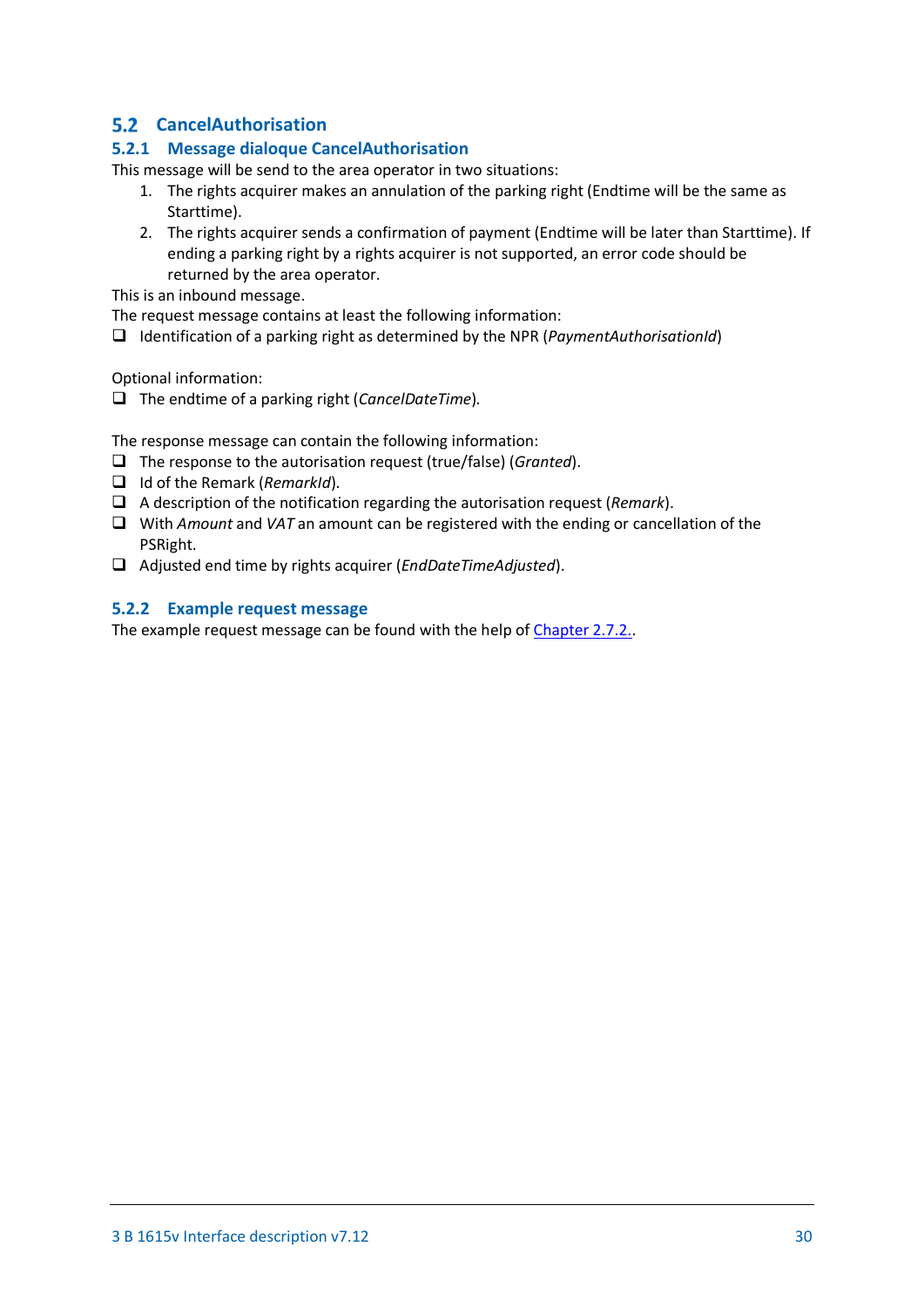## 5.2 CancelAuthorisation

### 5.2.1 Message dialoque CancelAuthorisation

This message will be send to the area operator in two situations:

1. The rights acquirer makes an annulation of the parking right (Endtime will be the same as Starttime).
2. The rights acquirer sends a confirmation of payment (Endtime will be later than Starttime). If ending a parking right by a rights acquirer is not supported, an error code should be returned by the area operator.

This is an inbound message.
The request message contains at least the following information:

- ❑ Identification of a parking right as determined by the NPR (*PaymentAuthorisationId*)

Optional information:

- ❑ The endtime of a parking right (*CancelDateTime*).

The response message can contain the following information:

- ❑ The response to the autorisation request (true/false) (*Granted*).
- ❑ Id of the Remark (*RemarkId*).
- ❑ A description of the notification regarding the autorisation request (*Remark*).
- ❑ With *Amount* and *VAT* an amount can be registered with the ending or cancellation of the PSRight.
- ❑ Adjusted end time by rights acquirer (*EndDateTimeAdjusted*).

### 5.2.2 Example request message

The example request message can be found with the help of Chapter 2.7.2..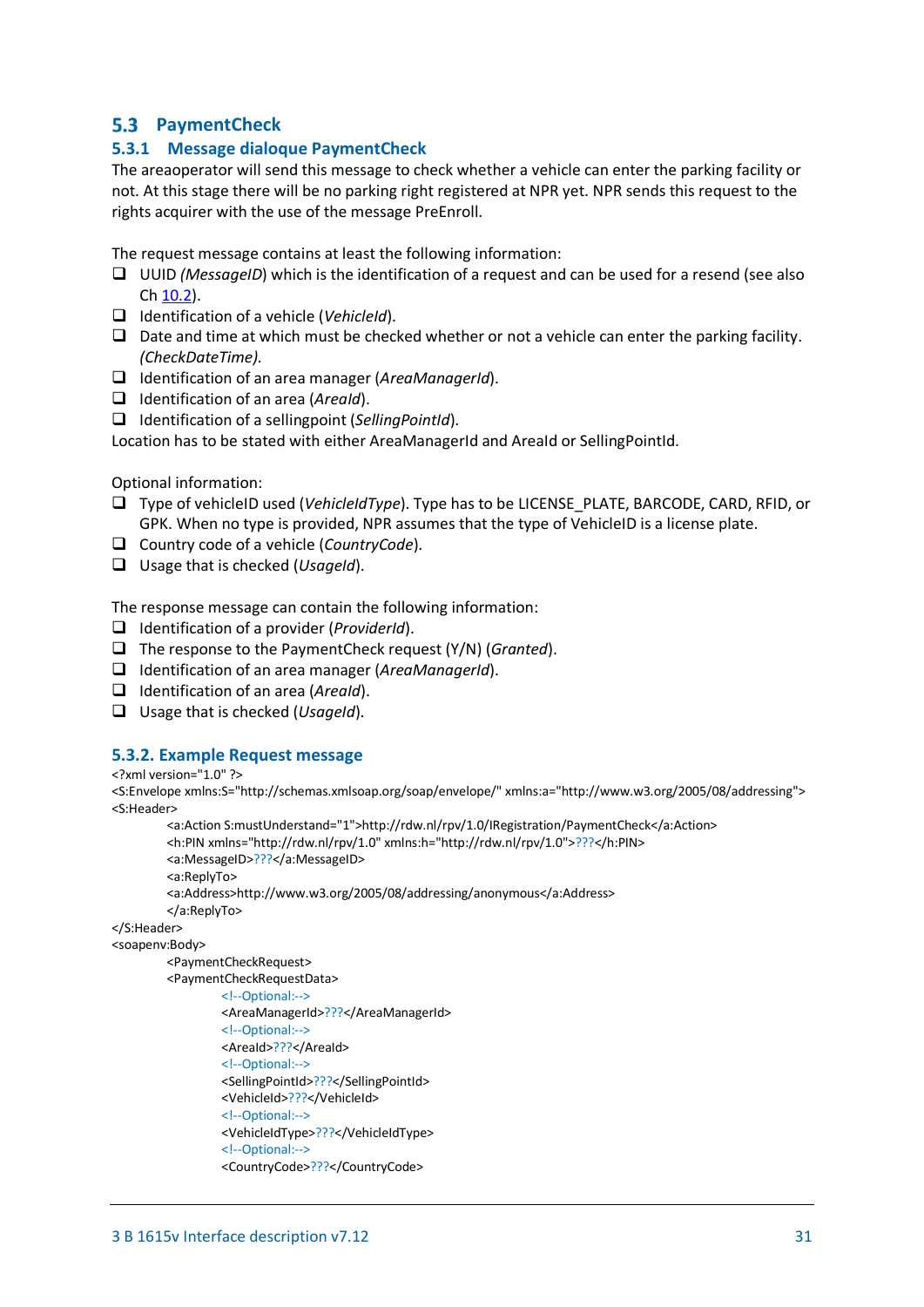## 5.3 PaymentCheck

### 5.3.1 Message dialoque PaymentCheck

The areaoperator will send this message to check whether a vehicle can enter the parking facility or not. At this stage there will be no parking right registered at NPR yet. NPR sends this request to the rights acquirer with the use of the message PreEnroll.

The request message contains at least the following information:

- UUID *(MessageID)* which is the identification of a request and can be used for a resend (see also Ch 10.2).
- Identification of a vehicle (*VehicleId*).
- Date and time at which must be checked whether or not a vehicle can enter the parking facility. *(CheckDateTime).*
- Identification of an area manager (*AreaManagerId*).
- Identification of an area (*AreaId*).
- Identification of a sellingpoint (*SellingPointId*).

Location has to be stated with either AreaManagerId and AreaId or SellingPointId.

Optional information:

- Type of vehicleID used (*VehicleIdType*). Type has to be LICENSE_PLATE, BARCODE, CARD, RFID, or GPK. When no type is provided, NPR assumes that the type of VehicleID is a license plate.
- Country code of a vehicle (*CountryCode*).
- Usage that is checked (*UsageId*).

The response message can contain the following information:

- Identification of a provider (*ProviderId*).
- The response to the PaymentCheck request (Y/N) (*Granted*).
- Identification of an area manager (*AreaManagerId*).
- Identification of an area (*AreaId*).
- Usage that is checked (*UsageId*).

### 5.3.2. Example Request message

```
<?xml version="1.0" ?>
<S:Envelope xmlns:S="http://schemas.xmlsoap.org/soap/envelope/" xmlns:a="http://www.w3.org/2005/08/addressing">
<S:Header>
        <a:Action S:mustUnderstand="1">http://rdw.nl/rpv/1.0/IRegistration/PaymentCheck</a:Action>
        <h:PIN xmlns="http://rdw.nl/rpv/1.0" xmlns:h="http://rdw.nl/rpv/1.0">???</h:PIN>
        <a:MessageID>???</a:MessageID>
        <a:ReplyTo>
        <a:Address>http://www.w3.org/2005/08/addressing/anonymous</a:Address>
        </a:ReplyTo>
</S:Header>
<soapenv:Body>
        <PaymentCheckRequest>
        <PaymentCheckRequestData>
                <!--Optional:-->
                <AreaManagerId>???</AreaManagerId>
                <!--Optional:-->
                <AreaId>???</AreaId>
                <!--Optional:-->
                <SellingPointId>???</SellingPointId>
                <VehicleId>???</VehicleId>
                <!--Optional:-->
                <VehicleIdType>???</VehicleIdType>
                <!--Optional:-->
                <CountryCode>???</CountryCode>
```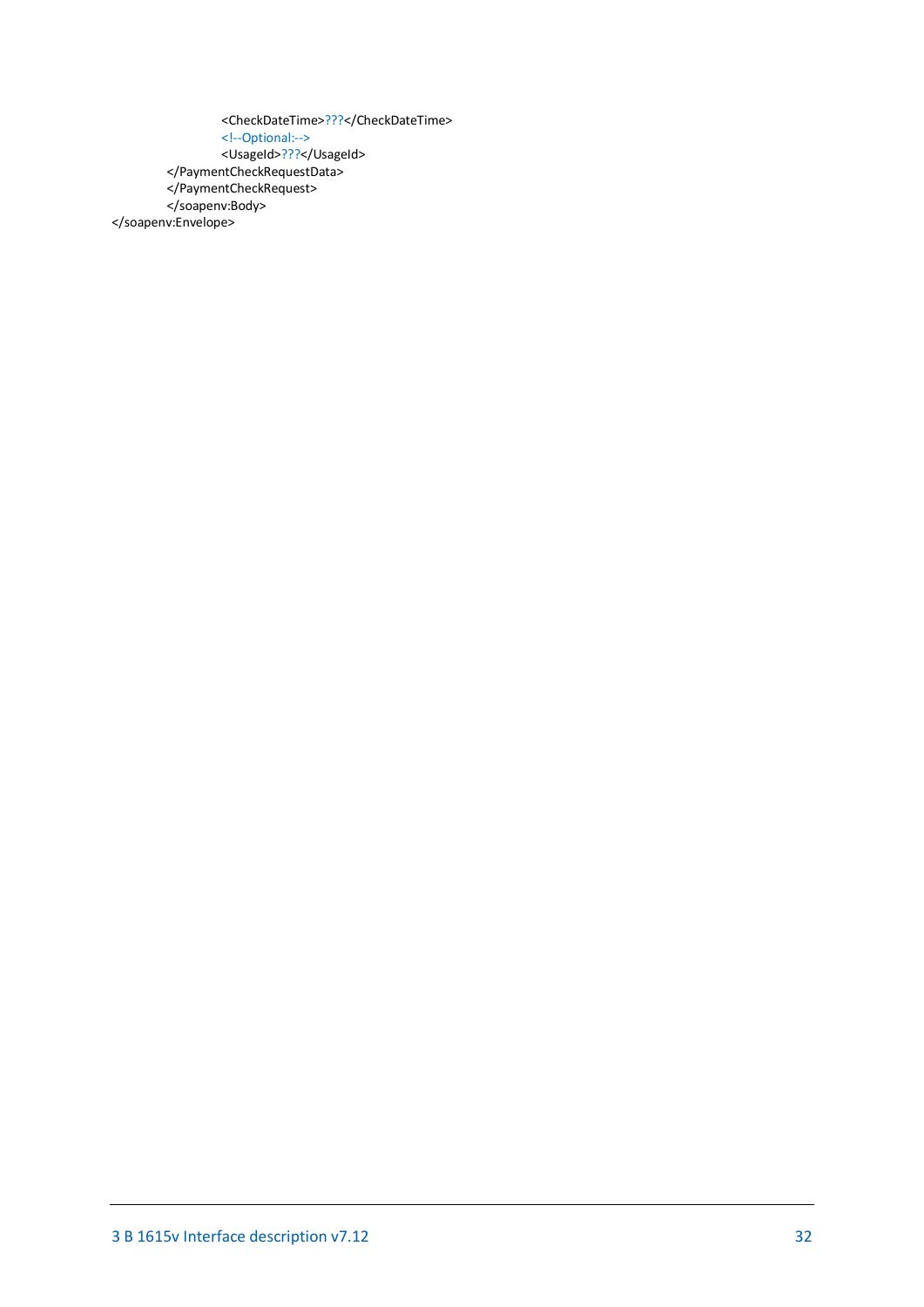```
                    <CheckDateTime>???</CheckDateTime>
                    <!--Optional:-->
                    <UsageId>???</UsageId>
          </PaymentCheckRequestData>
          </PaymentCheckRequest>
          </soapenv:Body>
</soapenv:Envelope>
```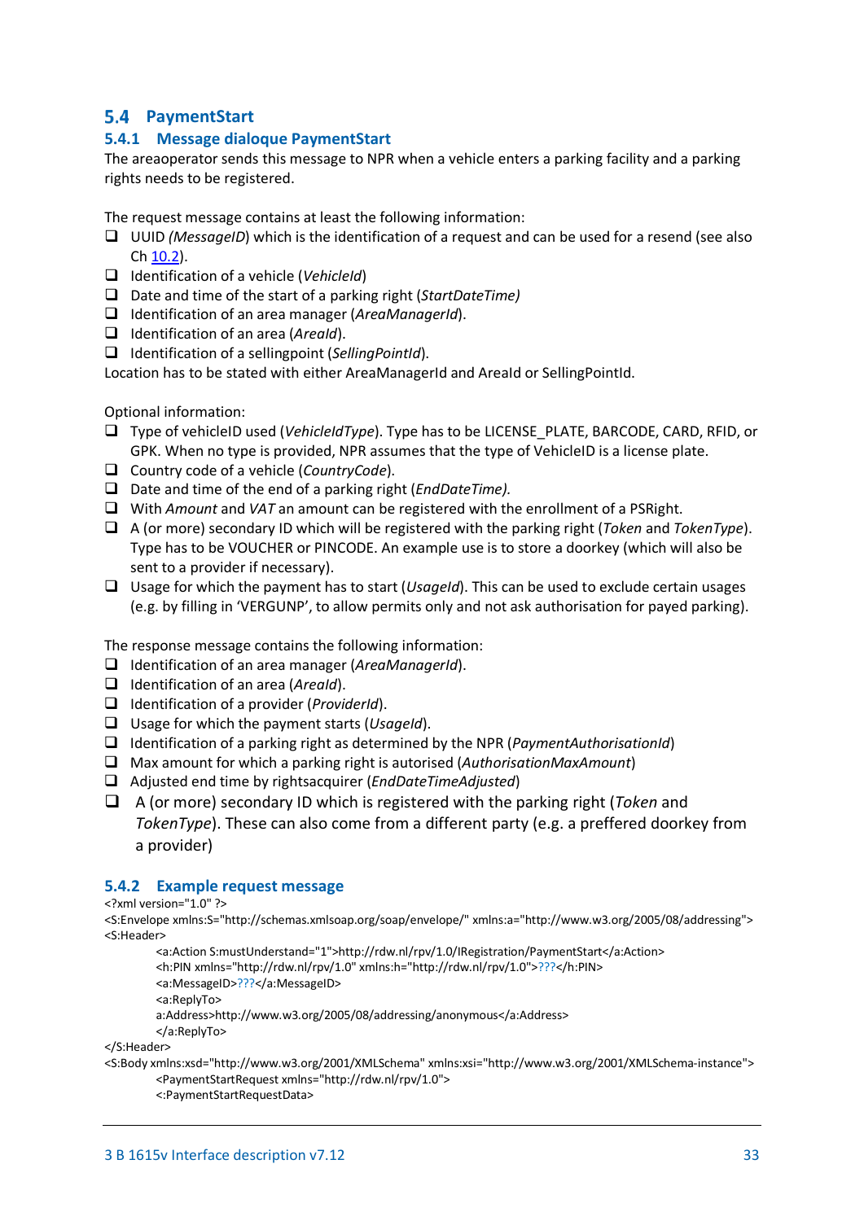## 5.4 PaymentStart

### 5.4.1 Message dialoque PaymentStart

The areaoperator sends this message to NPR when a vehicle enters a parking facility and a parking rights needs to be registered.

The request message contains at least the following information:

- UUID *(MessageID)* which is the identification of a request and can be used for a resend (see also Ch 10.2).
- Identification of a vehicle (*VehicleId*)
- Date and time of the start of a parking right (*StartDateTime)*
- Identification of an area manager (*AreaManagerId*).
- Identification of an area (*AreaId*).
- Identification of a sellingpoint (*SellingPointId*).

Location has to be stated with either AreaManagerId and AreaId or SellingPointId.

Optional information:

- Type of vehicleID used (*VehicleIdType*). Type has to be LICENSE_PLATE, BARCODE, CARD, RFID, or GPK. When no type is provided, NPR assumes that the type of VehicleID is a license plate.
- Country code of a vehicle (*CountryCode*).
- Date and time of the end of a parking right (*EndDateTime).*
- With *Amount* and *VAT* an amount can be registered with the enrollment of a PSRight.
- A (or more) secondary ID which will be registered with the parking right (*Token* and *TokenType*). Type has to be VOUCHER or PINCODE. An example use is to store a doorkey (which will also be sent to a provider if necessary).
- Usage for which the payment has to start (*UsageId*). This can be used to exclude certain usages (e.g. by filling in 'VERGUNP', to allow permits only and not ask authorisation for payed parking).

The response message contains the following information:

- Identification of an area manager (*AreaManagerId*).
- Identification of an area (*AreaId*).
- Identification of a provider (*ProviderId*).
- Usage for which the payment starts (*UsageId*).
- Identification of a parking right as determined by the NPR (*PaymentAuthorisationId*)
- Max amount for which a parking right is autorised (*AuthorisationMaxAmount*)
- Adjusted end time by rightsacquirer (*EndDateTimeAdjusted*)
- A (or more) secondary ID which is registered with the parking right (*Token* and *TokenType*). These can also come from a different party (e.g. a preffered doorkey from a provider)

### 5.4.2 Example request message

```
<?xml version="1.0" ?>
<S:Envelope xmlns:S="http://schemas.xmlsoap.org/soap/envelope/" xmlns:a="http://www.w3.org/2005/08/addressing">
<S:Header>
        <a:Action S:mustUnderstand="1">http://rdw.nl/rpv/1.0/IRegistration/PaymentStart</a:Action>
        <h:PIN xmlns="http://rdw.nl/rpv/1.0" xmlns:h="http://rdw.nl/rpv/1.0">???</h:PIN>
        <a:MessageID>???</a:MessageID>
        <a:ReplyTo>
        a:Address>http://www.w3.org/2005/08/addressing/anonymous</a:Address>
        </a:ReplyTo>
</S:Header>
<S:Body xmlns:xsd="http://www.w3.org/2001/XMLSchema" xmlns:xsi="http://www.w3.org/2001/XMLSchema-instance">
        <PaymentStartRequest xmlns="http://rdw.nl/rpv/1.0">
        <:PaymentStartRequestData>
```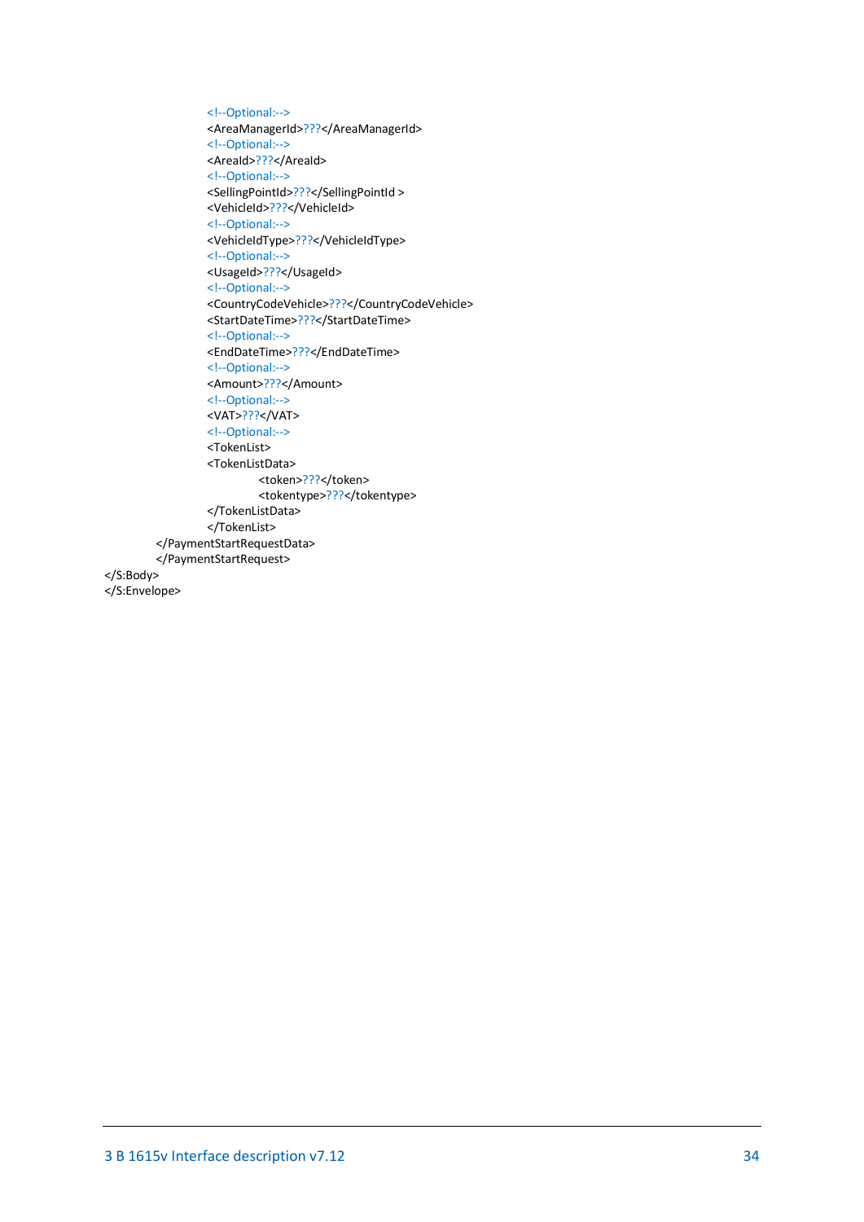```
                <!--Optional:-->
                <AreaManagerId>???</AreaManagerId>
                <!--Optional:-->
                <AreaId>???</AreaId>
                <!--Optional:-->
                <SellingPointId>???</SellingPointId >
                <VehicleId>???</VehicleId>
                <!--Optional:-->
                <VehicleIdType>???</VehicleIdType>
                <!--Optional:-->
                <UsageId>???</UsageId>
                <!--Optional:-->
                <CountryCodeVehicle>???</CountryCodeVehicle>
                <StartDateTime>???</StartDateTime>
                <!--Optional:-->
                <EndDateTime>???</EndDateTime>
                <!--Optional:-->
                <Amount>???</Amount>
                <!--Optional:-->
                <VAT>???</VAT>
                <!--Optional:-->
                <TokenList>
                <TokenListData>
                    <token>???</token>
                    <tokentype>???</tokentype>
                </TokenListData>
                </TokenList>
            </PaymentStartRequestData>
            </PaymentStartRequest>
</S:Body>
</S:Envelope>
```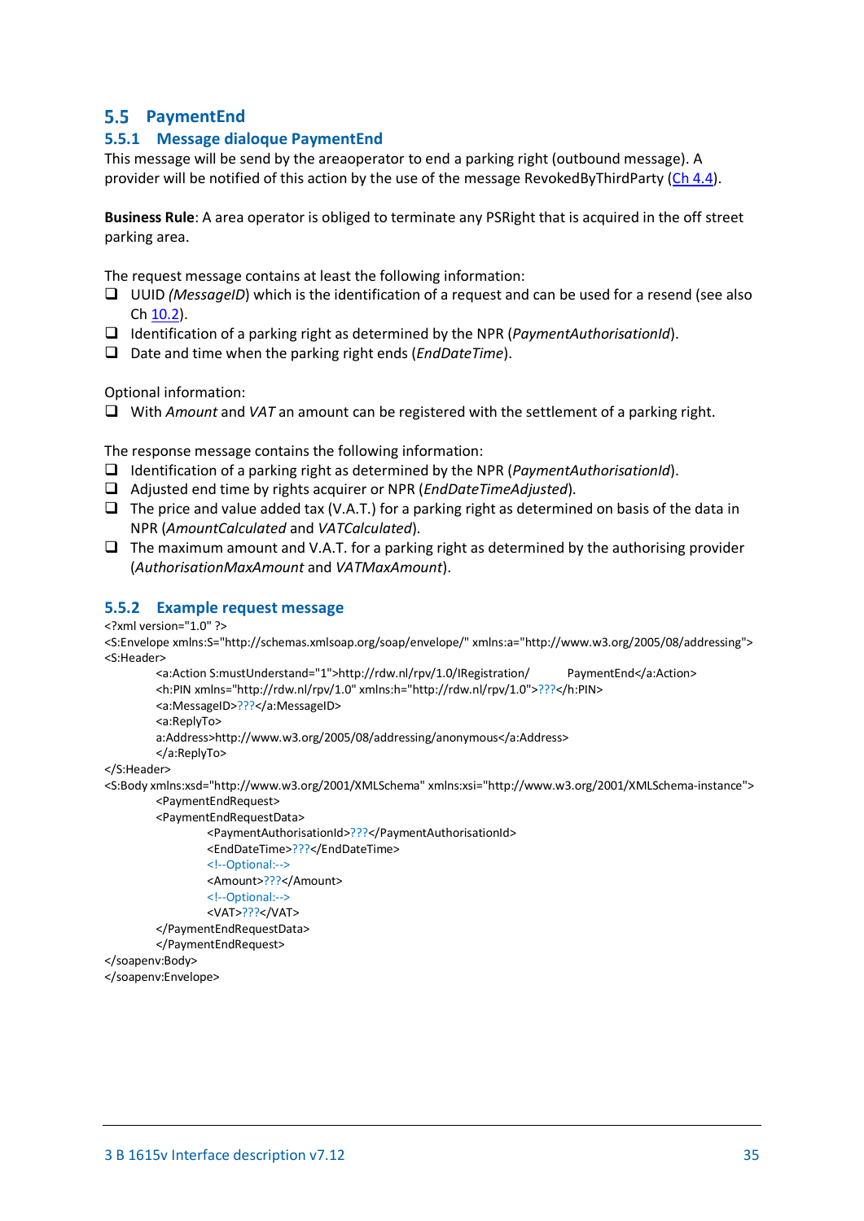## 5.5 PaymentEnd

### 5.5.1 Message dialoque PaymentEnd

This message will be send by the areaoperator to end a parking right (outbound message). A provider will be notified of this action by the use of the message RevokedByThirdParty (Ch 4.4).

**Business Rule**: A area operator is obliged to terminate any PSRight that is acquired in the off street parking area.

The request message contains at least the following information:

- UUID *(MessageID)* which is the identification of a request and can be used for a resend (see also Ch 10.2).
- Identification of a parking right as determined by the NPR (*PaymentAuthorisationId*).
- Date and time when the parking right ends (*EndDateTime*).

Optional information:

- With *Amount* and *VAT* an amount can be registered with the settlement of a parking right.

The response message contains the following information:

- Identification of a parking right as determined by the NPR (*PaymentAuthorisationId*).
- Adjusted end time by rights acquirer or NPR (*EndDateTimeAdjusted*).
- The price and value added tax (V.A.T.) for a parking right as determined on basis of the data in NPR (*AmountCalculated* and *VATCalculated*).
- The maximum amount and V.A.T. for a parking right as determined by the authorising provider (*AuthorisationMaxAmount* and *VATMaxAmount*).

### 5.5.2 Example request message

```
<?xml version="1.0" ?>
<S:Envelope xmlns:S="http://schemas.xmlsoap.org/soap/envelope/" xmlns:a="http://www.w3.org/2005/08/addressing">
<S:Header>
        <a:Action S:mustUnderstand="1">http://rdw.nl/rpv/1.0/IRegistration/        PaymentEnd</a:Action>
        <h:PIN xmlns="http://rdw.nl/rpv/1.0" xmlns:h="http://rdw.nl/rpv/1.0">???</h:PIN>
        <a:MessageID>???</a:MessageID>
        <a:ReplyTo>
        a:Address>http://www.w3.org/2005/08/addressing/anonymous</a:Address>
        </a:ReplyTo>
</S:Header>
<S:Body xmlns:xsd="http://www.w3.org/2001/XMLSchema" xmlns:xsi="http://www.w3.org/2001/XMLSchema-instance">
        <PaymentEndRequest>
        <PaymentEndRequestData>
                <PaymentAuthorisationId>???</PaymentAuthorisationId>
                <EndDateTime>???</EndDateTime>
                <!--Optional:-->
                <Amount>???</Amount>
                <!--Optional:-->
                <VAT>???</VAT>
        </PaymentEndRequestData>
        </PaymentEndRequest>
</soapenv:Body>
</soapenv:Envelope>
```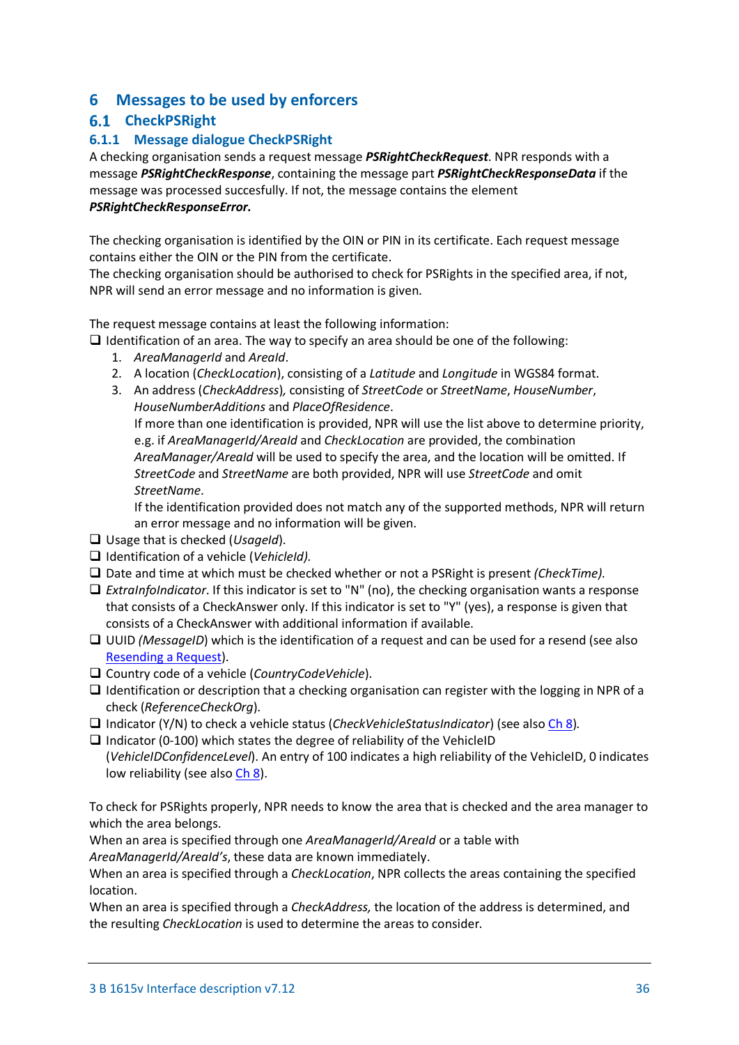# 6 Messages to be used by enforcers

## 6.1 CheckPSRight

### 6.1.1 Message dialogue CheckPSRight

A checking organisation sends a request message ***PSRightCheckRequest***. NPR responds with a message ***PSRightCheckResponse***, containing the message part ***PSRightCheckResponseData*** if the message was processed succesfully. If not, the message contains the element ***PSRightCheckResponseError.***

The checking organisation is identified by the OIN or PIN in its certificate. Each request message contains either the OIN or the PIN from the certificate.
The checking organisation should be authorised to check for PSRights in the specified area, if not, NPR will send an error message and no information is given.

The request message contains at least the following information:

- ❑ Identification of an area. The way to specify an area should be one of the following:
  1. *AreaManagerId* and *AreaId*.
  2. A location (*CheckLocation*), consisting of a *Latitude* and *Longitude* in WGS84 format.
  3. An address (*CheckAddress*)*,* consisting of *StreetCode* or *StreetName*, *HouseNumber*, *HouseNumberAdditions* and *PlaceOfResidence*.
     If more than one identification is provided, NPR will use the list above to determine priority, e.g. if *AreaManagerId/AreaId* and *CheckLocation* are provided, the combination *AreaManager/AreaId* will be used to specify the area, and the location will be omitted. If *StreetCode* and *StreetName* are both provided, NPR will use *StreetCode* and omit *StreetName*.
     If the identification provided does not match any of the supported methods, NPR will return an error message and no information will be given.
- ❑ Usage that is checked (*UsageId*).
- ❑ Identification of a vehicle (*VehicleId).*
- ❑ Date and time at which must be checked whether or not a PSRight is present *(CheckTime).*
- ❑ *ExtraInfoIndicator*. If this indicator is set to "N" (no), the checking organisation wants a response that consists of a CheckAnswer only. If this indicator is set to "Y" (yes), a response is given that consists of a CheckAnswer with additional information if available.
- ❑ UUID *(MessageID*) which is the identification of a request and can be used for a resend (see also Resending a Request).
- ❑ Country code of a vehicle (*CountryCodeVehicle*).
- ❑ Identification or description that a checking organisation can register with the logging in NPR of a check (*ReferenceCheckOrg*).
- ❑ Indicator (Y/N) to check a vehicle status (*CheckVehicleStatusIndicator*) (see also Ch 8*).*
- ❑ Indicator (0-100) which states the degree of reliability of the VehicleID (*VehicleIDConfidenceLevel*). An entry of 100 indicates a high reliability of the VehicleID, 0 indicates low reliability (see also Ch 8).

To check for PSRights properly, NPR needs to know the area that is checked and the area manager to which the area belongs.
When an area is specified through one *AreaManagerId/AreaId* or a table with *AreaManagerId/AreaId's*, these data are known immediately.
When an area is specified through a *CheckLocation*, NPR collects the areas containing the specified location.
When an area is specified through a *CheckAddress,* the location of the address is determined, and the resulting *CheckLocation* is used to determine the areas to consider.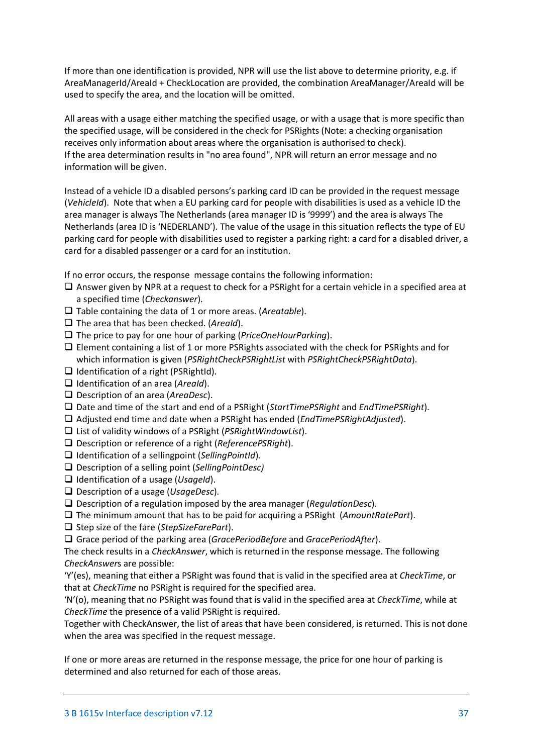If more than one identification is provided, NPR will use the list above to determine priority, e.g. if AreaManagerId/AreaId + CheckLocation are provided, the combination AreaManager/AreaId will be used to specify the area, and the location will be omitted.

All areas with a usage either matching the specified usage, or with a usage that is more specific than the specified usage, will be considered in the check for PSRights (Note: a checking organisation receives only information about areas where the organisation is authorised to check).
If the area determination results in "no area found", NPR will return an error message and no information will be given.

Instead of a vehicle ID a disabled persons's parking card ID can be provided in the request message (*VehicleId*). Note that when a EU parking card for people with disabilities is used as a vehicle ID the area manager is always The Netherlands (area manager ID is '9999') and the area is always The Netherlands (area ID is 'NEDERLAND'). The value of the usage in this situation reflects the type of EU parking card for people with disabilities used to register a parking right: a card for a disabled driver, a card for a disabled passenger or a card for an institution.

If no error occurs, the response message contains the following information:

- ❑ Answer given by NPR at a request to check for a PSRight for a certain vehicle in a specified area at a specified time (*Checkanswer*).
- ❑ Table containing the data of 1 or more areas. (*Areatable*).
- ❑ The area that has been checked. (*AreaId*).
- ❑ The price to pay for one hour of parking (*PriceOneHourParking*).
- ❑ Element containing a list of 1 or more PSRights associated with the check for PSRights and for which information is given (*PSRightCheckPSRightList* with *PSRightCheckPSRightData*).
- ❑ Identification of a right (PSRightId).
- ❑ Identification of an area (*AreaId*).
- ❑ Description of an area (*AreaDesc*).
- ❑ Date and time of the start and end of a PSRight (*StartTimePSRight* and *EndTimePSRight*).
- ❑ Adjusted end time and date when a PSRight has ended (*EndTimePSRightAdjusted*).
- ❑ List of validity windows of a PSRight (*PSRightWindowList*).
- ❑ Description or reference of a right (*ReferencePSRight*).
- ❑ Identification of a sellingpoint (*SellingPointId*).
- ❑ Description of a selling point (*SellingPointDesc)*
- ❑ Identification of a usage (*UsageId*).
- ❑ Description of a usage (*UsageDesc*).
- ❑ Description of a regulation imposed by the area manager (*RegulationDesc*).
- ❑ The minimum amount that has to be paid for acquiring a PSRight (*AmountRatePart*).
- ❑ Step size of the fare (*StepSizeFarePart*).
- ❑ Grace period of the parking area (*GracePeriodBefore* and *GracePeriodAfter*).

The check results in a *CheckAnswer*, which is returned in the response message. The following *CheckAnswer*s are possible:
'Y'(es), meaning that either a PSRight was found that is valid in the specified area at *CheckTime*, or that at *CheckTime* no PSRight is required for the specified area.
'N'(o), meaning that no PSRight was found that is valid in the specified area at *CheckTime*, while at *CheckTime* the presence of a valid PSRight is required.
Together with CheckAnswer, the list of areas that have been considered, is returned. This is not done when the area was specified in the request message.

If one or more areas are returned in the response message, the price for one hour of parking is determined and also returned for each of those areas.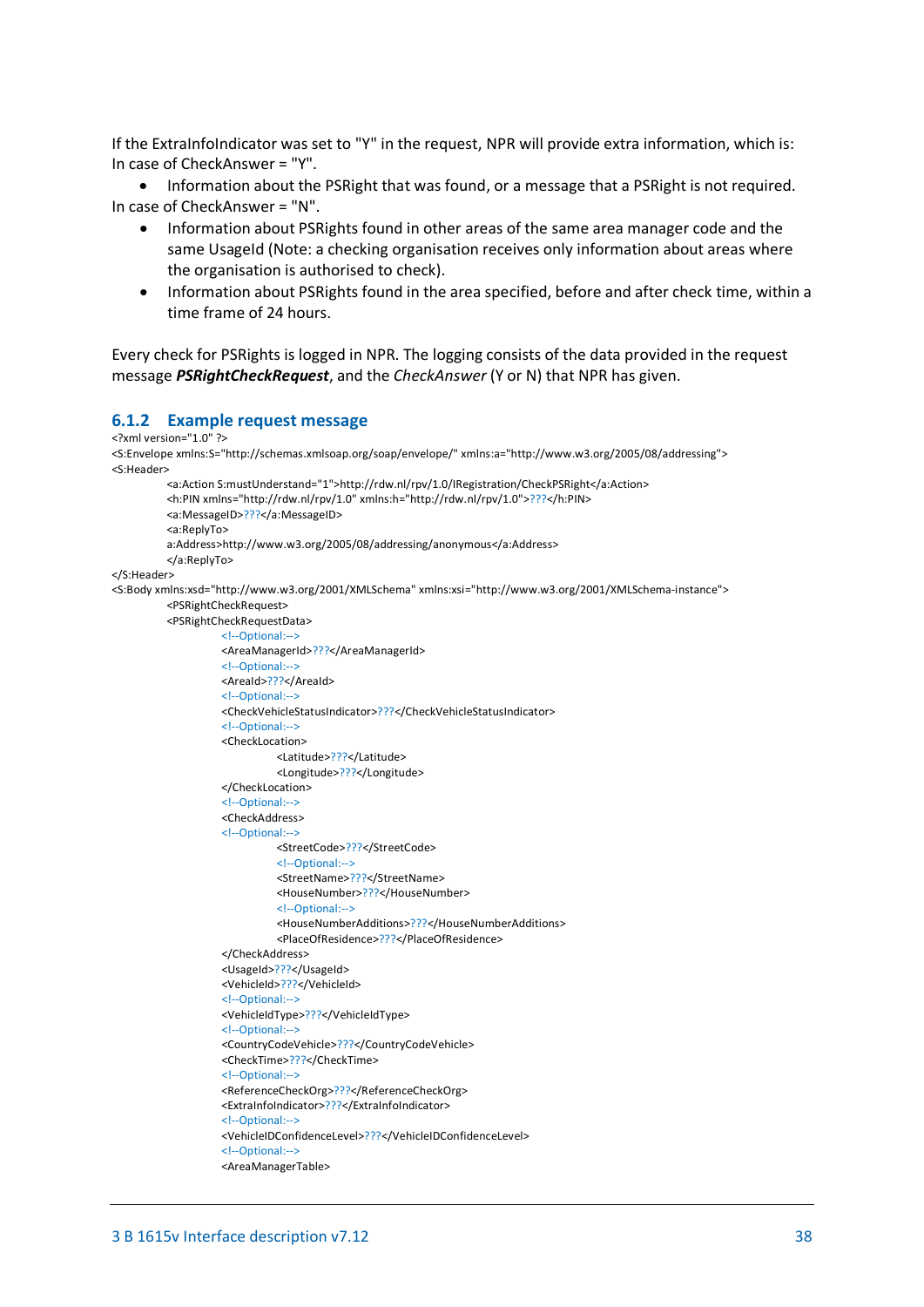If the ExtraInfoIndicator was set to "Y" in the request, NPR will provide extra information, which is:
In case of CheckAnswer = "Y".

- Information about the PSRight that was found, or a message that a PSRight is not required.

In case of CheckAnswer = "N".

- Information about PSRights found in other areas of the same area manager code and the same UsageId (Note: a checking organisation receives only information about areas where the organisation is authorised to check).
- Information about PSRights found in the area specified, before and after check time, within a time frame of 24 hours.

Every check for PSRights is logged in NPR. The logging consists of the data provided in the request message ***PSRightCheckRequest***, and the *CheckAnswer* (Y or N) that NPR has given.

### 6.1.2 Example request message

```
<?xml version="1.0" ?>
<S:Envelope xmlns:S="http://schemas.xmlsoap.org/soap/envelope/" xmlns:a="http://www.w3.org/2005/08/addressing">
<S:Header>
        <a:Action S:mustUnderstand="1">http://rdw.nl/rpv/1.0/IRegistration/CheckPSRight</a:Action>
        <h:PIN xmlns="http://rdw.nl/rpv/1.0" xmlns:h="http://rdw.nl/rpv/1.0">???</h:PIN>
        <a:MessageID>???</a:MessageID>
        <a:ReplyTo>
        a:Address>http://www.w3.org/2005/08/addressing/anonymous</a:Address>
        </a:ReplyTo>
</S:Header>
<S:Body xmlns:xsd="http://www.w3.org/2001/XMLSchema" xmlns:xsi="http://www.w3.org/2001/XMLSchema-instance">
        <PSRightCheckRequest>
        <PSRightCheckRequestData>
                <!--Optional:-->
                <AreaManagerId>???</AreaManagerId>
                <!--Optional:-->
                <AreaId>???</AreaId>
                <!--Optional:-->
                <CheckVehicleStatusIndicator>???</CheckVehicleStatusIndicator>
                <!--Optional:-->
                <CheckLocation>
                        <Latitude>???</Latitude>
                        <Longitude>???</Longitude>
                </CheckLocation>
                <!--Optional:-->
                <CheckAddress>
                <!--Optional:-->
                        <StreetCode>???</StreetCode>
                        <!--Optional:-->
                        <StreetName>???</StreetName>
                        <HouseNumber>???</HouseNumber>
                        <!--Optional:-->
                        <HouseNumberAdditions>???</HouseNumberAdditions>
                        <PlaceOfResidence>???</PlaceOfResidence>
                </CheckAddress>
                <UsageId>???</UsageId>
                <VehicleId>???</VehicleId>
                <!--Optional:-->
                <VehicleIdType>???</VehicleIdType>
                <!--Optional:-->
                <CountryCodeVehicle>???</CountryCodeVehicle>
                <CheckTime>???</CheckTime>
                <!--Optional:-->
                <ReferenceCheckOrg>???</ReferenceCheckOrg>
                <ExtraInfoIndicator>???</ExtraInfoIndicator>
                <!--Optional:-->
                <VehicleIDConfidenceLevel>???</VehicleIDConfidenceLevel>
                <!--Optional:-->
                <AreaManagerTable>
```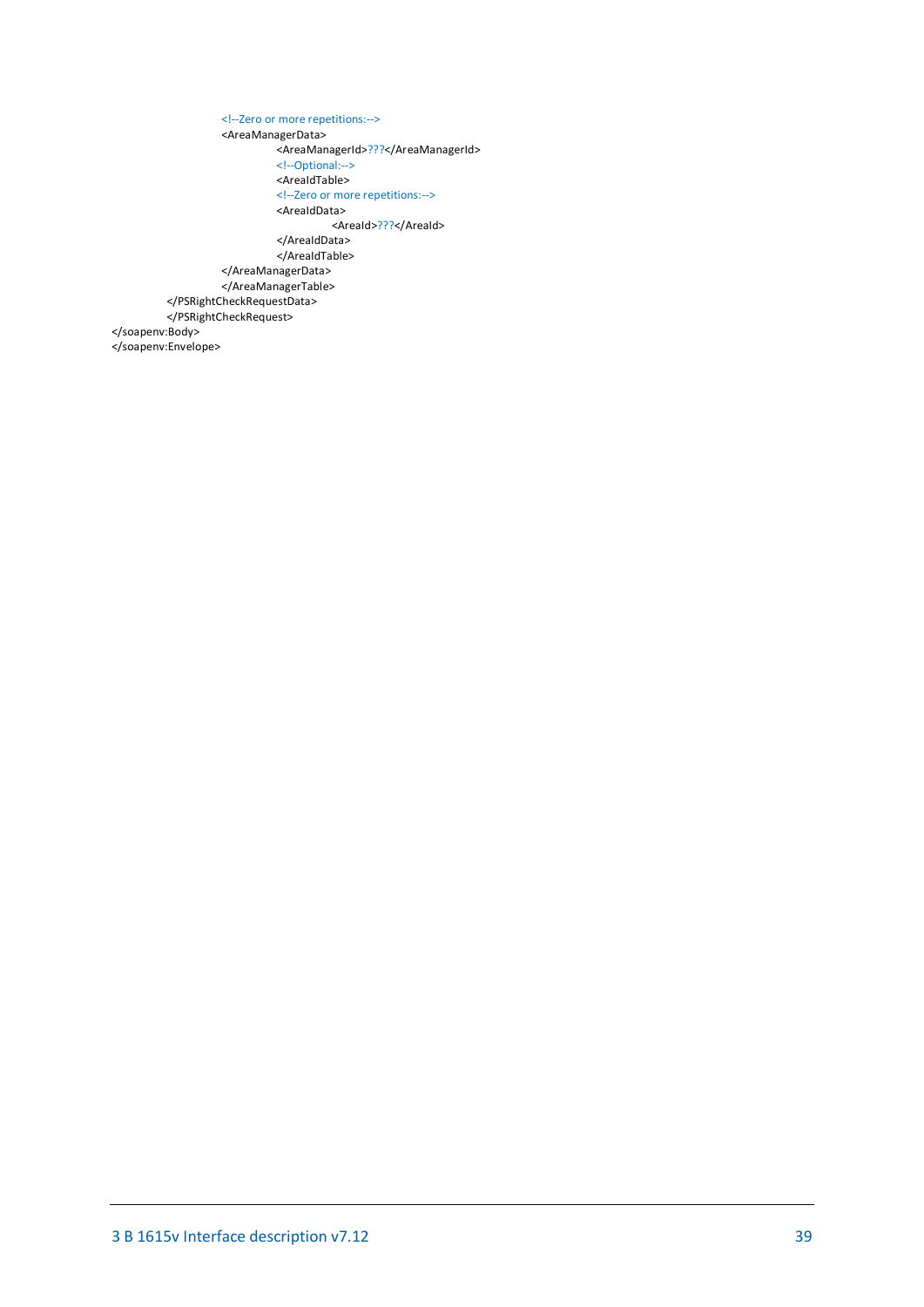```
                    <!--Zero or more repetitions:-->
                    <AreaManagerData>
                        <AreaManagerId>???</AreaManagerId>
                        <!--Optional:-->
                        <AreaIdTable>
                        <!--Zero or more repetitions:-->
                        <AreaIdData>
                            <AreaId>???</AreaId>
                        </AreaIdData>
                        </AreaIdTable>
                    </AreaManagerData>
                    </AreaManagerTable>
            </PSRightCheckRequestData>
            </PSRightCheckRequest>
</soapenv:Body>
</soapenv:Envelope>
```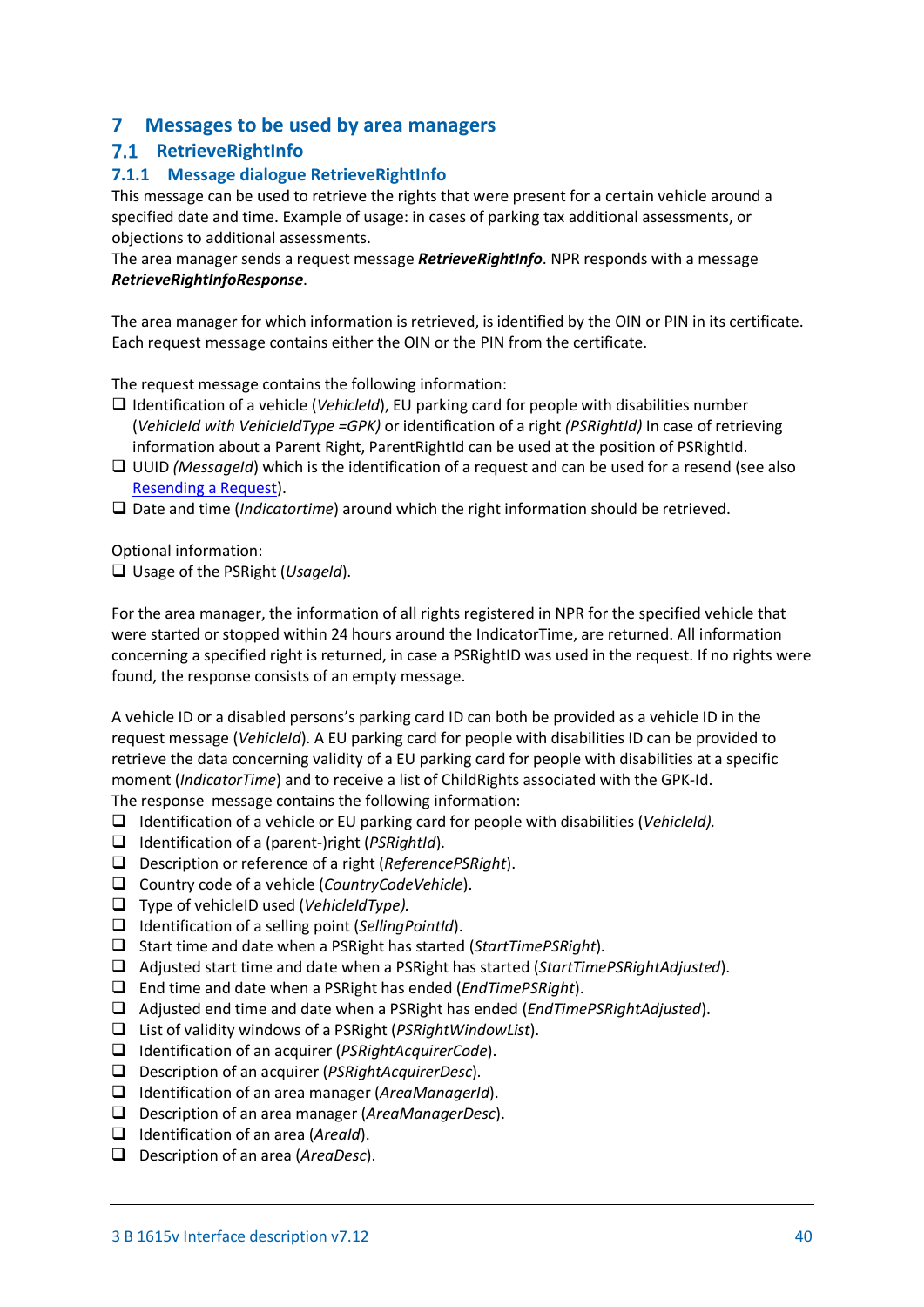# 7 Messages to be used by area managers

## 7.1 RetrieveRightInfo

### 7.1.1 Message dialogue RetrieveRightInfo

This message can be used to retrieve the rights that were present for a certain vehicle around a specified date and time. Example of usage: in cases of parking tax additional assessments, or objections to additional assessments.
The area manager sends a request message ***RetrieveRightInfo***. NPR responds with a message ***RetrieveRightInfoResponse***.

The area manager for which information is retrieved, is identified by the OIN or PIN in its certificate. Each request message contains either the OIN or the PIN from the certificate.

The request message contains the following information:

- ❑ Identification of a vehicle (*VehicleId*), EU parking card for people with disabilities number (*VehicleId with VehicleIdType =GPK)* or identification of a right *(PSRightId)* In case of retrieving information about a Parent Right, ParentRightId can be used at the position of PSRightId.
- ❑ UUID *(MessageId*) which is the identification of a request and can be used for a resend (see also [Resending a Request](#)).
- ❑ Date and time (*Indicatortime*) around which the right information should be retrieved.

Optional information:

- ❑ Usage of the PSRight (*UsageId*).

For the area manager, the information of all rights registered in NPR for the specified vehicle that were started or stopped within 24 hours around the IndicatorTime, are returned. All information concerning a specified right is returned, in case a PSRightID was used in the request. If no rights were found, the response consists of an empty message.

A vehicle ID or a disabled persons's parking card ID can both be provided as a vehicle ID in the request message (*VehicleId*). A EU parking card for people with disabilities ID can be provided to retrieve the data concerning validity of a EU parking card for people with disabilities at a specific moment (*IndicatorTime*) and to receive a list of ChildRights associated with the GPK-Id.
The response message contains the following information:

- ❑ Identification of a vehicle or EU parking card for people with disabilities (*VehicleId).*
- ❑ Identification of a (parent-)right (*PSRightId*).
- ❑ Description or reference of a right (*ReferencePSRight*).
- ❑ Country code of a vehicle (*CountryCodeVehicle*).
- ❑ Type of vehicleID used (*VehicleIdType).*
- ❑ Identification of a selling point (*SellingPointId*).
- ❑ Start time and date when a PSRight has started (*StartTimePSRight*).
- ❑ Adjusted start time and date when a PSRight has started (*StartTimePSRightAdjusted*).
- ❑ End time and date when a PSRight has ended (*EndTimePSRight*).
- ❑ Adjusted end time and date when a PSRight has ended (*EndTimePSRightAdjusted*).
- ❑ List of validity windows of a PSRight (*PSRightWindowList*).
- ❑ Identification of an acquirer (*PSRightAcquirerCode*).
- ❑ Description of an acquirer (*PSRightAcquirerDesc*).
- ❑ Identification of an area manager (*AreaManagerId*).
- ❑ Description of an area manager (*AreaManagerDesc*).
- ❑ Identification of an area (*AreaId*).
- ❑ Description of an area (*AreaDesc*).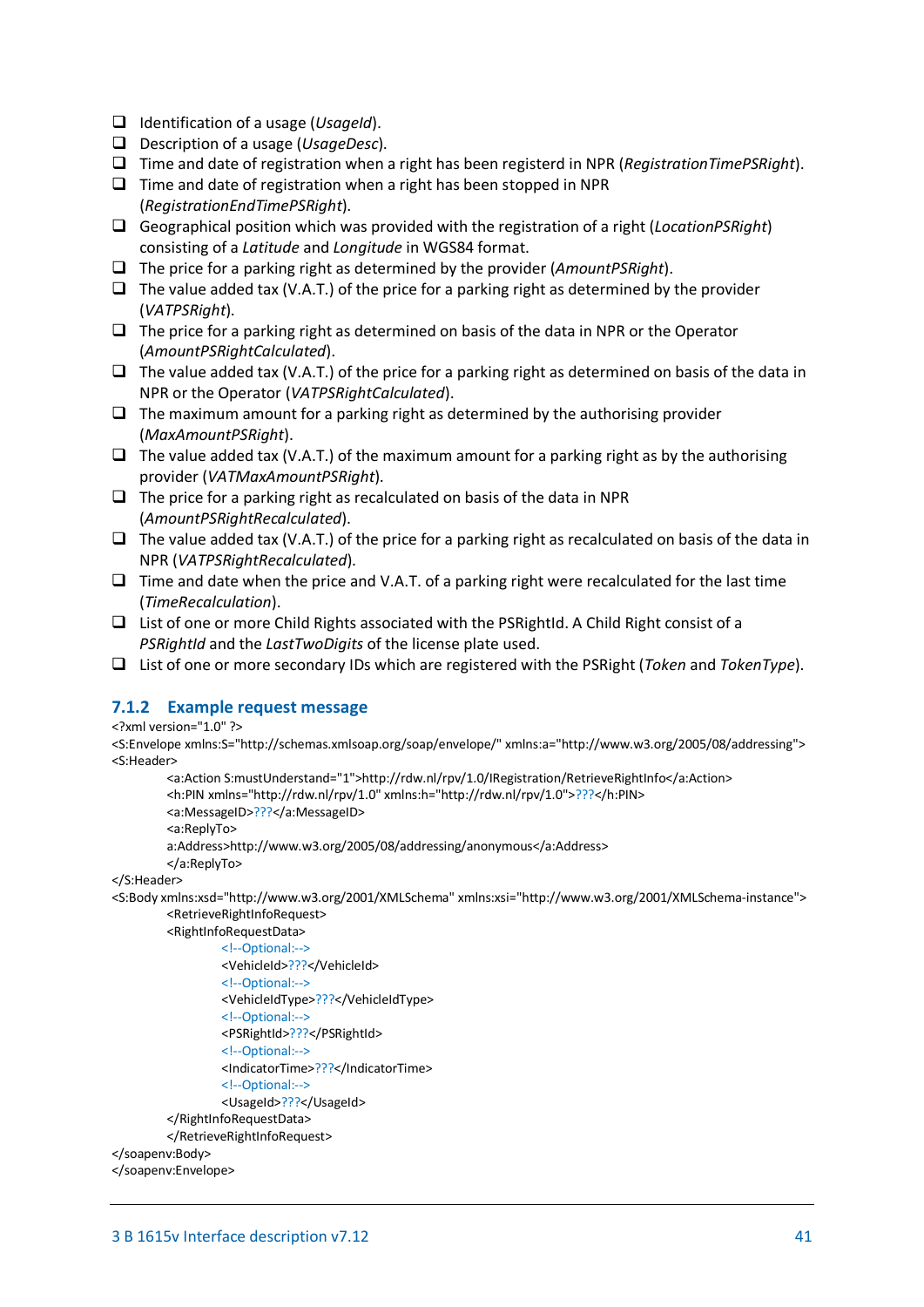- Identification of a usage (*UsageId*).
- Description of a usage (*UsageDesc*).
- Time and date of registration when a right has been registerd in NPR (*RegistrationTimePSRight*).
- Time and date of registration when a right has been stopped in NPR (*RegistrationEndTimePSRight*).
- Geographical position which was provided with the registration of a right (*LocationPSRight*) consisting of a *Latitude* and *Longitude* in WGS84 format.
- The price for a parking right as determined by the provider (*AmountPSRight*).
- The value added tax (V.A.T.) of the price for a parking right as determined by the provider (*VATPSRight*).
- The price for a parking right as determined on basis of the data in NPR or the Operator (*AmountPSRightCalculated*).
- The value added tax (V.A.T.) of the price for a parking right as determined on basis of the data in NPR or the Operator (*VATPSRightCalculated*).
- The maximum amount for a parking right as determined by the authorising provider (*MaxAmountPSRight*).
- The value added tax (V.A.T.) of the maximum amount for a parking right as by the authorising provider (*VATMaxAmountPSRight*).
- The price for a parking right as recalculated on basis of the data in NPR (*AmountPSRightRecalculated*).
- The value added tax (V.A.T.) of the price for a parking right as recalculated on basis of the data in NPR (*VATPSRightRecalculated*).
- Time and date when the price and V.A.T. of a parking right were recalculated for the last time (*TimeRecalculation*).
- List of one or more Child Rights associated with the PSRightId. A Child Right consist of a *PSRightId* and the *LastTwoDigits* of the license plate used.
- List of one or more secondary IDs which are registered with the PSRight (*Token* and *TokenType*).

### 7.1.2 Example request message

```
<?xml version="1.0" ?>
<S:Envelope xmlns:S="http://schemas.xmlsoap.org/soap/envelope/" xmlns:a="http://www.w3.org/2005/08/addressing">
<S:Header>
        <a:Action S:mustUnderstand="1">http://rdw.nl/rpv/1.0/IRegistration/RetrieveRightInfo</a:Action>
        <h:PIN xmlns="http://rdw.nl/rpv/1.0" xmlns:h="http://rdw.nl/rpv/1.0">???</h:PIN>
        <a:MessageID>???</a:MessageID>
        <a:ReplyTo>
        a:Address>http://www.w3.org/2005/08/addressing/anonymous</a:Address>
        </a:ReplyTo>
</S:Header>
<S:Body xmlns:xsd="http://www.w3.org/2001/XMLSchema" xmlns:xsi="http://www.w3.org/2001/XMLSchema-instance">
        <RetrieveRightInfoRequest>
        <RightInfoRequestData>
                <!--Optional:-->
                <VehicleId>???</VehicleId>
                <!--Optional:-->
                <VehicleIdType>???</VehicleIdType>
                <!--Optional:-->
                <PSRightId>???</PSRightId>
                <!--Optional:-->
                <IndicatorTime>???</IndicatorTime>
                <!--Optional:-->
                <UsageId>???</UsageId>
        </RightInfoRequestData>
        </RetrieveRightInfoRequest>
</soapenv:Body>
</soapenv:Envelope>
```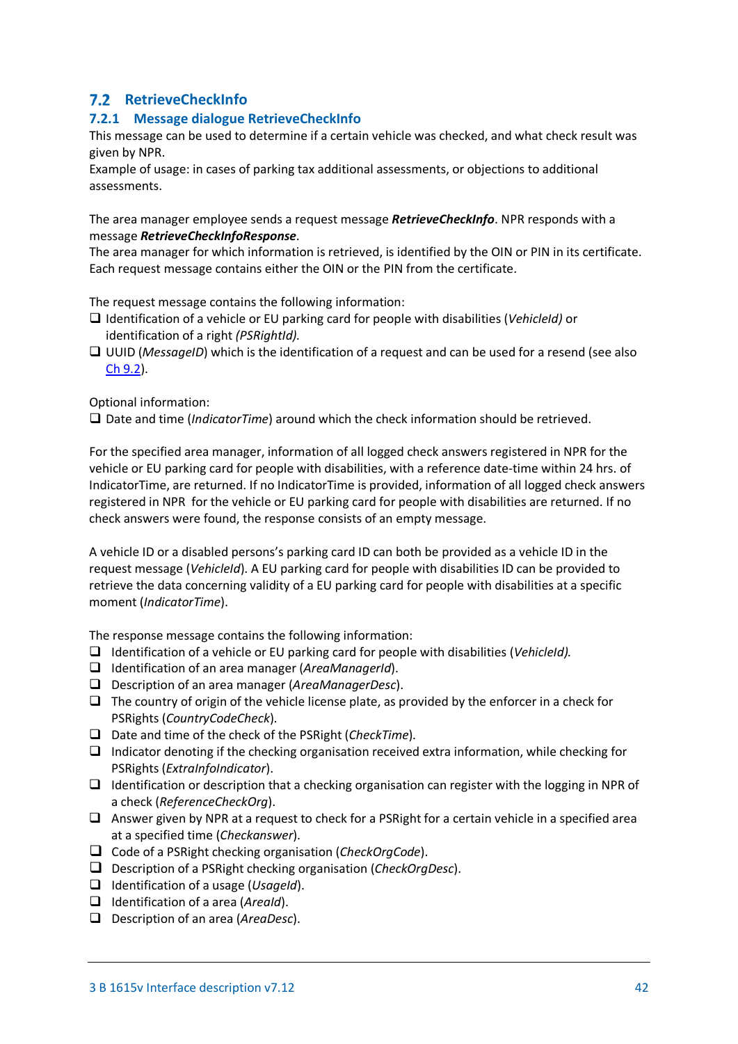## 7.2 RetrieveCheckInfo

### 7.2.1 Message dialogue RetrieveCheckInfo

This message can be used to determine if a certain vehicle was checked, and what check result was given by NPR.
Example of usage: in cases of parking tax additional assessments, or objections to additional assessments.

The area manager employee sends a request message ***RetrieveCheckInfo***. NPR responds with a message ***RetrieveCheckInfoResponse***.
The area manager for which information is retrieved, is identified by the OIN or PIN in its certificate. Each request message contains either the OIN or the PIN from the certificate.

The request message contains the following information:

- ❑ Identification of a vehicle or EU parking card for people with disabilities (*VehicleId)* or identification of a right *(PSRightId).*
- ❑ UUID (*MessageID*) which is the identification of a request and can be used for a resend (see also Ch 9.2).

Optional information:

- ❑ Date and time (*IndicatorTime*) around which the check information should be retrieved.

For the specified area manager, information of all logged check answers registered in NPR for the vehicle or EU parking card for people with disabilities, with a reference date-time within 24 hrs. of IndicatorTime, are returned. If no IndicatorTime is provided, information of all logged check answers registered in NPR for the vehicle or EU parking card for people with disabilities are returned. If no check answers were found, the response consists of an empty message.

A vehicle ID or a disabled persons's parking card ID can both be provided as a vehicle ID in the request message (*VehicleId*). A EU parking card for people with disabilities ID can be provided to retrieve the data concerning validity of a EU parking card for people with disabilities at a specific moment (*IndicatorTime*).

The response message contains the following information:

- ❑ Identification of a vehicle or EU parking card for people with disabilities (*VehicleId).*
- ❑ Identification of an area manager (*AreaManagerId*).
- ❑ Description of an area manager (*AreaManagerDesc*).
- ❑ The country of origin of the vehicle license plate, as provided by the enforcer in a check for PSRights (*CountryCodeCheck*).
- ❑ Date and time of the check of the PSRight (*CheckTime*).
- ❑ Indicator denoting if the checking organisation received extra information, while checking for PSRights (*ExtraInfoIndicator*).
- ❑ Identification or description that a checking organisation can register with the logging in NPR of a check (*ReferenceCheckOrg*).
- ❑ Answer given by NPR at a request to check for a PSRight for a certain vehicle in a specified area at a specified time (*Checkanswer*).
- ❑ Code of a PSRight checking organisation (*CheckOrgCode*).
- ❑ Description of a PSRight checking organisation (*CheckOrgDesc*).
- ❑ Identification of a usage (*UsageId*).
- ❑ Identification of a area (*AreaId*).
- ❑ Description of an area (*AreaDesc*).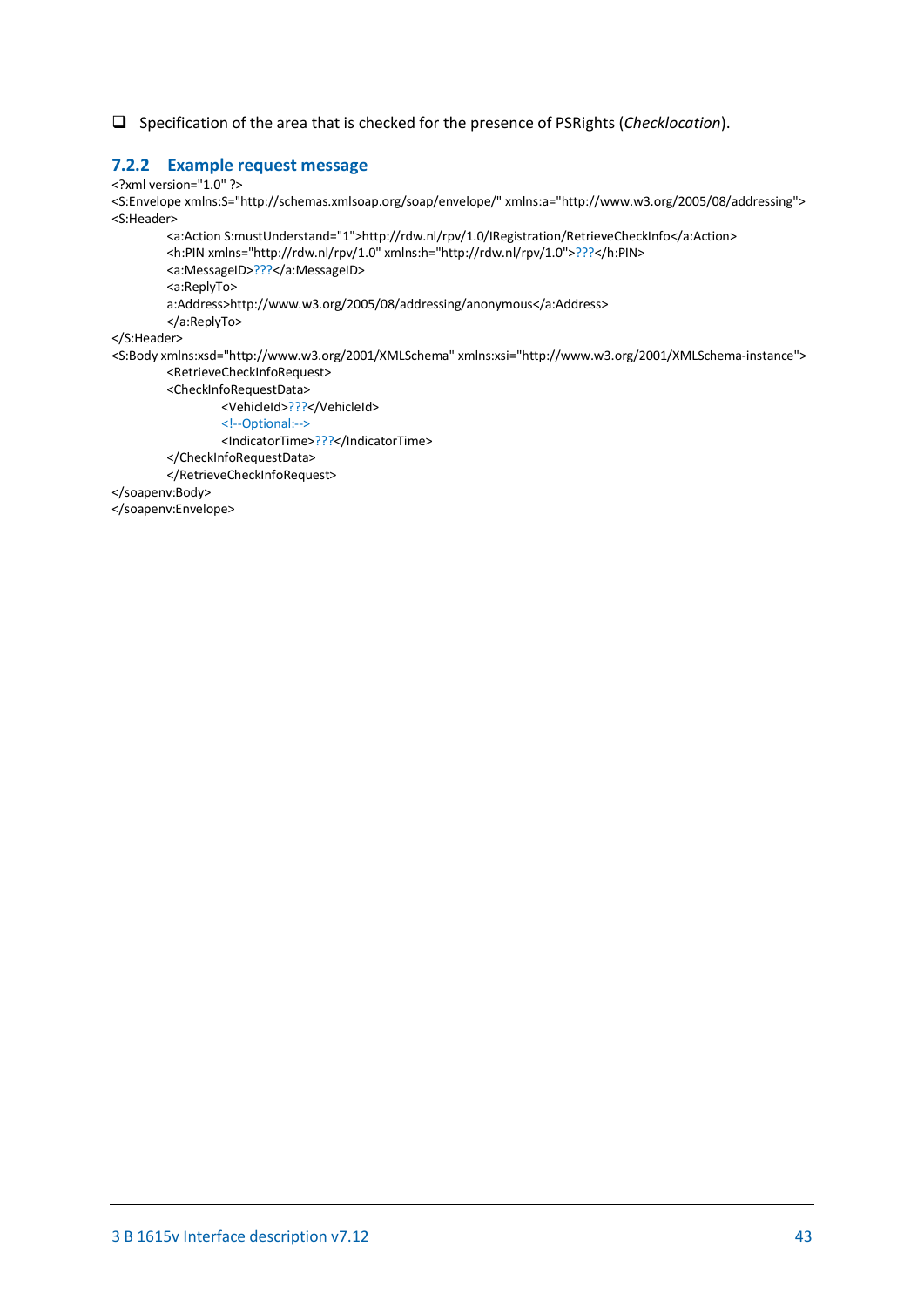- [ ] Specification of the area that is checked for the presence of PSRights (*Checklocation*).

### 7.2.2 Example request message

```
<?xml version="1.0" ?>
<S:Envelope xmlns:S="http://schemas.xmlsoap.org/soap/envelope/" xmlns:a="http://www.w3.org/2005/08/addressing">
<S:Header>
        <a:Action S:mustUnderstand="1">http://rdw.nl/rpv/1.0/IRegistration/RetrieveCheckInfo</a:Action>
        <h:PIN xmlns="http://rdw.nl/rpv/1.0" xmlns:h="http://rdw.nl/rpv/1.0">???</h:PIN>
        <a:MessageID>???</a:MessageID>
        <a:ReplyTo>
        a:Address>http://www.w3.org/2005/08/addressing/anonymous</a:Address>
        </a:ReplyTo>
</S:Header>
<S:Body xmlns:xsd="http://www.w3.org/2001/XMLSchema" xmlns:xsi="http://www.w3.org/2001/XMLSchema-instance">
        <RetrieveCheckInfoRequest>
        <CheckInfoRequestData>
                <VehicleId>???</VehicleId>
                <!--Optional:-->
                <IndicatorTime>???</IndicatorTime>
        </CheckInfoRequestData>
        </RetrieveCheckInfoRequest>
</soapenv:Body>
</soapenv:Envelope>
```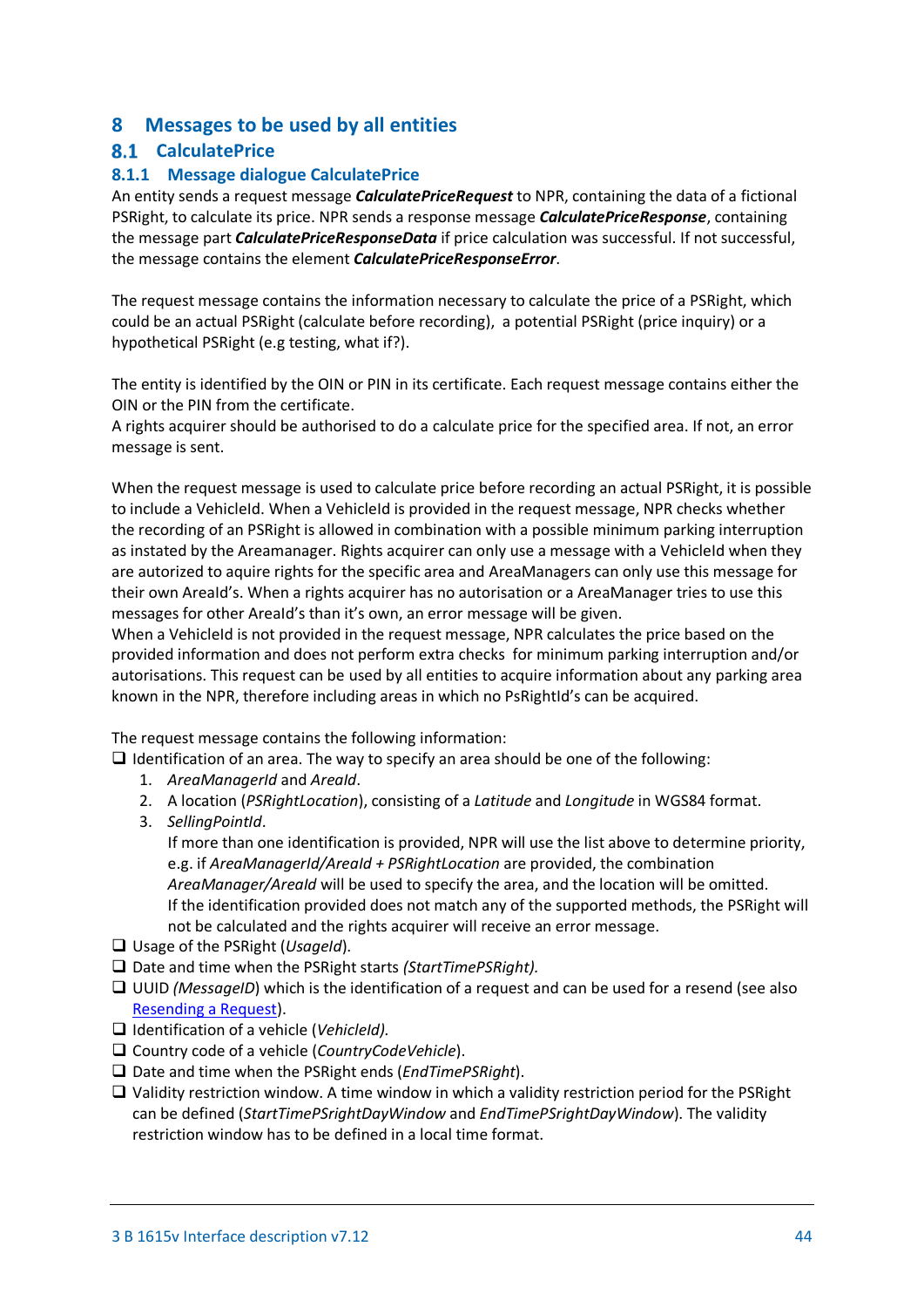# 8 Messages to be used by all entities

## 8.1 CalculatePrice

### 8.1.1 Message dialogue CalculatePrice

An entity sends a request message ***CalculatePriceRequest*** to NPR, containing the data of a fictional PSRight, to calculate its price. NPR sends a response message ***CalculatePriceResponse***, containing the message part ***CalculatePriceResponseData*** if price calculation was successful. If not successful, the message contains the element ***CalculatePriceResponseError***.

The request message contains the information necessary to calculate the price of a PSRight, which could be an actual PSRight (calculate before recording), a potential PSRight (price inquiry) or a hypothetical PSRight (e.g testing, what if?).

The entity is identified by the OIN or PIN in its certificate. Each request message contains either the OIN or the PIN from the certificate.
A rights acquirer should be authorised to do a calculate price for the specified area. If not, an error message is sent.

When the request message is used to calculate price before recording an actual PSRight, it is possible to include a VehicleId. When a VehicleId is provided in the request message, NPR checks whether the recording of an PSRight is allowed in combination with a possible minimum parking interruption as instated by the Areamanager. Rights acquirer can only use a message with a VehicleId when they are autorized to aquire rights for the specific area and AreaManagers can only use this message for their own AreaId's. When a rights acquirer has no autorisation or a AreaManager tries to use this messages for other AreaId's than it's own, an error message will be given.
When a VehicleId is not provided in the request message, NPR calculates the price based on the provided information and does not perform extra checks for minimum parking interruption and/or autorisations. This request can be used by all entities to acquire information about any parking area known in the NPR, therefore including areas in which no PsRightId's can be acquired.

The request message contains the following information:

- Identification of an area. The way to specify an area should be one of the following:
  1. *AreaManagerId* and *AreaId*.
  2. A location (*PSRightLocation*), consisting of a *Latitude* and *Longitude* in WGS84 format.
  3. *SellingPointId*.

     If more than one identification is provided, NPR will use the list above to determine priority, e.g. if *AreaManagerId/AreaId + PSRightLocation* are provided, the combination *AreaManager/AreaId* will be used to specify the area, and the location will be omitted.
     If the identification provided does not match any of the supported methods, the PSRight will not be calculated and the rights acquirer will receive an error message.
- Usage of the PSRight (*UsageId*).
- Date and time when the PSRight starts *(StartTimePSRight).*
- UUID *(MessageID*) which is the identification of a request and can be used for a resend (see also [Resending a Request]()).
- Identification of a vehicle (*VehicleId).*
- Country code of a vehicle (*CountryCodeVehicle*).
- Date and time when the PSRight ends (*EndTimePSRight*).
- Validity restriction window. A time window in which a validity restriction period for the PSRight can be defined (*StartTimePSrightDayWindow* and *EndTimePSrightDayWindow*). The validity restriction window has to be defined in a local time format.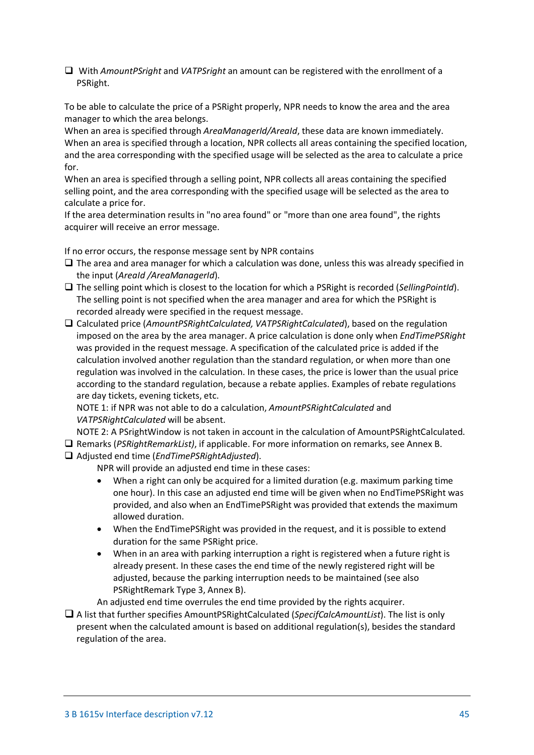- With *AmountPSright* and *VATPSright* an amount can be registered with the enrollment of a PSRight.

To be able to calculate the price of a PSRight properly, NPR needs to know the area and the area manager to which the area belongs.
When an area is specified through *AreaManagerId/AreaId*, these data are known immediately.
When an area is specified through a location, NPR collects all areas containing the specified location, and the area corresponding with the specified usage will be selected as the area to calculate a price for.
When an area is specified through a selling point, NPR collects all areas containing the specified selling point, and the area corresponding with the specified usage will be selected as the area to calculate a price for.
If the area determination results in "no area found" or "more than one area found", the rights acquirer will receive an error message.

If no error occurs, the response message sent by NPR contains

- The area and area manager for which a calculation was done, unless this was already specified in the input (*AreaId /AreaManagerId*).
- The selling point which is closest to the location for which a PSRight is recorded (*SellingPointId*). The selling point is not specified when the area manager and area for which the PSRight is recorded already were specified in the request message.
- Calculated price (*AmountPSRightCalculated, VATPSRightCalculated*), based on the regulation imposed on the area by the area manager. A price calculation is done only when *EndTimePSRight* was provided in the request message. A specification of the calculated price is added if the calculation involved another regulation than the standard regulation, or when more than one regulation was involved in the calculation. In these cases, the price is lower than the usual price according to the standard regulation, because a rebate applies. Examples of rebate regulations are day tickets, evening tickets, etc.
  NOTE 1: if NPR was not able to do a calculation, *AmountPSRightCalculated* and *VATPSRightCalculated* will be absent.
  NOTE 2: A PSrightWindow is not taken in account in the calculation of AmountPSRightCalculated.
- Remarks (*PSRightRemarkList)*, if applicable. For more information on remarks, see Annex B.
- Adjusted end time (*EndTimePSRightAdjusted*).
  NPR will provide an adjusted end time in these cases:
  - When a right can only be acquired for a limited duration (e.g. maximum parking time one hour). In this case an adjusted end time will be given when no EndTimePSRight was provided, and also when an EndTimePSRight was provided that extends the maximum allowed duration.
  - When the EndTimePSRight was provided in the request, and it is possible to extend duration for the same PSRight price.
  - When in an area with parking interruption a right is registered when a future right is already present. In these cases the end time of the newly registered right will be adjusted, because the parking interruption needs to be maintained (see also PSRightRemark Type 3, Annex B).

  An adjusted end time overrules the end time provided by the rights acquirer.
- A list that further specifies AmountPSRightCalculated (*SpecifCalcAmountList*). The list is only present when the calculated amount is based on additional regulation(s), besides the standard regulation of the area.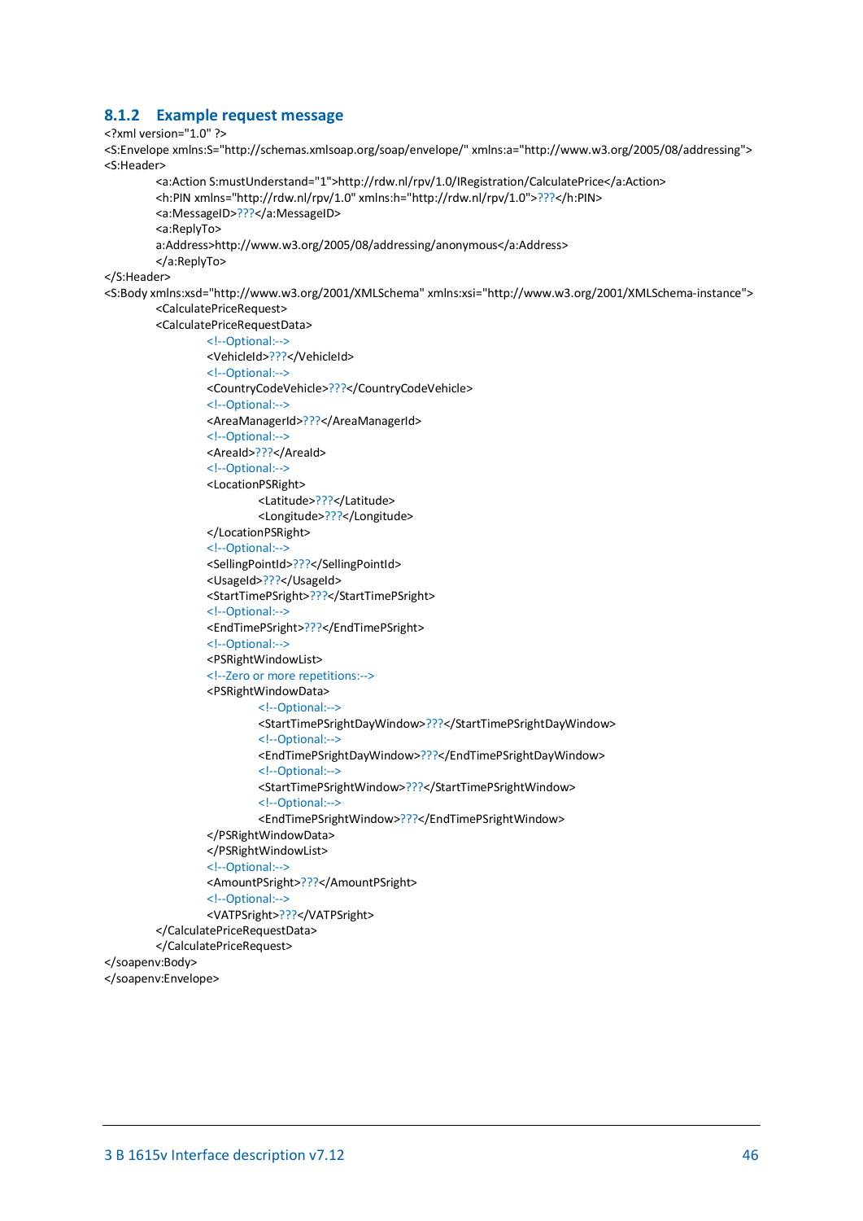### 8.1.2 Example request message

```
<?xml version="1.0" ?>
<S:Envelope xmlns:S="http://schemas.xmlsoap.org/soap/envelope/" xmlns:a="http://www.w3.org/2005/08/addressing">
<S:Header>
        <a:Action S:mustUnderstand="1">http://rdw.nl/rpv/1.0/IRegistration/CalculatePrice</a:Action>
        <h:PIN xmlns="http://rdw.nl/rpv/1.0" xmlns:h="http://rdw.nl/rpv/1.0">???</h:PIN>
        <a:MessageID>???</a:MessageID>
        <a:ReplyTo>
        a:Address>http://www.w3.org/2005/08/addressing/anonymous</a:Address>
        </a:ReplyTo>
</S:Header>
<S:Body xmlns:xsd="http://www.w3.org/2001/XMLSchema" xmlns:xsi="http://www.w3.org/2001/XMLSchema-instance">
        <CalculatePriceRequest>
        <CalculatePriceRequestData>
                <!--Optional:-->
                <VehicleId>???</VehicleId>
                <!--Optional:-->
                <CountryCodeVehicle>???</CountryCodeVehicle>
                <!--Optional:-->
                <AreaManagerId>???</AreaManagerId>
                <!--Optional:-->
                <AreaId>???</AreaId>
                <!--Optional:-->
                <LocationPSRight>
                        <Latitude>???</Latitude>
                        <Longitude>???</Longitude>
                </LocationPSRight>
                <!--Optional:-->
                <SellingPointId>???</SellingPointId>
                <UsageId>???</UsageId>
                <StartTimePSright>???</StartTimePSright>
                <!--Optional:-->
                <EndTimePSright>???</EndTimePSright>
                <!--Optional:-->
                <PSRightWindowList>
                <!--Zero or more repetitions:-->
                <PSRightWindowData>
                        <!--Optional:-->
                        <StartTimePSrightDayWindow>???</StartTimePSrightDayWindow>
                        <!--Optional:-->
                        <EndTimePSrightDayWindow>???</EndTimePSrightDayWindow>
                        <!--Optional:-->
                        <StartTimePSrightWindow>???</StartTimePSrightWindow>
                        <!--Optional:-->
                        <EndTimePSrightWindow>???</EndTimePSrightWindow>
                </PSRightWindowData>
                </PSRightWindowList>
                <!--Optional:-->
                <AmountPSright>???</AmountPSright>
                <!--Optional:-->
                <VATPSright>???</VATPSright>
        </CalculatePriceRequestData>
        </CalculatePriceRequest>
</soapenv:Body>
</soapenv:Envelope>
```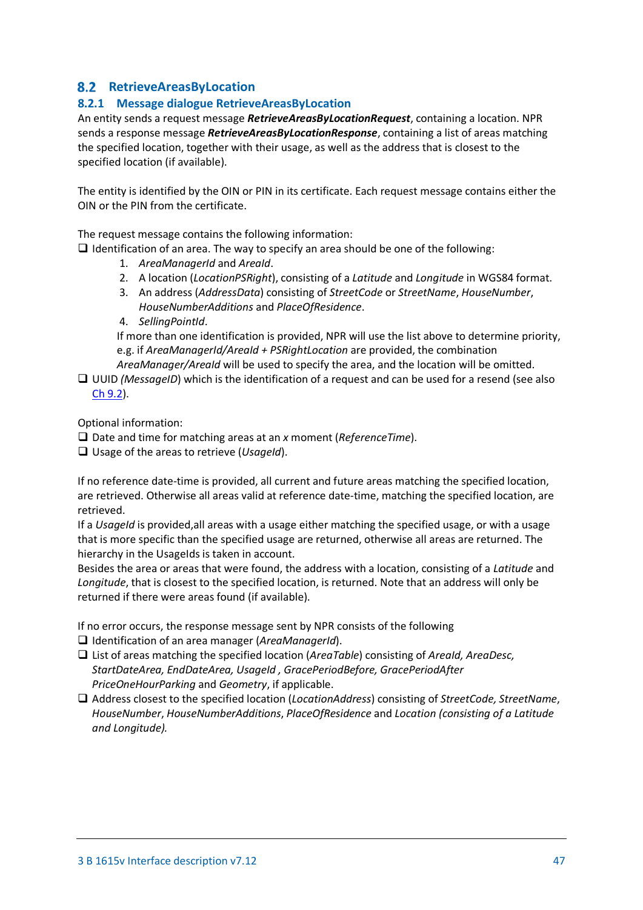## 8.2 RetrieveAreasByLocation

### 8.2.1 Message dialogue RetrieveAreasByLocation

An entity sends a request message ***RetrieveAreasByLocationRequest***, containing a location. NPR sends a response message ***RetrieveAreasByLocationResponse***, containing a list of areas matching the specified location, together with their usage, as well as the address that is closest to the specified location (if available).

The entity is identified by the OIN or PIN in its certificate. Each request message contains either the OIN or the PIN from the certificate.

The request message contains the following information:

- Identification of an area. The way to specify an area should be one of the following:
  1. *AreaManagerId* and *AreaId*.
  2. A location (*LocationPSRight*), consisting of a *Latitude* and *Longitude* in WGS84 format.
  3. An address (*AddressData*) consisting of *StreetCode* or *StreetName*, *HouseNumber*, *HouseNumberAdditions* and *PlaceOfResidence*.
  4. *SellingPointId*.

  If more than one identification is provided, NPR will use the list above to determine priority, e.g. if *AreaManagerId/AreaId + PSRightLocation* are provided, the combination *AreaManager/AreaId* will be used to specify the area, and the location will be omitted.
- UUID *(MessageID*) which is the identification of a request and can be used for a resend (see also Ch 9.2).

Optional information:

- Date and time for matching areas at an *x* moment (*ReferenceTime*).
- Usage of the areas to retrieve (*UsageId*).

If no reference date-time is provided, all current and future areas matching the specified location, are retrieved. Otherwise all areas valid at reference date-time, matching the specified location, are retrieved.
If a *UsageId* is provided,all areas with a usage either matching the specified usage, or with a usage that is more specific than the specified usage are returned, otherwise all areas are returned. The hierarchy in the UsageIds is taken in account.
Besides the area or areas that were found, the address with a location, consisting of a *Latitude* and *Longitude*, that is closest to the specified location, is returned. Note that an address will only be returned if there were areas found (if available).

If no error occurs, the response message sent by NPR consists of the following

- Identification of an area manager (*AreaManagerId*).
- List of areas matching the specified location (*AreaTable*) consisting of *AreaId, AreaDesc, StartDateArea, EndDateArea, UsageId , GracePeriodBefore, GracePeriodAfter PriceOneHourParking* and *Geometry*, if applicable.
- Address closest to the specified location (*LocationAddress*) consisting of *StreetCode, StreetName*, *HouseNumber*, *HouseNumberAdditions*, *PlaceOfResidence* and *Location (consisting of a Latitude and Longitude).*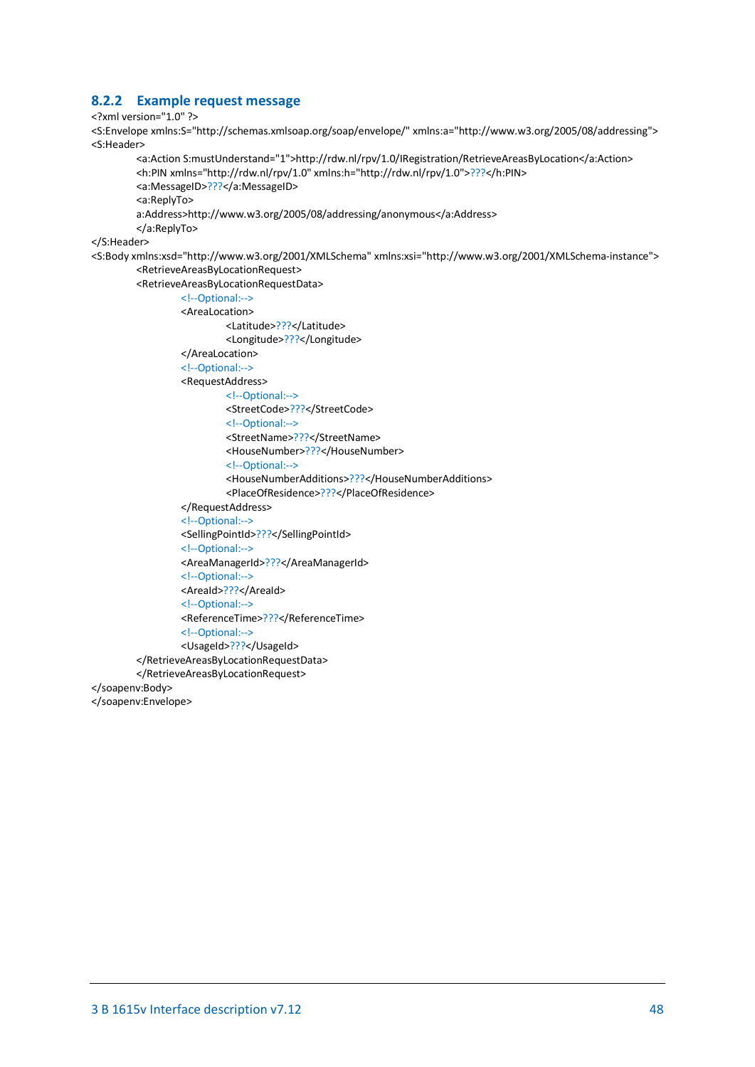### 8.2.2 Example request message

```
<?xml version="1.0" ?>
<S:Envelope xmlns:S="http://schemas.xmlsoap.org/soap/envelope/" xmlns:a="http://www.w3.org/2005/08/addressing">
<S:Header>
        <a:Action S:mustUnderstand="1">http://rdw.nl/rpv/1.0/IRegistration/RetrieveAreasByLocation</a:Action>
        <h:PIN xmlns="http://rdw.nl/rpv/1.0" xmlns:h="http://rdw.nl/rpv/1.0">???</h:PIN>
        <a:MessageID>???</a:MessageID>
        <a:ReplyTo>
        a:Address>http://www.w3.org/2005/08/addressing/anonymous</a:Address>
        </a:ReplyTo>
</S:Header>
<S:Body xmlns:xsd="http://www.w3.org/2001/XMLSchema" xmlns:xsi="http://www.w3.org/2001/XMLSchema-instance">
        <RetrieveAreasByLocationRequest>
        <RetrieveAreasByLocationRequestData>
                <!--Optional:-->
                <AreaLocation>
                        <Latitude>???</Latitude>
                        <Longitude>???</Longitude>
                </AreaLocation>
                <!--Optional:-->
                <RequestAddress>
                        <!--Optional:-->
                        <StreetCode>???</StreetCode>
                        <!--Optional:-->
                        <StreetName>???</StreetName>
                        <HouseNumber>???</HouseNumber>
                        <!--Optional:-->
                        <HouseNumberAdditions>???</HouseNumberAdditions>
                        <PlaceOfResidence>???</PlaceOfResidence>
                </RequestAddress>
                <!--Optional:-->
                <SellingPointId>???</SellingPointId>
                <!--Optional:-->
                <AreaManagerId>???</AreaManagerId>
                <!--Optional:-->
                <AreaId>???</AreaId>
                <!--Optional:-->
                <ReferenceTime>???</ReferenceTime>
                <!--Optional:-->
                <UsageId>???</UsageId>
        </RetrieveAreasByLocationRequestData>
        </RetrieveAreasByLocationRequest>
</soapenv:Body>
</soapenv:Envelope>
```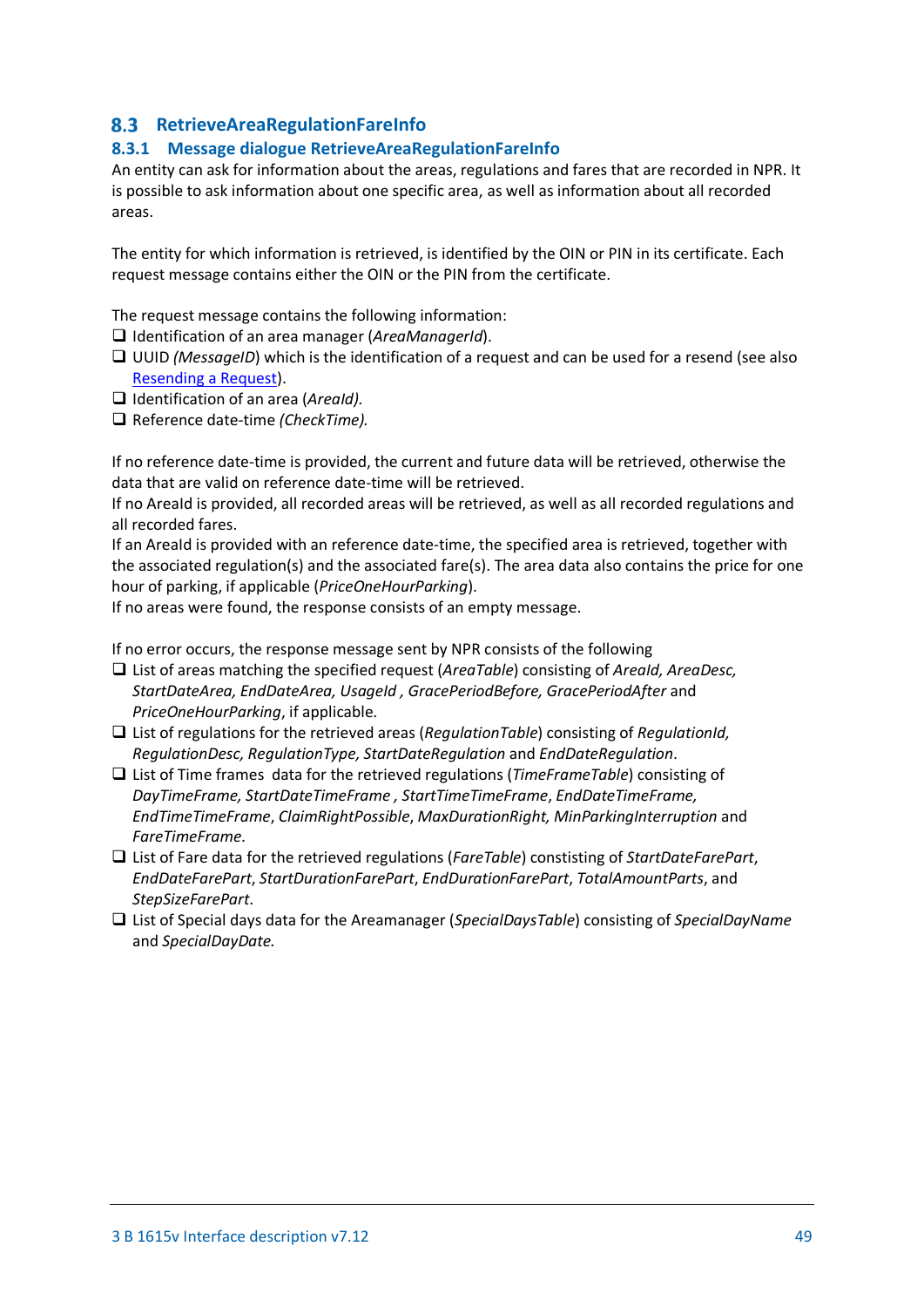## 8.3 RetrieveAreaRegulationFareInfo

### 8.3.1 Message dialogue RetrieveAreaRegulationFareInfo

An entity can ask for information about the areas, regulations and fares that are recorded in NPR. It is possible to ask information about one specific area, as well as information about all recorded areas.

The entity for which information is retrieved, is identified by the OIN or PIN in its certificate. Each request message contains either the OIN or the PIN from the certificate.

The request message contains the following information:

- Identification of an area manager (*AreaManagerId*).
- UUID *(MessageID*) which is the identification of a request and can be used for a resend (see also Resending a Request).
- Identification of an area (*AreaId).*
- Reference date-time *(CheckTime).*

If no reference date-time is provided, the current and future data will be retrieved, otherwise the data that are valid on reference date-time will be retrieved.
If no AreaId is provided, all recorded areas will be retrieved, as well as all recorded regulations and all recorded fares.
If an AreaId is provided with an reference date-time, the specified area is retrieved, together with the associated regulation(s) and the associated fare(s). The area data also contains the price for one hour of parking, if applicable (*PriceOneHourParking*).
If no areas were found, the response consists of an empty message.

If no error occurs, the response message sent by NPR consists of the following

- List of areas matching the specified request (*AreaTable*) consisting of *AreaId, AreaDesc, StartDateArea, EndDateArea, UsageId , GracePeriodBefore, GracePeriodAfter* and *PriceOneHourParking*, if applicable.
- List of regulations for the retrieved areas (*RegulationTable*) consisting of *RegulationId, RegulationDesc, RegulationType, StartDateRegulation* and *EndDateRegulation*.
- List of Time frames data for the retrieved regulations (*TimeFrameTable*) consisting of *DayTimeFrame, StartDateTimeFrame , StartTimeTimeFrame*, *EndDateTimeFrame, EndTimeTimeFrame*, *ClaimRightPossible*, *MaxDurationRight, MinParkingInterruption* and *FareTimeFrame*.
- List of Fare data for the retrieved regulations (*FareTable*) constisting of *StartDateFarePart*, *EndDateFarePart*, *StartDurationFarePart*, *EndDurationFarePart*, *TotalAmountParts*, and *StepSizeFarePart*.
- List of Special days data for the Areamanager (*SpecialDaysTable*) consisting of *SpecialDayName* and *SpecialDayDate.*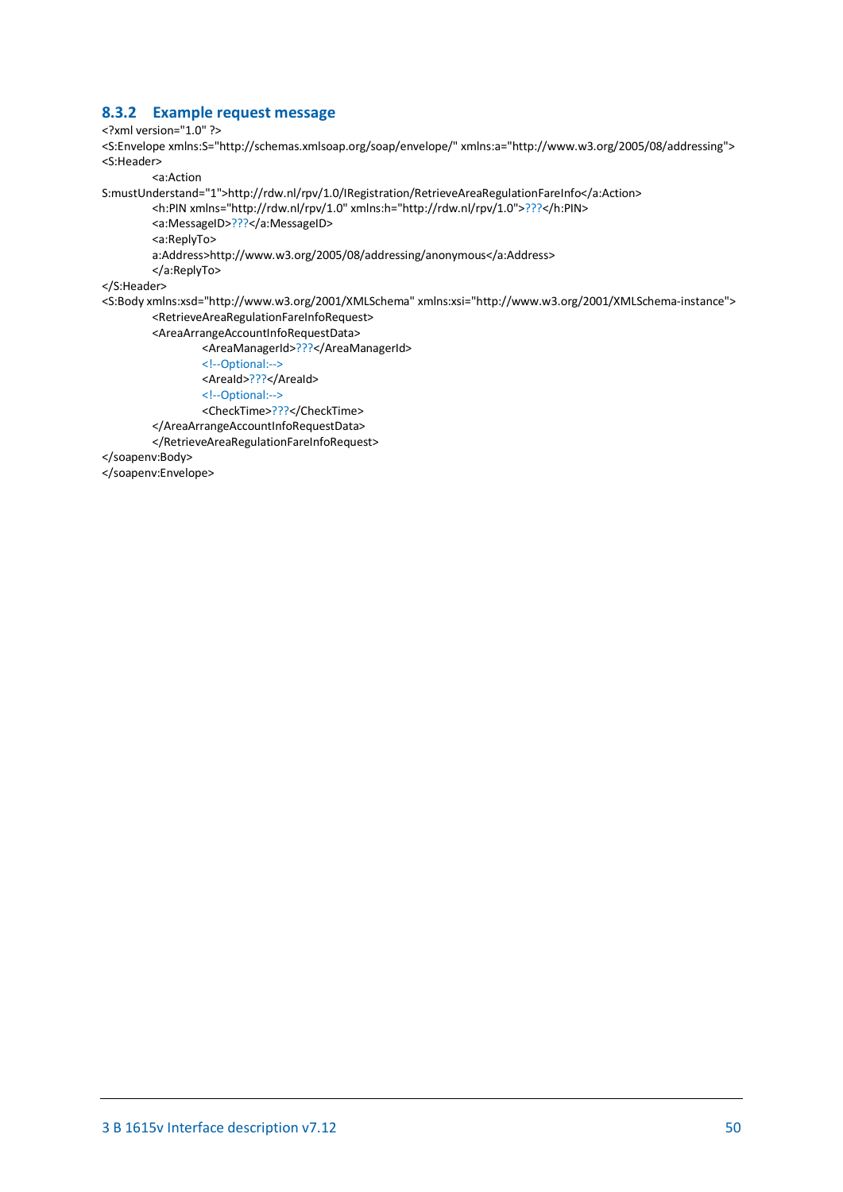### 8.3.2 Example request message

```
<?xml version="1.0" ?>
<S:Envelope xmlns:S="http://schemas.xmlsoap.org/soap/envelope/" xmlns:a="http://www.w3.org/2005/08/addressing">
<S:Header>
        <a:Action
S:mustUnderstand="1">http://rdw.nl/rpv/1.0/IRegistration/RetrieveAreaRegulationFareInfo</a:Action>
        <h:PIN xmlns="http://rdw.nl/rpv/1.0" xmlns:h="http://rdw.nl/rpv/1.0">???</h:PIN>
        <a:MessageID>???</a:MessageID>
        <a:ReplyTo>
        a:Address>http://www.w3.org/2005/08/addressing/anonymous</a:Address>
        </a:ReplyTo>
</S:Header>
<S:Body xmlns:xsd="http://www.w3.org/2001/XMLSchema" xmlns:xsi="http://www.w3.org/2001/XMLSchema-instance">
        <RetrieveAreaRegulationFareInfoRequest>
        <AreaArrangeAccountInfoRequestData>
                <AreaManagerId>???</AreaManagerId>
                <!--Optional:-->
                <AreaId>???</AreaId>
                <!--Optional:-->
                <CheckTime>???</CheckTime>
        </AreaArrangeAccountInfoRequestData>
        </RetrieveAreaRegulationFareInfoRequest>
</soapenv:Body>
</soapenv:Envelope>
```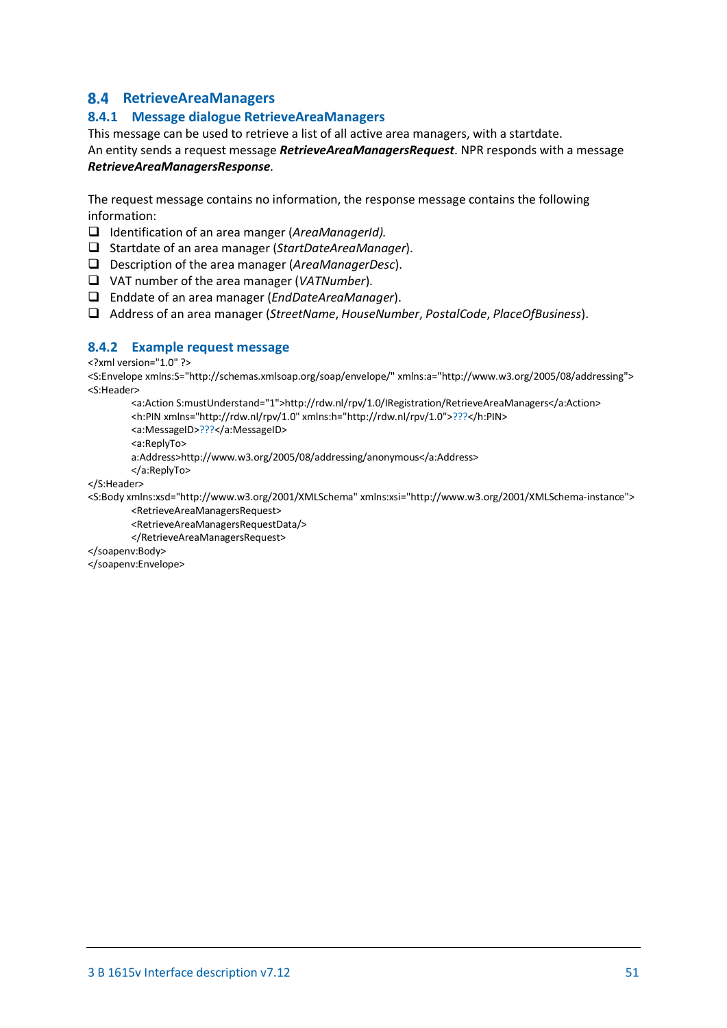## 8.4 RetrieveAreaManagers

### 8.4.1 Message dialogue RetrieveAreaManagers

This message can be used to retrieve a list of all active area managers, with a startdate.
An entity sends a request message ***RetrieveAreaManagersRequest***. NPR responds with a message ***RetrieveAreaManagersResponse***.

The request message contains no information, the response message contains the following information:

- ❑ Identification of an area manger (*AreaManagerId).*
- ❑ Startdate of an area manager (*StartDateAreaManager*).
- ❑ Description of the area manager (*AreaManagerDesc*).
- ❑ VAT number of the area manager (*VATNumber*).
- ❑ Enddate of an area manager (*EndDateAreaManager*).
- ❑ Address of an area manager (*StreetName*, *HouseNumber*, *PostalCode*, *PlaceOfBusiness*).

### 8.4.2 Example request message

```
<?xml version="1.0" ?>
<S:Envelope xmlns:S="http://schemas.xmlsoap.org/soap/envelope/" xmlns:a="http://www.w3.org/2005/08/addressing">
<S:Header>
        <a:Action S:mustUnderstand="1">http://rdw.nl/rpv/1.0/IRegistration/RetrieveAreaManagers</a:Action>
        <h:PIN xmlns="http://rdw.nl/rpv/1.0" xmlns:h="http://rdw.nl/rpv/1.0">???</h:PIN>
        <a:MessageID>???</a:MessageID>
        <a:ReplyTo>
        a:Address>http://www.w3.org/2005/08/addressing/anonymous</a:Address>
        </a:ReplyTo>
</S:Header>
<S:Body xmlns:xsd="http://www.w3.org/2001/XMLSchema" xmlns:xsi="http://www.w3.org/2001/XMLSchema-instance">
        <RetrieveAreaManagersRequest>
        <RetrieveAreaManagersRequestData/>
        </RetrieveAreaManagersRequest>
</soapenv:Body>
</soapenv:Envelope>
```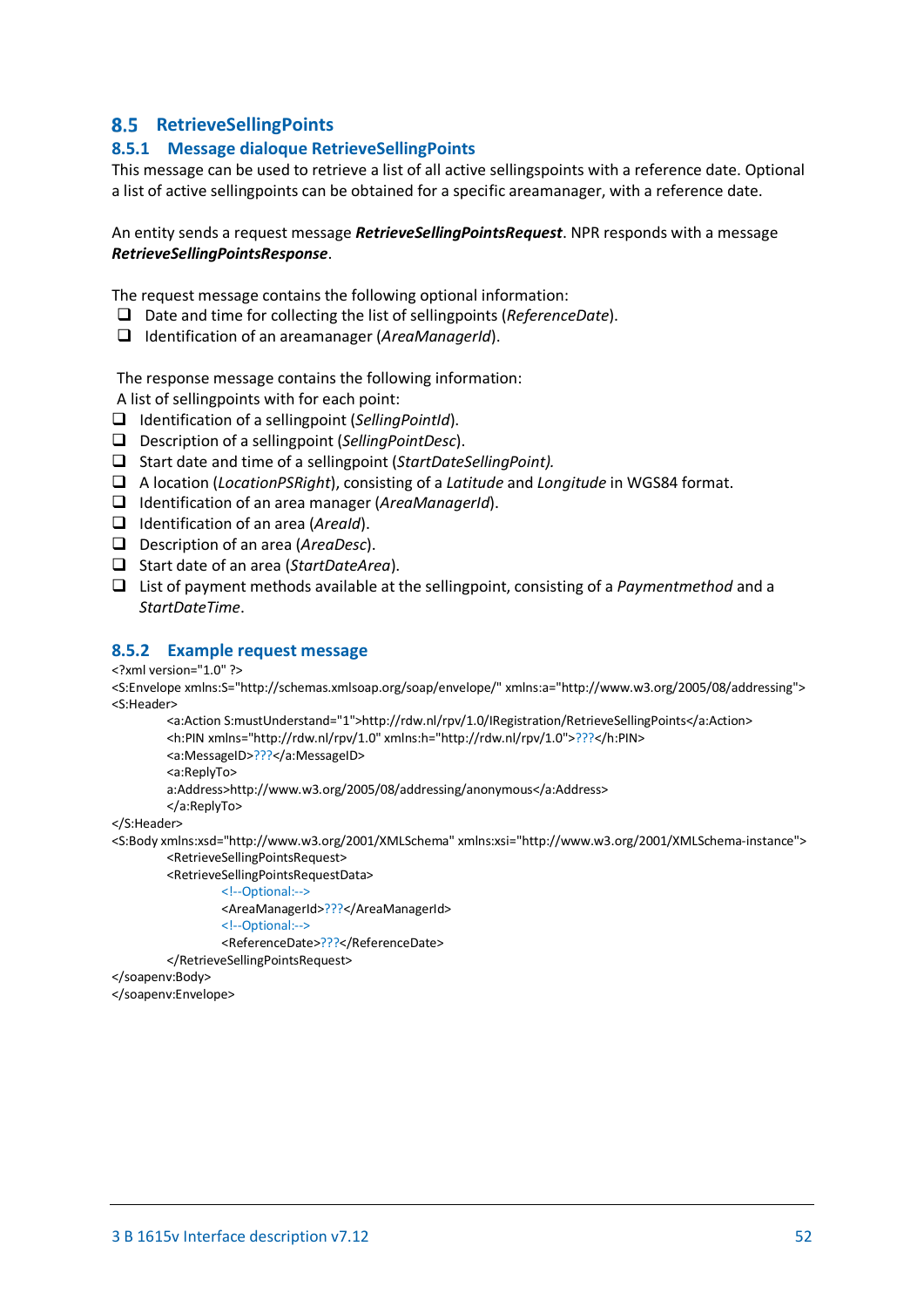## 8.5 RetrieveSellingPoints

### 8.5.1 Message dialoque RetrieveSellingPoints

This message can be used to retrieve a list of all active sellingspoints with a reference date. Optional a list of active sellingpoints can be obtained for a specific areamanager, with a reference date.

An entity sends a request message ***RetrieveSellingPointsRequest***. NPR responds with a message ***RetrieveSellingPointsResponse***.

The request message contains the following optional information:

- ❑ Date and time for collecting the list of sellingpoints (*ReferenceDate*).
- ❑ Identification of an areamanager (*AreaManagerId*).

The response message contains the following information:
A list of sellingpoints with for each point:

- ❑ Identification of a sellingpoint (*SellingPointId*).
- ❑ Description of a sellingpoint (*SellingPointDesc*).
- ❑ Start date and time of a sellingpoint (*StartDateSellingPoint).*
- ❑ A location (*LocationPSRight*), consisting of a *Latitude* and *Longitude* in WGS84 format.
- ❑ Identification of an area manager (*AreaManagerId*).
- ❑ Identification of an area (*AreaId*).
- ❑ Description of an area (*AreaDesc*).
- ❑ Start date of an area (*StartDateArea*).
- ❑ List of payment methods available at the sellingpoint, consisting of a *Paymentmethod* and a *StartDateTime*.

### 8.5.2 Example request message

```
<?xml version="1.0" ?>
<S:Envelope xmlns:S="http://schemas.xmlsoap.org/soap/envelope/" xmlns:a="http://www.w3.org/2005/08/addressing">
<S:Header>
        <a:Action S:mustUnderstand="1">http://rdw.nl/rpv/1.0/IRegistration/RetrieveSellingPoints</a:Action>
        <h:PIN xmlns="http://rdw.nl/rpv/1.0" xmlns:h="http://rdw.nl/rpv/1.0">???</h:PIN>
        <a:MessageID>???</a:MessageID>
        <a:ReplyTo>
        a:Address>http://www.w3.org/2005/08/addressing/anonymous</a:Address>
        </a:ReplyTo>
</S:Header>
<S:Body xmlns:xsd="http://www.w3.org/2001/XMLSchema" xmlns:xsi="http://www.w3.org/2001/XMLSchema-instance">
        <RetrieveSellingPointsRequest>
        <RetrieveSellingPointsRequestData>
                <!--Optional:-->
                <AreaManagerId>???</AreaManagerId>
                <!--Optional:-->
                <ReferenceDate>???</ReferenceDate>
        </RetrieveSellingPointsRequest>
</soapenv:Body>
</soapenv:Envelope>
```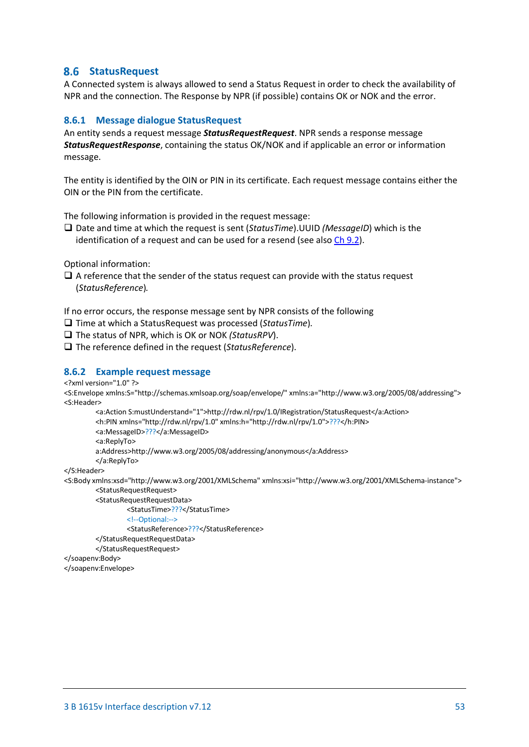## 8.6 StatusRequest

A Connected system is always allowed to send a Status Request in order to check the availability of NPR and the connection. The Response by NPR (if possible) contains OK or NOK and the error.

### 8.6.1 Message dialogue StatusRequest

An entity sends a request message ***StatusRequestRequest***. NPR sends a response message ***StatusRequestResponse***, containing the status OK/NOK and if applicable an error or information message.

The entity is identified by the OIN or PIN in its certificate. Each request message contains either the OIN or the PIN from the certificate.

The following information is provided in the request message:

- Date and time at which the request is sent (*StatusTime*).UUID *(MessageID*) which is the identification of a request and can be used for a resend (see also Ch 9.2).

Optional information:

- A reference that the sender of the status request can provide with the status request (*StatusReference*).

If no error occurs, the response message sent by NPR consists of the following

- Time at which a StatusRequest was processed (*StatusTime*).
- The status of NPR, which is OK or NOK *(StatusRPV*).
- The reference defined in the request (*StatusReference*).

### 8.6.2 Example request message

```
<?xml version="1.0" ?>
<S:Envelope xmlns:S="http://schemas.xmlsoap.org/soap/envelope/" xmlns:a="http://www.w3.org/2005/08/addressing">
<S:Header>
        <a:Action S:mustUnderstand="1">http://rdw.nl/rpv/1.0/IRegistration/StatusRequest</a:Action>
        <h:PIN xmlns="http://rdw.nl/rpv/1.0" xmlns:h="http://rdw.nl/rpv/1.0">???</h:PIN>
        <a:MessageID>???</a:MessageID>
        <a:ReplyTo>
        a:Address>http://www.w3.org/2005/08/addressing/anonymous</a:Address>
        </a:ReplyTo>
</S:Header>
<S:Body xmlns:xsd="http://www.w3.org/2001/XMLSchema" xmlns:xsi="http://www.w3.org/2001/XMLSchema-instance">
        <StatusRequestRequest>
        <StatusRequestRequestData>
                <StatusTime>???</StatusTime>
                <!--Optional:-->
                <StatusReference>???</StatusReference>
        </StatusRequestRequestData>
        </StatusRequestRequest>
</soapenv:Body>
</soapenv:Envelope>
```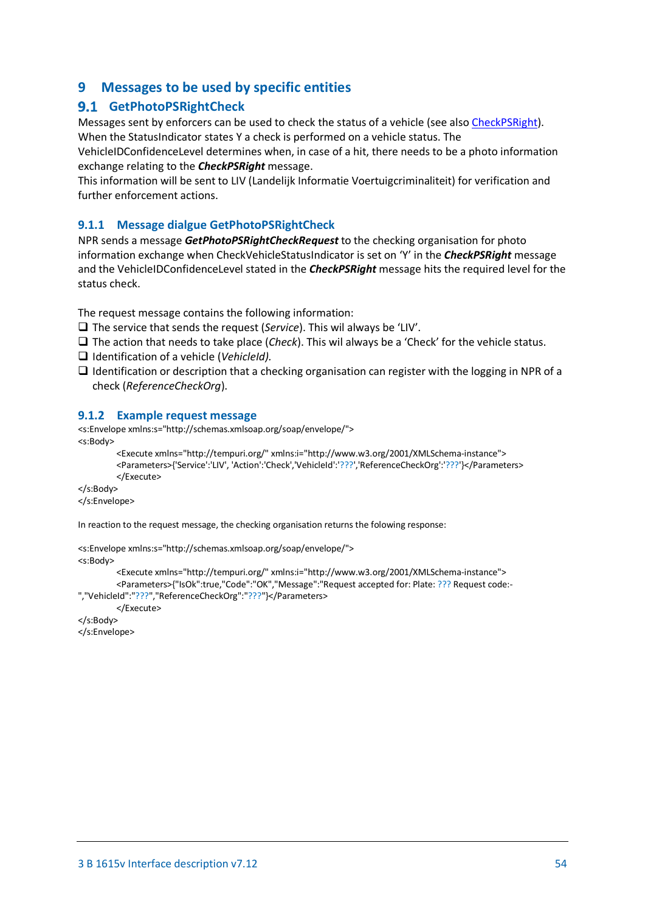# 9 Messages to be used by specific entities

## 9.1 GetPhotoPSRightCheck

Messages sent by enforcers can be used to check the status of a vehicle (see also CheckPSRight).
When the StatusIndicator states Y a check is performed on a vehicle status. The VehicleIDConfidenceLevel determines when, in case of a hit, there needs to be a photo information exchange relating to the ***CheckPSRight*** message.
This information will be sent to LIV (Landelijk Informatie Voertuigcriminaliteit) for verification and further enforcement actions.

### 9.1.1 Message dialgue GetPhotoPSRightCheck

NPR sends a message ***GetPhotoPSRightCheckRequest*** to the checking organisation for photo information exchange when CheckVehicleStatusIndicator is set on 'Y' in the ***CheckPSRight*** message and the VehicleIDConfidenceLevel stated in the ***CheckPSRight*** message hits the required level for the status check.

The request message contains the following information:

- ❑ The service that sends the request (*Service*). This wil always be 'LIV'.
- ❑ The action that needs to take place (*Check*). This wil always be a 'Check' for the vehicle status.
- ❑ Identification of a vehicle (*VehicleId).*
- ❑ Identification or description that a checking organisation can register with the logging in NPR of a check (*ReferenceCheckOrg*).

### 9.1.2 Example request message

```
<s:Envelope xmlns:s="http://schemas.xmlsoap.org/soap/envelope/">
<s:Body>
        <Execute xmlns="http://tempuri.org/" xmlns:i="http://www.w3.org/2001/XMLSchema-instance">
        <Parameters>{'Service':'LIV', 'Action':'Check','VehicleId':'???','ReferenceCheckOrg':'???'}</Parameters>
        </Execute>
</s:Body>
</s:Envelope>
```

In reaction to the request message, the checking organisation returns the folowing response:

```
<s:Envelope xmlns:s="http://schemas.xmlsoap.org/soap/envelope/">
<s:Body>
        <Execute xmlns="http://tempuri.org/" xmlns:i="http://www.w3.org/2001/XMLSchema-instance">
        <Parameters>{"IsOk":true,"Code":"OK","Message":"Request accepted for: Plate: ??? Request code:-
","VehicleId":"???","ReferenceCheckOrg":"???"}</Parameters>
        </Execute>
</s:Body>
</s:Envelope>
```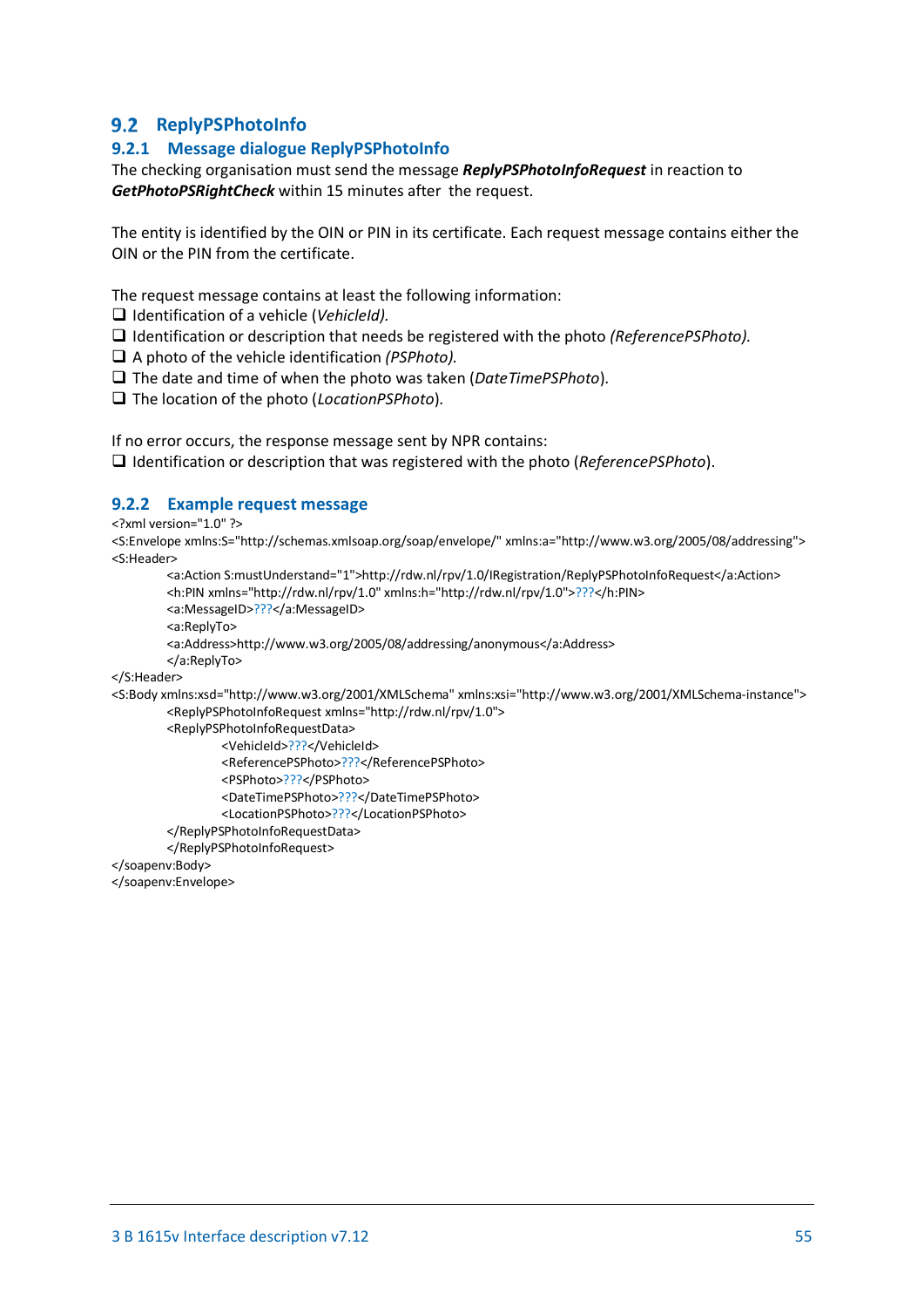## 9.2 ReplyPSPhotoInfo

### 9.2.1 Message dialogue ReplyPSPhotoInfo

The checking organisation must send the message ***ReplyPSPhotoInfoRequest*** in reaction to ***GetPhotoPSRightCheck*** within 15 minutes after the request.

The entity is identified by the OIN or PIN in its certificate. Each request message contains either the OIN or the PIN from the certificate.

The request message contains at least the following information:

- ❑ Identification of a vehicle (*VehicleId).*
- ❑ Identification or description that needs be registered with the photo *(ReferencePSPhoto).*
- ❑ A photo of the vehicle identification *(PSPhoto).*
- ❑ The date and time of when the photo was taken (*DateTimePSPhoto*).
- ❑ The location of the photo (*LocationPSPhoto*).

If no error occurs, the response message sent by NPR contains:

- ❑ Identification or description that was registered with the photo (*ReferencePSPhoto*).

### 9.2.2 Example request message

```
<?xml version="1.0" ?>
<S:Envelope xmlns:S="http://schemas.xmlsoap.org/soap/envelope/" xmlns:a="http://www.w3.org/2005/08/addressing">
<S:Header>
        <a:Action S:mustUnderstand="1">http://rdw.nl/rpv/1.0/IRegistration/ReplyPSPhotoInfoRequest</a:Action>
        <h:PIN xmlns="http://rdw.nl/rpv/1.0" xmlns:h="http://rdw.nl/rpv/1.0">???</h:PIN>
        <a:MessageID>???</a:MessageID>
        <a:ReplyTo>
        <a:Address>http://www.w3.org/2005/08/addressing/anonymous</a:Address>
        </a:ReplyTo>
</S:Header>
<S:Body xmlns:xsd="http://www.w3.org/2001/XMLSchema" xmlns:xsi="http://www.w3.org/2001/XMLSchema-instance">
        <ReplyPSPhotoInfoRequest xmlns="http://rdw.nl/rpv/1.0">
        <ReplyPSPhotoInfoRequestData>
                <VehicleId>???</VehicleId>
                <ReferencePSPhoto>???</ReferencePSPhoto>
                <PSPhoto>???</PSPhoto>
                <DateTimePSPhoto>???</DateTimePSPhoto>
                <LocationPSPhoto>???</LocationPSPhoto>
        </ReplyPSPhotoInfoRequestData>
        </ReplyPSPhotoInfoRequest>
</soapenv:Body>
</soapenv:Envelope>
```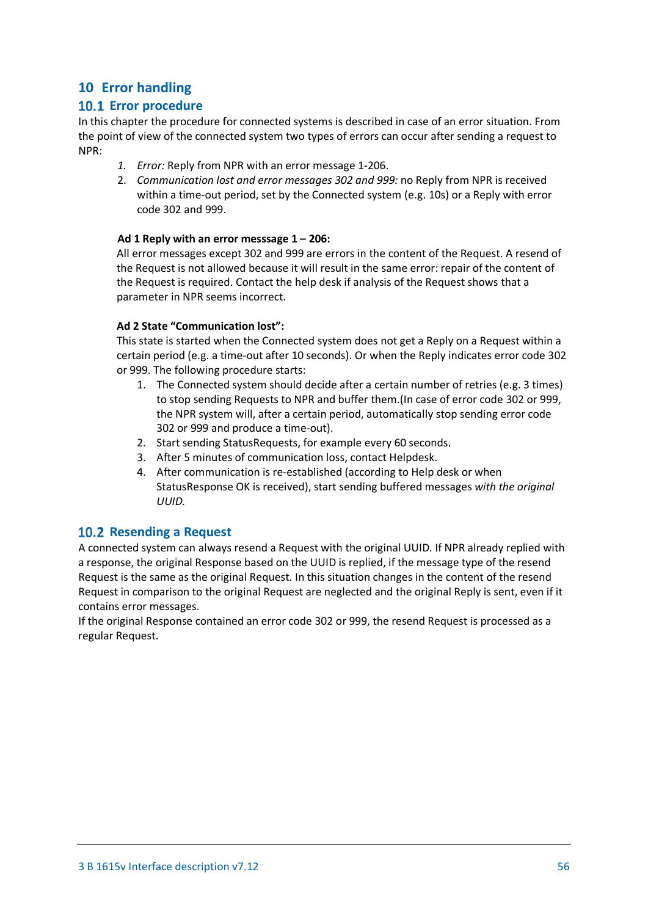# 10 Error handling

## 10.1 Error procedure

In this chapter the procedure for connected systems is described in case of an error situation. From the point of view of the connected system two types of errors can occur after sending a request to NPR:

1. *Error:* Reply from NPR with an error message 1-206.
2. *Communication lost and error messages 302 and 999:* no Reply from NPR is received within a time-out period, set by the Connected system (e.g. 10s) or a Reply with error code 302 and 999.

**Ad 1 Reply with an error messsage 1 – 206:**

All error messages except 302 and 999 are errors in the content of the Request. A resend of the Request is not allowed because it will result in the same error: repair of the content of the Request is required. Contact the help desk if analysis of the Request shows that a parameter in NPR seems incorrect.

**Ad 2 State "Communication lost":**

This state is started when the Connected system does not get a Reply on a Request within a certain period (e.g. a time-out after 10 seconds). Or when the Reply indicates error code 302 or 999. The following procedure starts:

1. The Connected system should decide after a certain number of retries (e.g. 3 times) to stop sending Requests to NPR and buffer them.(In case of error code 302 or 999, the NPR system will, after a certain period, automatically stop sending error code 302 or 999 and produce a time-out).
2. Start sending StatusRequests, for example every 60 seconds.
3. After 5 minutes of communication loss, contact Helpdesk.
4. After communication is re-established (according to Help desk or when StatusResponse OK is received), start sending buffered messages *with the original UUID.*

## 10.2 Resending a Request

A connected system can always resend a Request with the original UUID. If NPR already replied with a response, the original Response based on the UUID is replied, if the message type of the resend Request is the same as the original Request. In this situation changes in the content of the resend Request in comparison to the original Request are neglected and the original Reply is sent, even if it contains error messages.

If the original Response contained an error code 302 or 999, the resend Request is processed as a regular Request.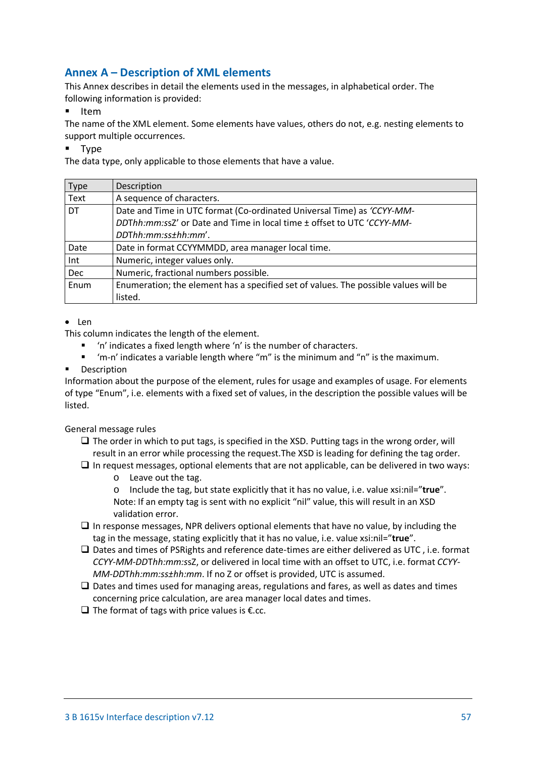## Annex A – Description of XML elements

This Annex describes in detail the elements used in the messages, in alphabetical order. The following information is provided:

- Item

The name of the XML element. Some elements have values, others do not, e.g. nesting elements to support multiple occurrences.

- Type

The data type, only applicable to those elements that have a value.

| Type | Description |
|---|---|
| Text | A sequence of characters. |
| DT | Date and Time in UTC format (Co-ordinated Universal Time) as *'CCYY-MM-DD*T*hh:mm:ss*Z' or Date and Time in local time ± offset to UTC '*CCYY-MM-DD*T*hh:mm:ss±hh:mm*'. |
| Date | Date in format CCYYMMDD, area manager local time. |
| Int | Numeric, integer values only. |
| Dec | Numeric, fractional numbers possible. |
| Enum | Enumeration; the element has a specified set of values. The possible values will be listed. |

- Len

This column indicates the length of the element.

- 'n' indicates a fixed length where 'n' is the number of characters.
- 'm-n' indicates a variable length where "m" is the minimum and "n" is the maximum.

- Description

Information about the purpose of the element, rules for usage and examples of usage. For elements of type "Enum", i.e. elements with a fixed set of values, in the description the possible values will be listed.

General message rules

- The order in which to put tags, is specified in the XSD. Putting tags in the wrong order, will result in an error while processing the request.The XSD is leading for defining the tag order.
- In request messages, optional elements that are not applicable, can be delivered in two ways:
  - Leave out the tag.
  - Include the tag, but state explicitly that it has no value, i.e. value xsi:nil="**true**".

  Note: If an empty tag is sent with no explicit "nil" value, this will result in an XSD validation error.
- In response messages, NPR delivers optional elements that have no value, by including the tag in the message, stating explicitly that it has no value, i.e. value xsi:nil="**true**".
- Dates and times of PSRights and reference date-times are either delivered as UTC , i.e. format *CCYY-MM-DD*T*hh:mm:ss*Z, or delivered in local time with an offset to UTC, i.e. format *CCYY-MM-DD*T*hh:mm:ss±hh:mm*. If no Z or offset is provided, UTC is assumed.
- Dates and times used for managing areas, regulations and fares, as well as dates and times concerning price calculation, are area manager local dates and times.
- The format of tags with price values is €.cc.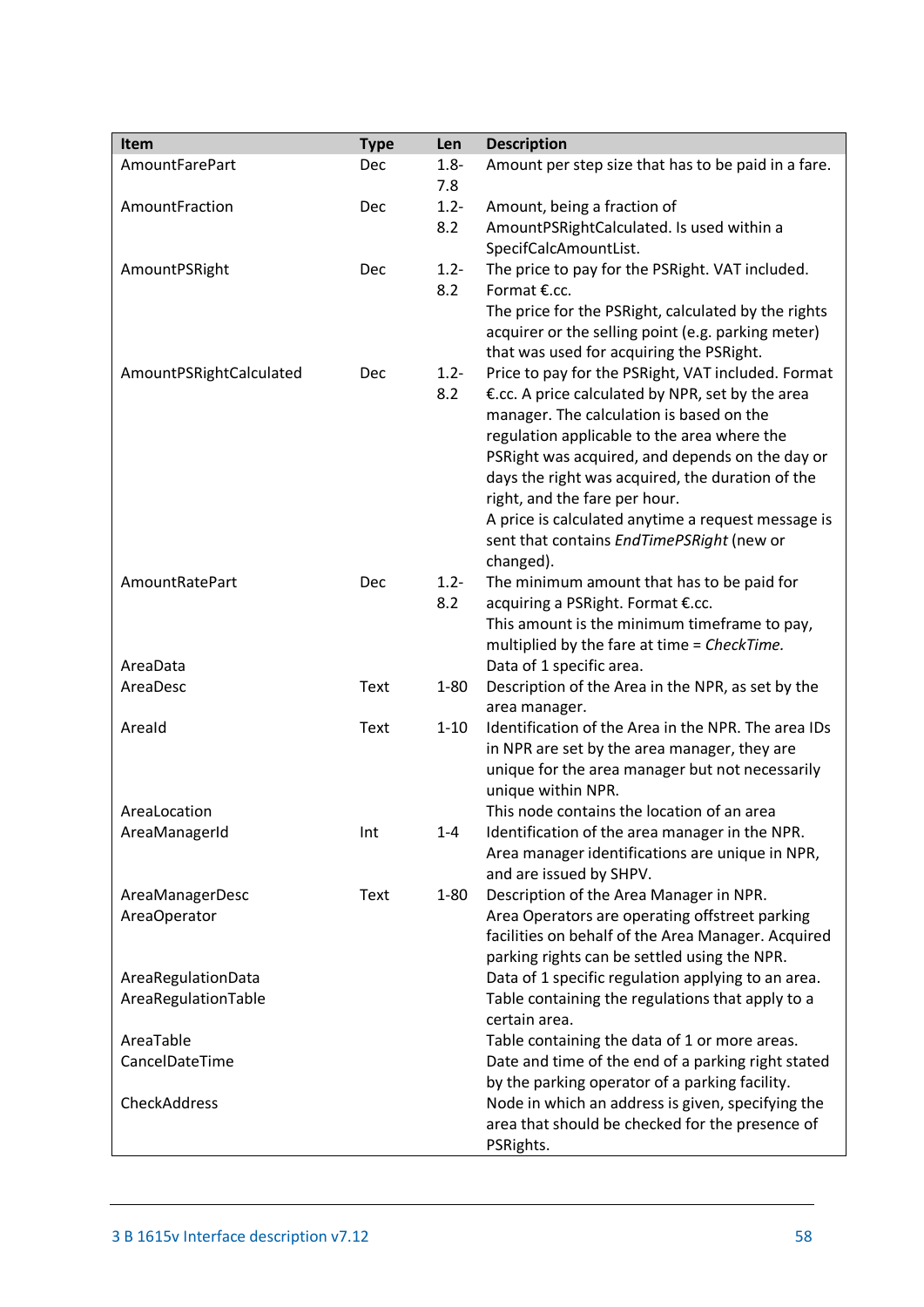| Item | Type | Len | Description |
|---|---|---|---|
| AmountFarePart | Dec | 1.8-7.8 | Amount per step size that has to be paid in a fare. |
| AmountFraction | Dec | 1.2-8.2 | Amount, being a fraction of AmountPSRightCalculated. Is used within a SpecifCalcAmountList. |
| AmountPSRight | Dec | 1.2-8.2 | The price to pay for the PSRight. VAT included. Format €.cc.<br>The price for the PSRight, calculated by the rights acquirer or the selling point (e.g. parking meter) that was used for acquiring the PSRight. |
| AmountPSRightCalculated | Dec | 1.2-8.2 | Price to pay for the PSRight, VAT included. Format €.cc. A price calculated by NPR, set by the area manager. The calculation is based on the regulation applicable to the area where the PSRight was acquired, and depends on the day or days the right was acquired, the duration of the right, and the fare per hour.<br>A price is calculated anytime a request message is sent that contains *EndTimePSRight* (new or changed). |
| AmountRatePart | Dec | 1.2-8.2 | The minimum amount that has to be paid for acquiring a PSRight. Format €.cc.<br>This amount is the minimum timeframe to pay, multiplied by the fare at time = *CheckTime.* |
| AreaData | | | Data of 1 specific area. |
| AreaDesc | Text | 1-80 | Description of the Area in the NPR, as set by the area manager. |
| AreaId | Text | 1-10 | Identification of the Area in the NPR. The area IDs in NPR are set by the area manager, they are unique for the area manager but not necessarily unique within NPR. |
| AreaLocation | | | This node contains the location of an area |
| AreaManagerId | Int | 1-4 | Identification of the area manager in the NPR. Area manager identifications are unique in NPR, and are issued by SHPV. |
| AreaManagerDesc | Text | 1-80 | Description of the Area Manager in NPR. |
| AreaOperator | | | Area Operators are operating offstreet parking facilities on behalf of the Area Manager. Acquired parking rights can be settled using the NPR. |
| AreaRegulationData | | | Data of 1 specific regulation applying to an area. |
| AreaRegulationTable | | | Table containing the regulations that apply to a certain area. |
| AreaTable | | | Table containing the data of 1 or more areas. |
| CancelDateTime | | | Date and time of the end of a parking right stated by the parking operator of a parking facility. |
| CheckAddress | | | Node in which an address is given, specifying the area that should be checked for the presence of PSRights. |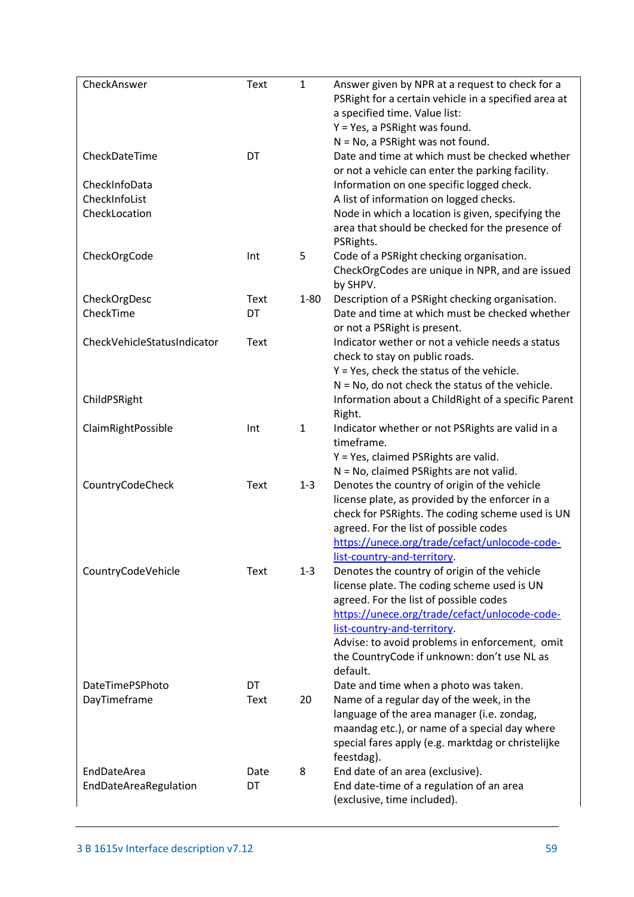| | | | |
|---|---|---|---|
| CheckAnswer | Text | 1 | Answer given by NPR at a request to check for a PSRight for a certain vehicle in a specified area at a specified time. Value list:<br>Y = Yes, a PSRight was found.<br>N = No, a PSRight was not found. |
| CheckDateTime | DT | | Date and time at which must be checked whether or not a vehicle can enter the parking facility. |
| CheckInfoData | | | Information on one specific logged check. |
| CheckInfoList | | | A list of information on logged checks. |
| CheckLocation | | | Node in which a location is given, specifying the area that should be checked for the presence of PSRights. |
| CheckOrgCode | Int | 5 | Code of a PSRight checking organisation. CheckOrgCodes are unique in NPR, and are issued by SHPV. |
| CheckOrgDesc | Text | 1-80 | Description of a PSRight checking organisation. |
| CheckTime | DT | | Date and time at which must be checked whether or not a PSRight is present. |
| CheckVehicleStatusIndicator | Text | | Indicator wether or not a vehicle needs a status check to stay on public roads.<br>Y = Yes, check the status of the vehicle.<br>N = No, do not check the status of the vehicle. |
| ChildPSRight | | | Information about a ChildRight of a specific Parent Right. |
| ClaimRightPossible | Int | 1 | Indicator whether or not PSRights are valid in a timeframe.<br>Y = Yes, claimed PSRights are valid.<br>N = No, claimed PSRights are not valid. |
| CountryCodeCheck | Text | 1-3 | Denotes the country of origin of the vehicle license plate, as provided by the enforcer in a check for PSRights. The coding scheme used is UN agreed. For the list of possible codes https://unece.org/trade/cefact/unlocode-code-list-country-and-territory. |
| CountryCodeVehicle | Text | 1-3 | Denotes the country of origin of the vehicle license plate. The coding scheme used is UN agreed. For the list of possible codes https://unece.org/trade/cefact/unlocode-code-list-country-and-territory.<br>Advise: to avoid problems in enforcement, omit the CountryCode if unknown: don't use NL as default. |
| DateTimePSPhoto | DT | | Date and time when a photo was taken. |
| DayTimeframe | Text | 20 | Name of a regular day of the week, in the language of the area manager (i.e. zondag, maandag etc.), or name of a special day where special fares apply (e.g. marktdag or christelijke feestdag). |
| EndDateArea | Date | 8 | End date of an area (exclusive). |
| EndDateAreaRegulation | DT | | End date-time of a regulation of an area (exclusive, time included). |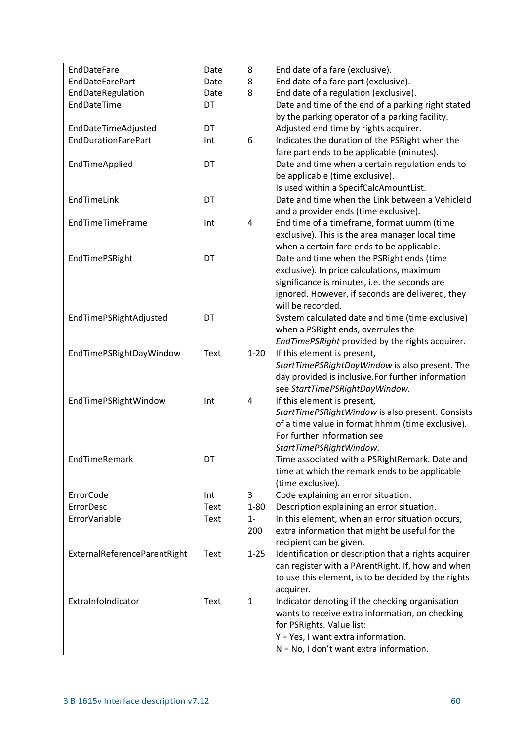| | | | |
|---|---|---|---|
| EndDateFare | Date | 8 | End date of a fare (exclusive). |
| EndDateFarePart | Date | 8 | End date of a fare part (exclusive). |
| EndDateRegulation | Date | 8 | End date of a regulation (exclusive). |
| EndDateTime | DT | | Date and time of the end of a parking right stated by the parking operator of a parking facility. |
| EndDateTimeAdjusted | DT | | Adjusted end time by rights acquirer. |
| EndDurationFarePart | Int | 6 | Indicates the duration of the PSRight when the fare part ends to be applicable (minutes). |
| EndTimeApplied | DT | | Date and time when a certain regulation ends to be applicable (time exclusive).<br>Is used within a SpecifCalcAmountList. |
| EndTimeLink | DT | | Date and time when the Link between a VehicleId and a provider ends (time exclusive). |
| EndTimeTimeFrame | Int | 4 | End time of a timeframe, format uumm (time exclusive). This is the area manager local time when a certain fare ends to be applicable. |
| EndTimePSRight | DT | | Date and time when the PSRight ends (time exclusive). In price calculations, maximum significance is minutes, i.e. the seconds are ignored. However, if seconds are delivered, they will be recorded. |
| EndTimePSRightAdjusted | DT | | System calculated date and time (time exclusive) when a PSRight ends, overrules the *EndTimePSRight* provided by the rights acquirer. |
| EndTimePSRightDayWindow | Text | 1-20 | If this element is present, *StartTimePSRightDayWindow* is also present. The day provided is inclusive.For further information see *StartTimePSRightDayWindow*. |
| EndTimePSRightWindow | Int | 4 | If this element is present, *StartTimePSRightWindow* is also present. Consists of a time value in format hhmm (time exclusive). For further information see *StartTimePSRightWindow*. |
| EndTimeRemark | DT | | Time associated with a PSRightRemark. Date and time at which the remark ends to be applicable (time exclusive). |
| ErrorCode | Int | 3 | Code explaining an error situation. |
| ErrorDesc | Text | 1-80 | Description explaining an error situation. |
| ErrorVariable | Text | 1-200 | In this element, when an error situation occurs, extra information that might be useful for the recipient can be given. |
| ExternalReferenceParentRight | Text | 1-25 | Identification or description that a rights acquirer can register with a PArentRight. If, how and when to use this element, is to be decided by the rights acquirer. |
| ExtraInfoIndicator | Text | 1 | Indicator denoting if the checking organisation wants to receive extra information, on checking for PSRights. Value list:<br>Y = Yes, I want extra information.<br>N = No, I don't want extra information. |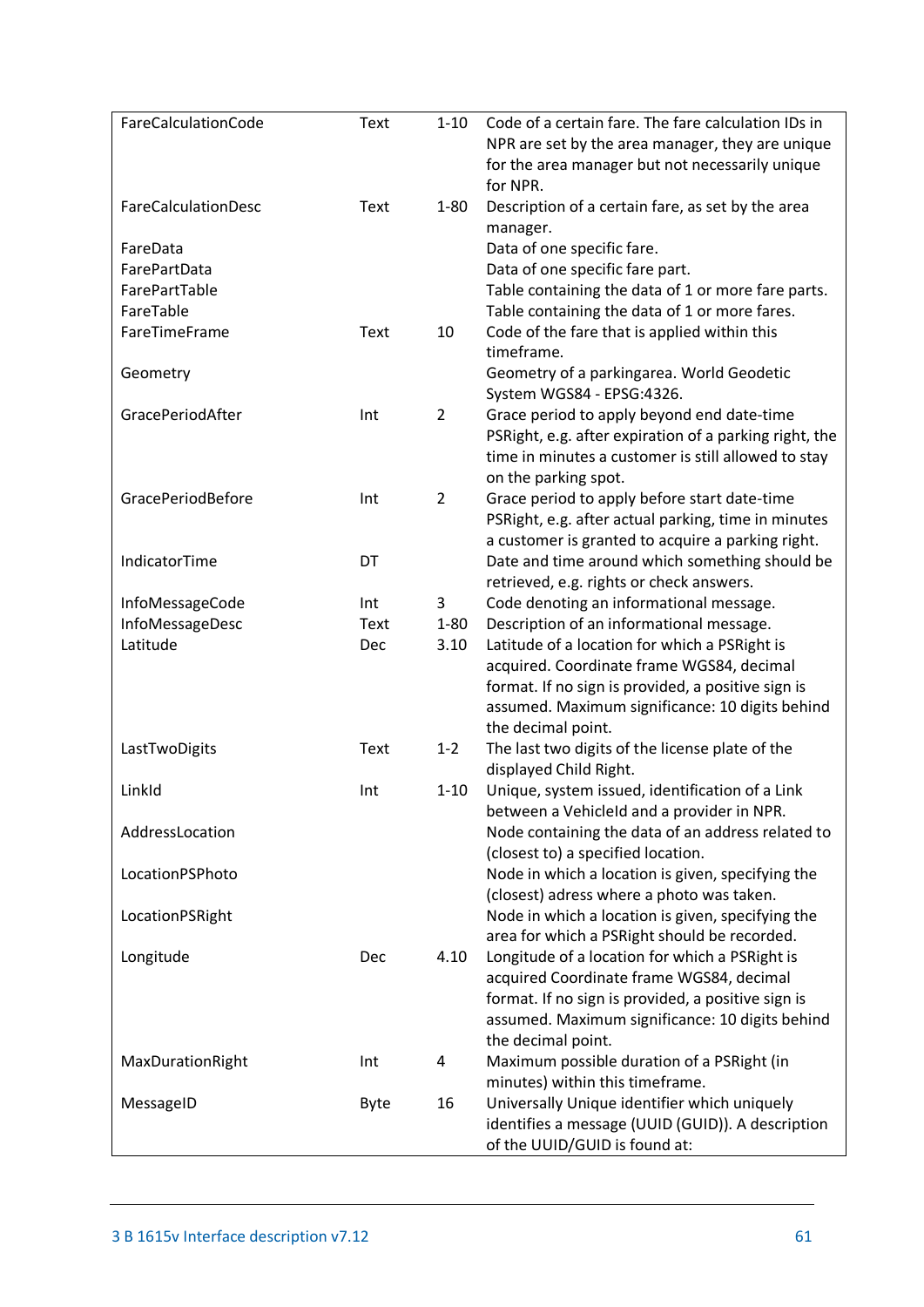| | | | |
|---|---|---|---|
| FareCalculationCode | Text | 1-10 | Code of a certain fare. The fare calculation IDs in NPR are set by the area manager, they are unique for the area manager but not necessarily unique for NPR. |
| FareCalculationDesc | Text | 1-80 | Description of a certain fare, as set by the area manager. |
| FareData | | | Data of one specific fare. |
| FarePartData | | | Data of one specific fare part. |
| FarePartTable | | | Table containing the data of 1 or more fare parts. |
| FareTable | | | Table containing the data of 1 or more fares. |
| FareTimeFrame | Text | 10 | Code of the fare that is applied within this timeframe. |
| Geometry | | | Geometry of a parkingarea. World Geodetic System WGS84 - EPSG:4326. |
| GracePeriodAfter | Int | 2 | Grace period to apply beyond end date-time PSRight, e.g. after expiration of a parking right, the time in minutes a customer is still allowed to stay on the parking spot. |
| GracePeriodBefore | Int | 2 | Grace period to apply before start date-time PSRight, e.g. after actual parking, time in minutes a customer is granted to acquire a parking right. |
| IndicatorTime | DT | | Date and time around which something should be retrieved, e.g. rights or check answers. |
| InfoMessageCode | Int | 3 | Code denoting an informational message. |
| InfoMessageDesc | Text | 1-80 | Description of an informational message. |
| Latitude | Dec | 3.10 | Latitude of a location for which a PSRight is acquired. Coordinate frame WGS84, decimal format. If no sign is provided, a positive sign is assumed. Maximum significance: 10 digits behind the decimal point. |
| LastTwoDigits | Text | 1-2 | The last two digits of the license plate of the displayed Child Right. |
| LinkId | Int | 1-10 | Unique, system issued, identification of a Link between a VehicleId and a provider in NPR. |
| AddressLocation | | | Node containing the data of an address related to (closest to) a specified location. |
| LocationPSPhoto | | | Node in which a location is given, specifying the (closest) adress where a photo was taken. |
| LocationPSRight | | | Node in which a location is given, specifying the area for which a PSRight should be recorded. |
| Longitude | Dec | 4.10 | Longitude of a location for which a PSRight is acquired Coordinate frame WGS84, decimal format. If no sign is provided, a positive sign is assumed. Maximum significance: 10 digits behind the decimal point. |
| MaxDurationRight | Int | 4 | Maximum possible duration of a PSRight (in minutes) within this timeframe. |
| MessageID | Byte | 16 | Universally Unique identifier which uniquely identifies a message (UUID (GUID)). A description of the UUID/GUID is found at: |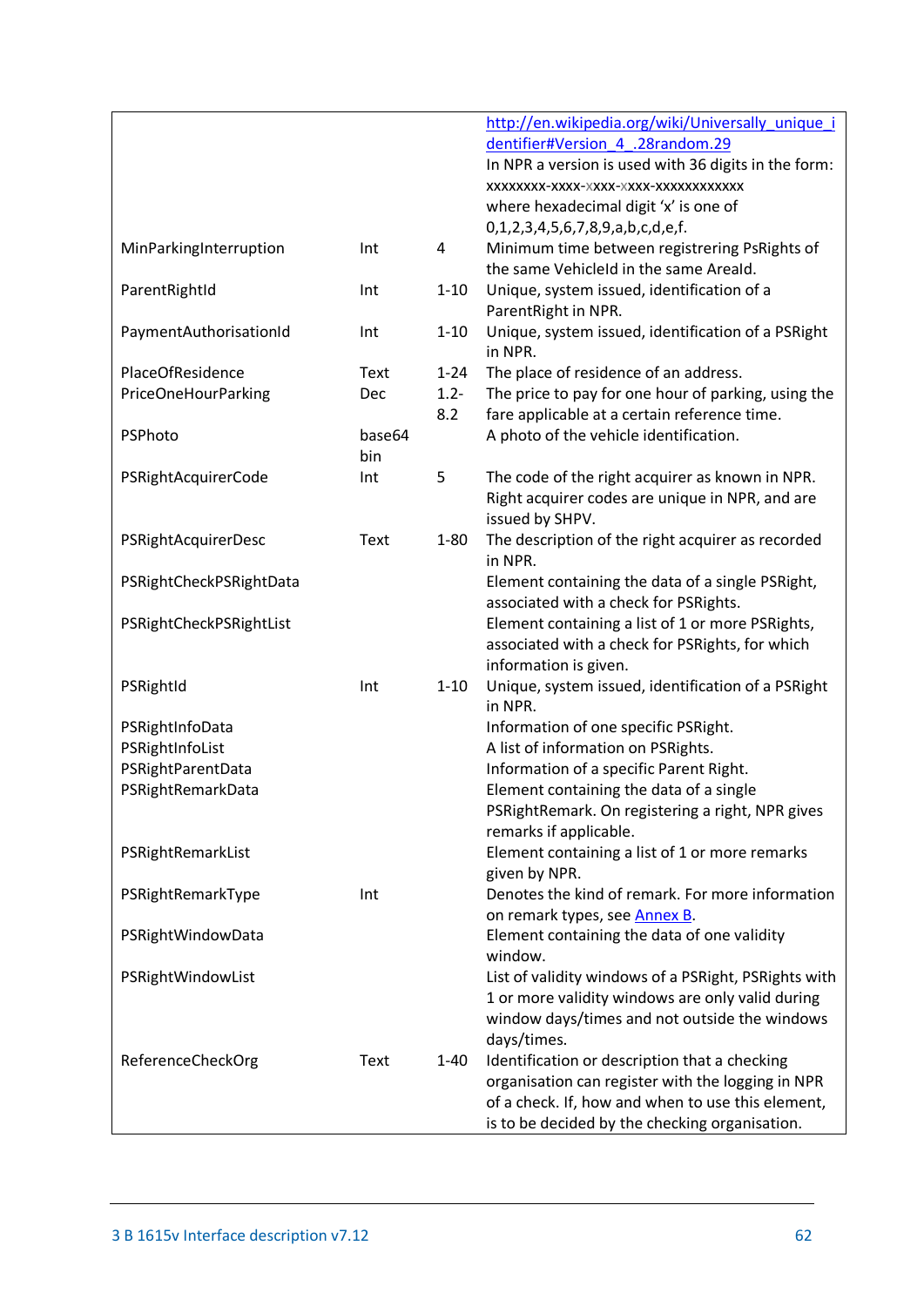| | | | |
|---|---|---|---|
| | | | http://en.wikipedia.org/wiki/Universally_unique_identifier#Version_4_.28random.29 In NPR a version is used with 36 digits in the form: xxxxxxxx-xxxx-xxxx-xxxx-xxxxxxxxxxxx where hexadecimal digit 'x' is one of 0,1,2,3,4,5,6,7,8,9,a,b,c,d,e,f. |
| MinParkingInterruption | Int | 4 | Minimum time between registrering PsRights of the same VehicleId in the same AreaId. |
| ParentRightId | Int | 1-10 | Unique, system issued, identification of a ParentRight in NPR. |
| PaymentAuthorisationId | Int | 1-10 | Unique, system issued, identification of a PSRight in NPR. |
| PlaceOfResidence | Text | 1-24 | The place of residence of an address. |
| PriceOneHourParking | Dec | 1.2-8.2 | The price to pay for one hour of parking, using the fare applicable at a certain reference time. |
| PSPhoto | base64 bin | | A photo of the vehicle identification. |
| PSRightAcquirerCode | Int | 5 | The code of the right acquirer as known in NPR. Right acquirer codes are unique in NPR, and are issued by SHPV. |
| PSRightAcquirerDesc | Text | 1-80 | The description of the right acquirer as recorded in NPR. |
| PSRightCheckPSRightData | | | Element containing the data of a single PSRight, associated with a check for PSRights. |
| PSRightCheckPSRightList | | | Element containing a list of 1 or more PSRights, associated with a check for PSRights, for which information is given. |
| PSRightId | Int | 1-10 | Unique, system issued, identification of a PSRight in NPR. |
| PSRightInfoData | | | Information of one specific PSRight. |
| PSRightInfoList | | | A list of information on PSRights. |
| PSRightParentData | | | Information of a specific Parent Right. |
| PSRightRemarkData | | | Element containing the data of a single PSRightRemark. On registering a right, NPR gives remarks if applicable. |
| PSRightRemarkList | | | Element containing a list of 1 or more remarks given by NPR. |
| PSRightRemarkType | Int | | Denotes the kind of remark. For more information on remark types, see Annex B. |
| PSRightWindowData | | | Element containing the data of one validity window. |
| PSRightWindowList | | | List of validity windows of a PSRight, PSRights with 1 or more validity windows are only valid during window days/times and not outside the windows days/times. |
| ReferenceCheckOrg | Text | 1-40 | Identification or description that a checking organisation can register with the logging in NPR of a check. If, how and when to use this element, is to be decided by the checking organisation. |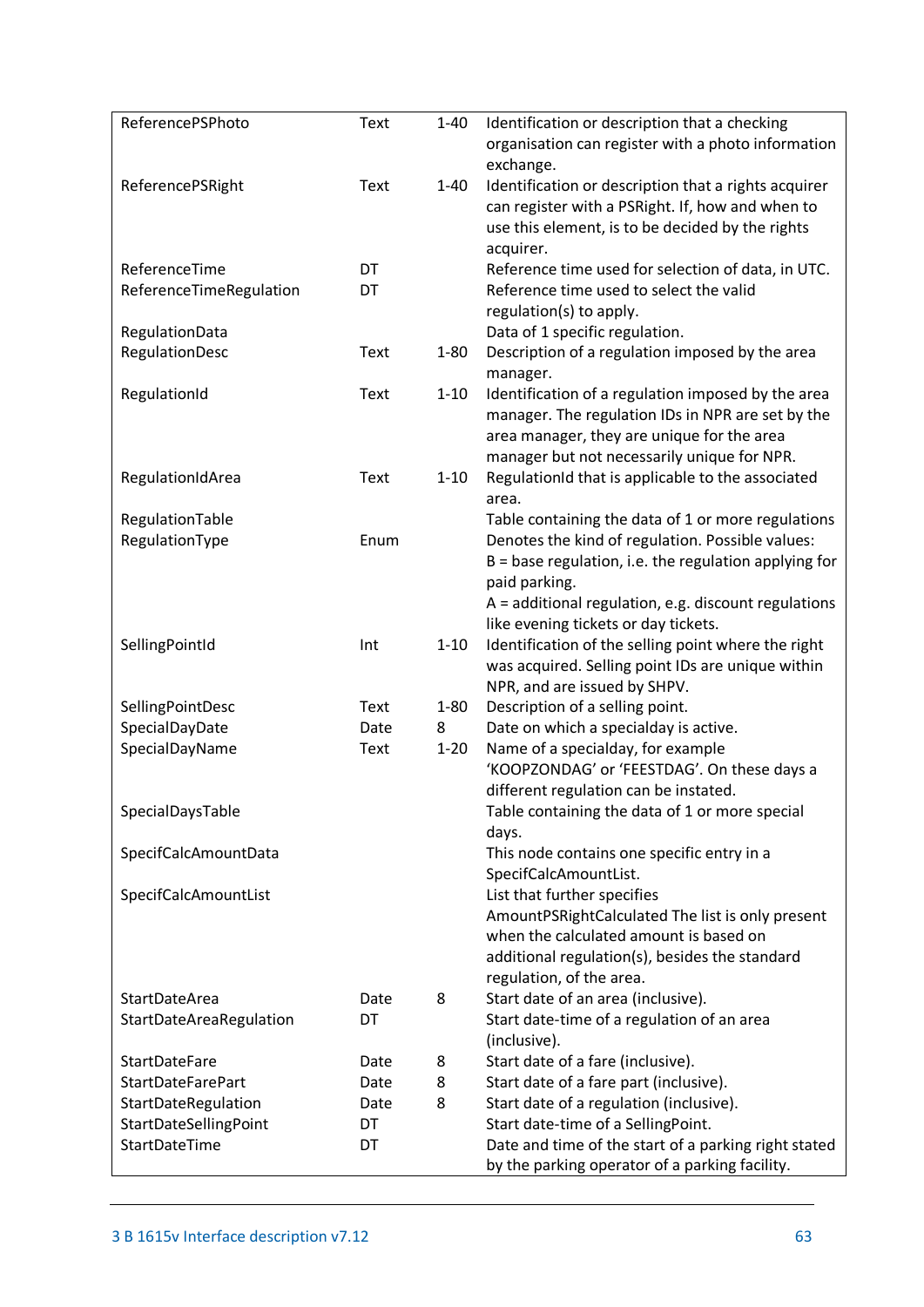| | | | |
|---|---|---|---|
| ReferencePSPhoto | Text | 1-40 | Identification or description that a checking organisation can register with a photo information exchange. |
| ReferencePSRight | Text | 1-40 | Identification or description that a rights acquirer can register with a PSRight. If, how and when to use this element, is to be decided by the rights acquirer. |
| ReferenceTime | DT | | Reference time used for selection of data, in UTC. |
| ReferenceTimeRegulation | DT | | Reference time used to select the valid regulation(s) to apply. |
| RegulationData | | | Data of 1 specific regulation. |
| RegulationDesc | Text | 1-80 | Description of a regulation imposed by the area manager. |
| RegulationId | Text | 1-10 | Identification of a regulation imposed by the area manager. The regulation IDs in NPR are set by the area manager, they are unique for the area manager but not necessarily unique for NPR. |
| RegulationIdArea | Text | 1-10 | RegulationId that is applicable to the associated area. |
| RegulationTable | | | Table containing the data of 1 or more regulations |
| RegulationType | Enum | | Denotes the kind of regulation. Possible values:<br>B = base regulation, i.e. the regulation applying for paid parking.<br>A = additional regulation, e.g. discount regulations like evening tickets or day tickets. |
| SellingPointId | Int | 1-10 | Identification of the selling point where the right was acquired. Selling point IDs are unique within NPR, and are issued by SHPV. |
| SellingPointDesc | Text | 1-80 | Description of a selling point. |
| SpecialDayDate | Date | 8 | Date on which a specialday is active. |
| SpecialDayName | Text | 1-20 | Name of a specialday, for example 'KOOPZONDAG' or 'FEESTDAG'. On these days a different regulation can be instated. |
| SpecialDaysTable | | | Table containing the data of 1 or more special days. |
| SpecifCalcAmountData | | | This node contains one specific entry in a SpecifCalcAmountList. |
| SpecifCalcAmountList | | | List that further specifies AmountPSRightCalculated The list is only present when the calculated amount is based on additional regulation(s), besides the standard regulation, of the area. |
| StartDateArea | Date | 8 | Start date of an area (inclusive). |
| StartDateAreaRegulation | DT | | Start date-time of a regulation of an area (inclusive). |
| StartDateFare | Date | 8 | Start date of a fare (inclusive). |
| StartDateFarePart | Date | 8 | Start date of a fare part (inclusive). |
| StartDateRegulation | Date | 8 | Start date of a regulation (inclusive). |
| StartDateSellingPoint | DT | | Start date-time of a SellingPoint. |
| StartDateTime | DT | | Date and time of the start of a parking right stated by the parking operator of a parking facility. |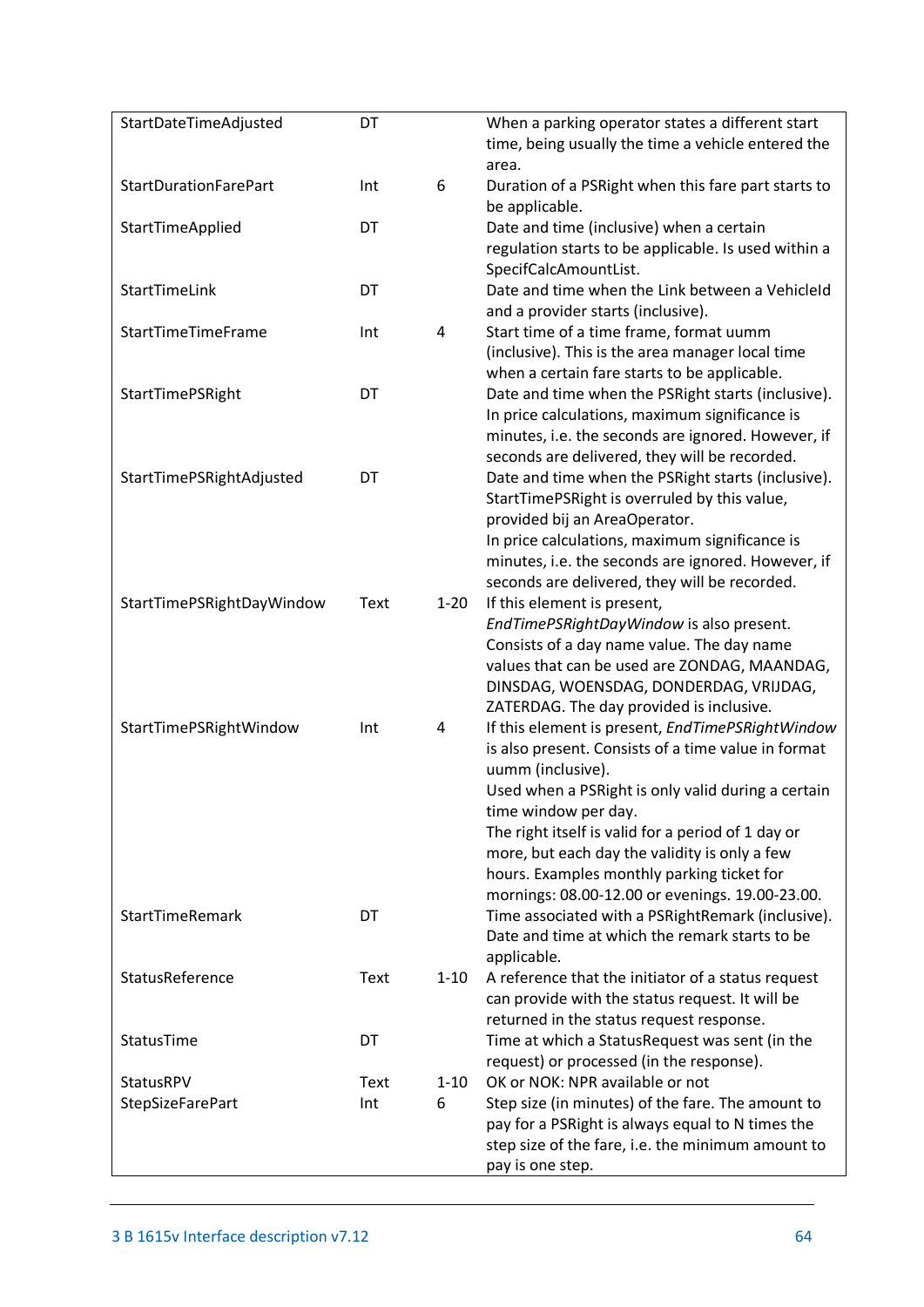| | | | |
|---|---|---|---|
| StartDateTimeAdjusted | DT | | When a parking operator states a different start time, being usually the time a vehicle entered the area. |
| StartDurationFarePart | Int | 6 | Duration of a PSRight when this fare part starts to be applicable. |
| StartTimeApplied | DT | | Date and time (inclusive) when a certain regulation starts to be applicable. Is used within a SpecifCalcAmountList. |
| StartTimeLink | DT | | Date and time when the Link between a VehicleId and a provider starts (inclusive). |
| StartTimeTimeFrame | Int | 4 | Start time of a time frame, format uumm (inclusive). This is the area manager local time when a certain fare starts to be applicable. |
| StartTimePSRight | DT | | Date and time when the PSRight starts (inclusive). In price calculations, maximum significance is minutes, i.e. the seconds are ignored. However, if seconds are delivered, they will be recorded. |
| StartTimePSRightAdjusted | DT | | Date and time when the PSRight starts (inclusive). StartTimePSRight is overruled by this value, provided bij an AreaOperator.<br>In price calculations, maximum significance is minutes, i.e. the seconds are ignored. However, if seconds are delivered, they will be recorded. |
| StartTimePSRightDayWindow | Text | 1-20 | If this element is present, *EndTimePSRightDayWindow* is also present. Consists of a day name value. The day name values that can be used are ZONDAG, MAANDAG, DINSDAG, WOENSDAG, DONDERDAG, VRIJDAG, ZATERDAG. The day provided is inclusive. |
| StartTimePSRightWindow | Int | 4 | If this element is present, *EndTimePSRightWindow* is also present. Consists of a time value in format uumm (inclusive).<br>Used when a PSRight is only valid during a certain time window per day.<br>The right itself is valid for a period of 1 day or more, but each day the validity is only a few hours. Examples monthly parking ticket for mornings: 08.00-12.00 or evenings. 19.00-23.00. |
| StartTimeRemark | DT | | Time associated with a PSRightRemark (inclusive). Date and time at which the remark starts to be applicable. |
| StatusReference | Text | 1-10 | A reference that the initiator of a status request can provide with the status request. It will be returned in the status request response. |
| StatusTime | DT | | Time at which a StatusRequest was sent (in the request) or processed (in the response). |
| StatusRPV | Text | 1-10 | OK or NOK: NPR available or not |
| StepSizeFarePart | Int | 6 | Step size (in minutes) of the fare. The amount to pay for a PSRight is always equal to N times the step size of the fare, i.e. the minimum amount to pay is one step. |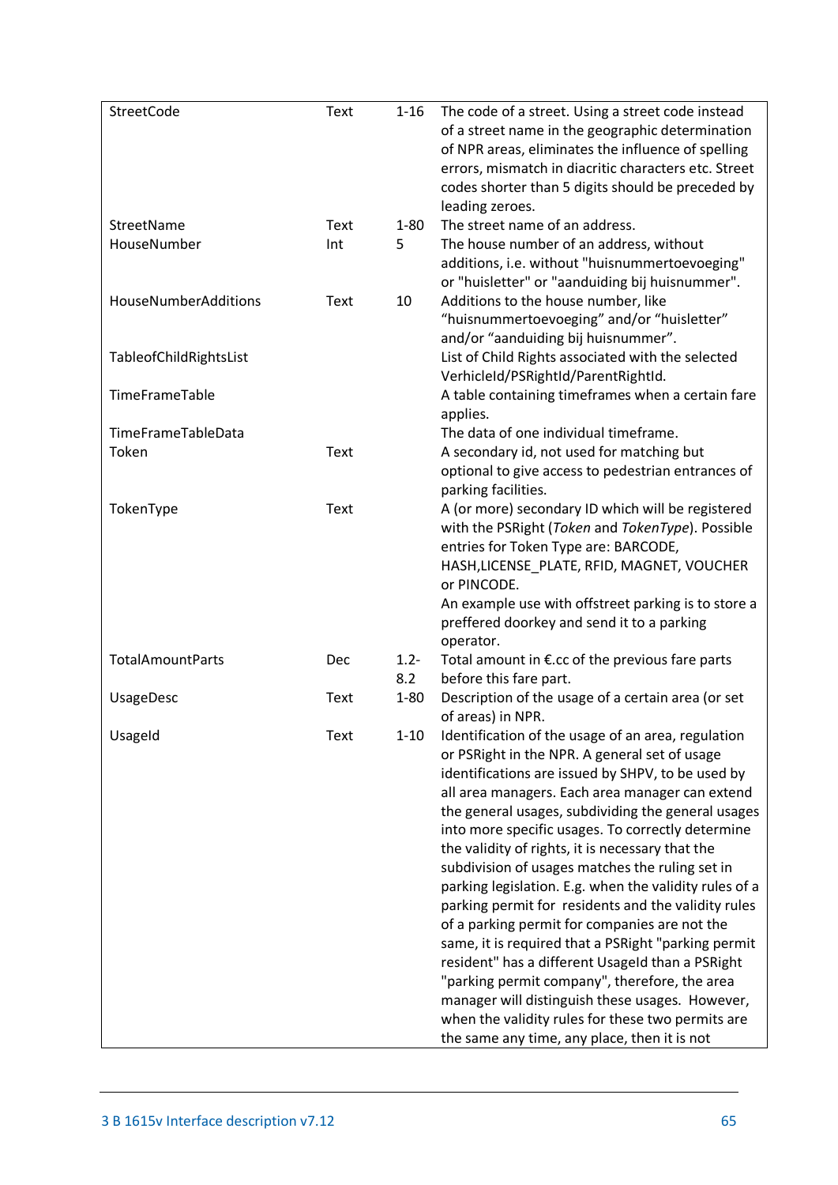| | | | |
|---|---|---|---|
| StreetCode | Text | 1-16 | The code of a street. Using a street code instead of a street name in the geographic determination of NPR areas, eliminates the influence of spelling errors, mismatch in diacritic characters etc. Street codes shorter than 5 digits should be preceded by leading zeroes. |
| StreetName | Text | 1-80 | The street name of an address. |
| HouseNumber | Int | 5 | The house number of an address, without additions, i.e. without "huisnummertoevoeging" or "huisletter" or "aanduiding bij huisnummer". |
| HouseNumberAdditions | Text | 10 | Additions to the house number, like “huisnummertoevoeging” and/or “huisletter” and/or “aanduiding bij huisnummer”. |
| TableofChildRightsList | | | List of Child Rights associated with the selected VerhicleId/PSRightId/ParentRightId. |
| TimeFrameTable | | | A table containing timeframes when a certain fare applies. |
| TimeFrameTableData | | | The data of one individual timeframe. |
| Token | Text | | A secondary id, not used for matching but optional to give access to pedestrian entrances of parking facilities. |
| TokenType | Text | | A (or more) secondary ID which will be registered with the PSRight (*Token* and *TokenType*). Possible entries for Token Type are: BARCODE, HASH,LICENSE_PLATE, RFID, MAGNET, VOUCHER or PINCODE.<br>An example use with offstreet parking is to store a preffered doorkey and send it to a parking operator. |
| TotalAmountParts | Dec | 1.2-8.2 | Total amount in €.cc of the previous fare parts before this fare part. |
| UsageDesc | Text | 1-80 | Description of the usage of a certain area (or set of areas) in NPR. |
| UsageId | Text | 1-10 | Identification of the usage of an area, regulation or PSRight in the NPR. A general set of usage identifications are issued by SHPV, to be used by all area managers. Each area manager can extend the general usages, subdividing the general usages into more specific usages. To correctly determine the validity of rights, it is necessary that the subdivision of usages matches the ruling set in parking legislation. E.g. when the validity rules of a parking permit for residents and the validity rules of a parking permit for companies are not the same, it is required that a PSRight "parking permit resident" has a different UsageId than a PSRight "parking permit company", therefore, the area manager will distinguish these usages. However, when the validity rules for these two permits are the same any time, any place, then it is not |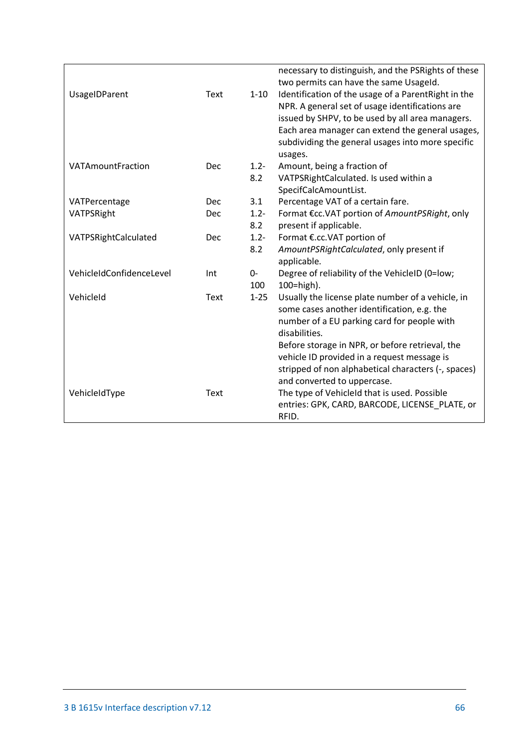| | | | |
|---|---|---|---|
| | | | necessary to distinguish, and the PSRights of these two permits can have the same UsageId. |
| UsageIDParent | Text | 1-10 | Identification of the usage of a ParentRight in the NPR. A general set of usage identifications are issued by SHPV, to be used by all area managers. Each area manager can extend the general usages, subdividing the general usages into more specific usages. |
| VATAmountFraction | Dec | 1.2-8.2 | Amount, being a fraction of VATPSRightCalculated. Is used within a SpecifCalcAmountList. |
| VATPercentage | Dec | 3.1 | Percentage VAT of a certain fare. |
| VATPSRight | Dec | 1.2-8.2 | Format €cc.VAT portion of *AmountPSRight*, only present if applicable. |
| VATPSRightCalculated | Dec | 1.2-8.2 | Format €.cc.VAT portion of *AmountPSRightCalculated*, only present if applicable. |
| VehicleIdConfidenceLevel | Int | 0-100 | Degree of reliability of the VehicleID (0=low; 100=high). |
| VehicleId | Text | 1-25 | Usually the license plate number of a vehicle, in some cases another identification, e.g. the number of a EU parking card for people with disabilities.<br>Before storage in NPR, or before retrieval, the vehicle ID provided in a request message is stripped of non alphabetical characters (-, spaces) and converted to uppercase. |
| VehicleIdType | Text | | The type of VehicleId that is used. Possible entries: GPK, CARD, BARCODE, LICENSE_PLATE, or RFID. |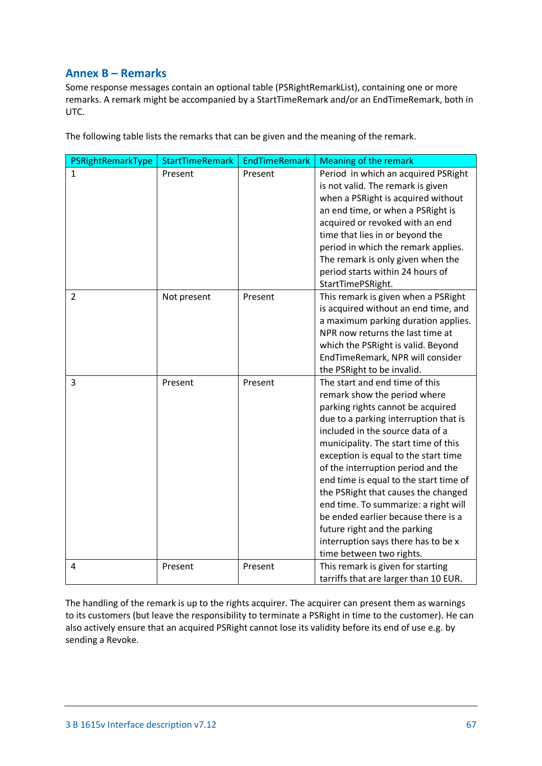## Annex B – Remarks

Some response messages contain an optional table (PSRightRemarkList), containing one or more remarks. A remark might be accompanied by a StartTimeRemark and/or an EndTimeRemark, both in UTC.

The following table lists the remarks that can be given and the meaning of the remark.

| PSRightRemarkType | StartTimeRemark | EndTimeRemark | Meaning of the remark |
|---|---|---|---|
| 1 | Present | Present | Period in which an acquired PSRight is not valid. The remark is given when a PSRight is acquired without an end time, or when a PSRight is acquired or revoked with an end time that lies in or beyond the period in which the remark applies. The remark is only given when the period starts within 24 hours of StartTimePSRight. |
| 2 | Not present | Present | This remark is given when a PSRight is acquired without an end time, and a maximum parking duration applies. NPR now returns the last time at which the PSRight is valid. Beyond EndTimeRemark, NPR will consider the PSRight to be invalid. |
| 3 | Present | Present | The start and end time of this remark show the period where parking rights cannot be acquired due to a parking interruption that is included in the source data of a municipality. The start time of this exception is equal to the start time of the interruption period and the end time is equal to the start time of the PSRight that causes the changed end time. To summarize: a right will be ended earlier because there is a future right and the parking interruption says there has to be x time between two rights. |
| 4 | Present | Present | This remark is given for starting tarriffs that are larger than 10 EUR. |

The handling of the remark is up to the rights acquirer. The acquirer can present them as warnings to its customers (but leave the responsibility to terminate a PSRight in time to the customer). He can also actively ensure that an acquired PSRight cannot lose its validity before its end of use e.g. by sending a Revoke.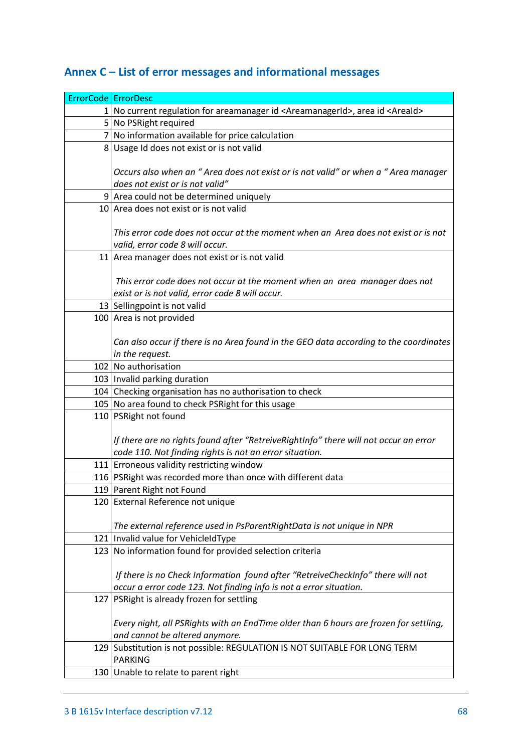## Annex C – List of error messages and informational messages

| ErrorCode | ErrorDesc |
|---|---|
| 1 | No current regulation for areamanager id <AreamanagerId>, area id <AreaId> |
| 5 | No PSRight required |
| 7 | No information available for price calculation |
| 8 | Usage Id does not exist or is not valid<br><br>*Occurs also when an " Area does not exist or is not valid" or when a " Area manager does not exist or is not valid"* |
| 9 | Area could not be determined uniquely |
| 10 | Area does not exist or is not valid<br><br>*This error code does not occur at the moment when an Area does not exist or is not valid, error code 8 will occur.* |
| 11 | Area manager does not exist or is not valid<br><br>*This error code does not occur at the moment when an area manager does not exist or is not valid, error code 8 will occur.* |
| 13 | Sellingpoint is not valid |
| 100 | Area is not provided<br><br>*Can also occur if there is no Area found in the GEO data according to the coordinates in the request.* |
| 102 | No authorisation |
| 103 | Invalid parking duration |
| 104 | Checking organisation has no authorisation to check |
| 105 | No area found to check PSRight for this usage |
| 110 | PSRight not found<br><br>*If there are no rights found after "RetreiveRightInfo" there will not occur an error code 110. Not finding rights is not an error situation.* |
| 111 | Erroneous validity restricting window |
| 116 | PSRight was recorded more than once with different data |
| 119 | Parent Right not Found |
| 120 | External Reference not unique<br><br>*The external reference used in PsParentRightData is not unique in NPR* |
| 121 | Invalid value for VehicleIdType |
| 123 | No information found for provided selection criteria<br><br>*If there is no Check Information found after "RetreiveCheckInfo" there will not occur a error code 123. Not finding info is not a error situation.* |
| 127 | PSRight is already frozen for settling<br><br>*Every night, all PSRights with an EndTime older than 6 hours are frozen for settling, and cannot be altered anymore.* |
| 129 | Substitution is not possible: REGULATION IS NOT SUITABLE FOR LONG TERM PARKING |
| 130 | Unable to relate to parent right |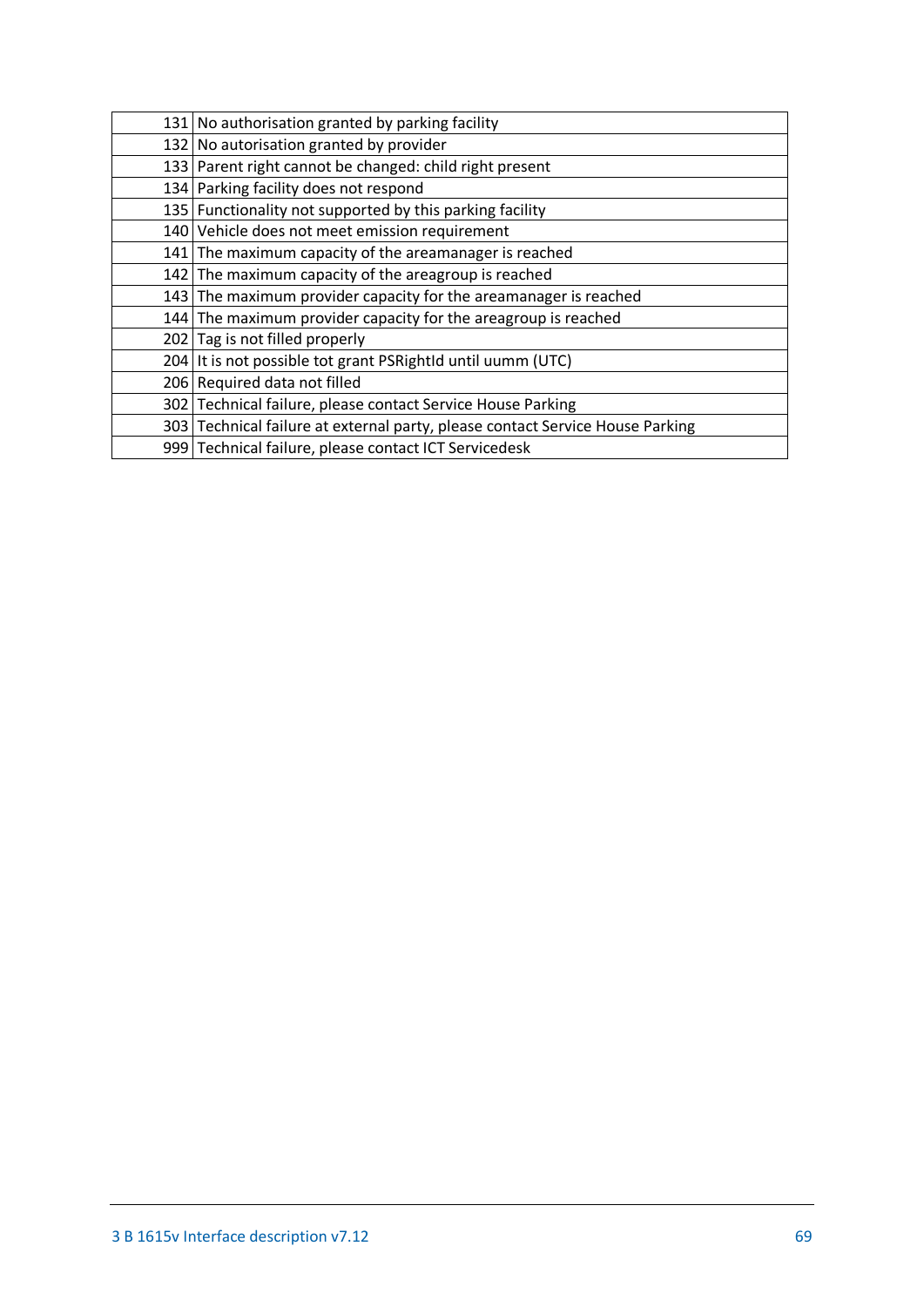| | |
|---|---|
| 131 | No authorisation granted by parking facility |
| 132 | No autorisation granted by provider |
| 133 | Parent right cannot be changed: child right present |
| 134 | Parking facility does not respond |
| 135 | Functionality not supported by this parking facility |
| 140 | Vehicle does not meet emission requirement |
| 141 | The maximum capacity of the areamanager is reached |
| 142 | The maximum capacity of the areagroup is reached |
| 143 | The maximum provider capacity for the areamanager is reached |
| 144 | The maximum provider capacity for the areagroup is reached |
| 202 | Tag is not filled properly |
| 204 | It is not possible tot grant PSRightId until uumm (UTC) |
| 206 | Required data not filled |
| 302 | Technical failure, please contact Service House Parking |
| 303 | Technical failure at external party, please contact Service House Parking |
| 999 | Technical failure, please contact ICT Servicedesk |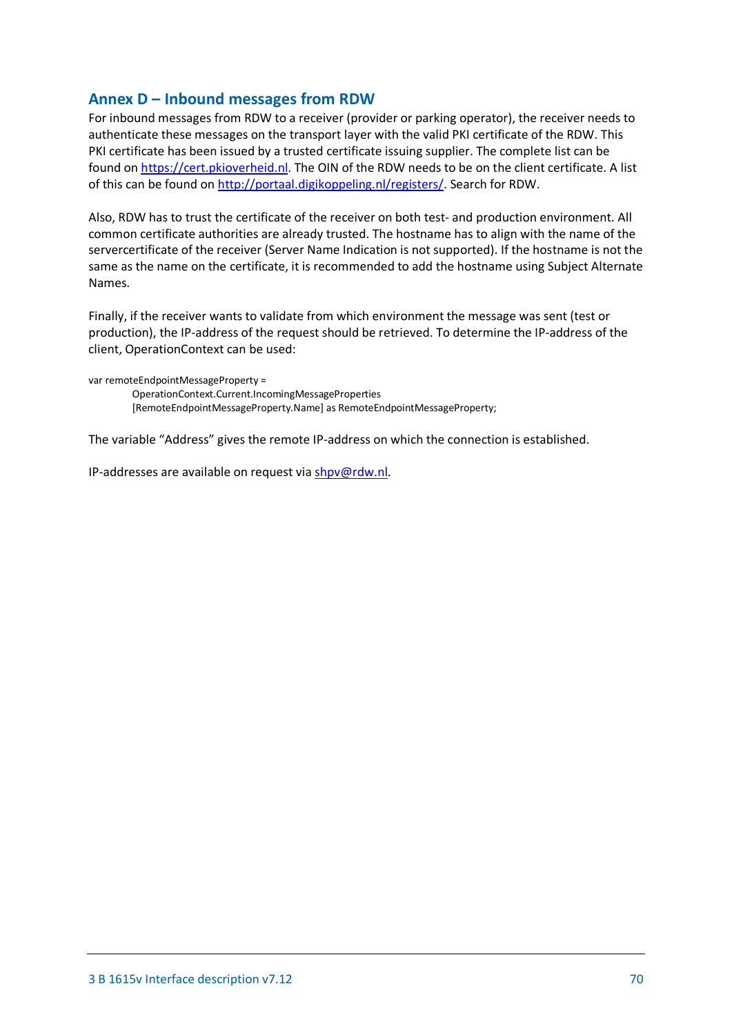## Annex D – Inbound messages from RDW

For inbound messages from RDW to a receiver (provider or parking operator), the receiver needs to authenticate these messages on the transport layer with the valid PKI certificate of the RDW. This PKI certificate has been issued by a trusted certificate issuing supplier. The complete list can be found on https://cert.pkioverheid.nl. The OIN of the RDW needs to be on the client certificate. A list of this can be found on http://portaal.digikoppeling.nl/registers/. Search for RDW.

Also, RDW has to trust the certificate of the receiver on both test- and production environment. All common certificate authorities are already trusted. The hostname has to align with the name of the servercertificate of the receiver (Server Name Indication is not supported). If the hostname is not the same as the name on the certificate, it is recommended to add the hostname using Subject Alternate Names.

Finally, if the receiver wants to validate from which environment the message was sent (test or production), the IP-address of the request should be retrieved. To determine the IP-address of the client, OperationContext can be used:

```
var remoteEndpointMessageProperty =
        OperationContext.Current.IncomingMessageProperties
        [RemoteEndpointMessageProperty.Name] as RemoteEndpointMessageProperty;
```

The variable “Address” gives the remote IP-address on which the connection is established.

IP-addresses are available on request via shpv@rdw.nl.